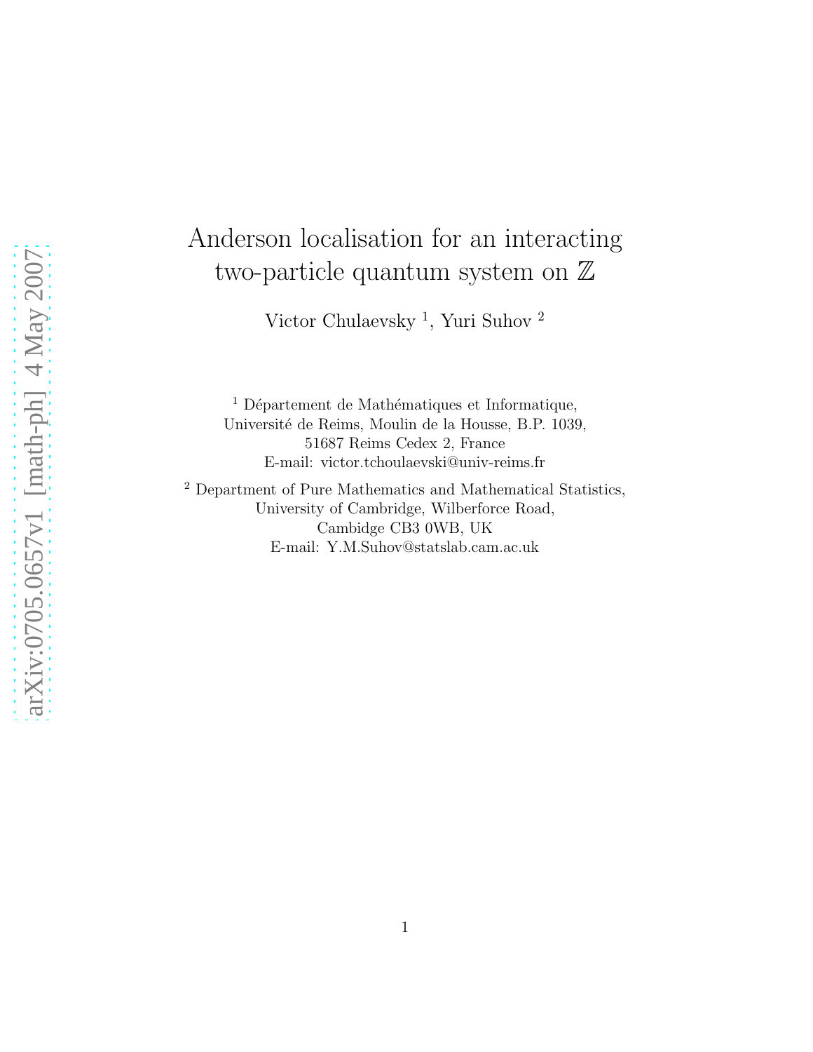# Anderson localisation for an interacting two-particle quantum system on $\mathbb{Z}$

Victor Chulaevsky [1], Yuri Suhov [2]

[1] Département de Mathématiques et Informatique,
Université de Reims, Moulin de la Housse, B.P. 1039,
51687 Reims Cedex 2, France
E-mail: victor.tchoulaevski@univ-reims.fr

[2] Department of Pure Mathematics and Mathematical Statistics,
University of Cambridge, Wilberforce Road,
Cambridge CB3 0WB, UK
E-mail: Y.M.Suhov@statslab.cam.ac.uk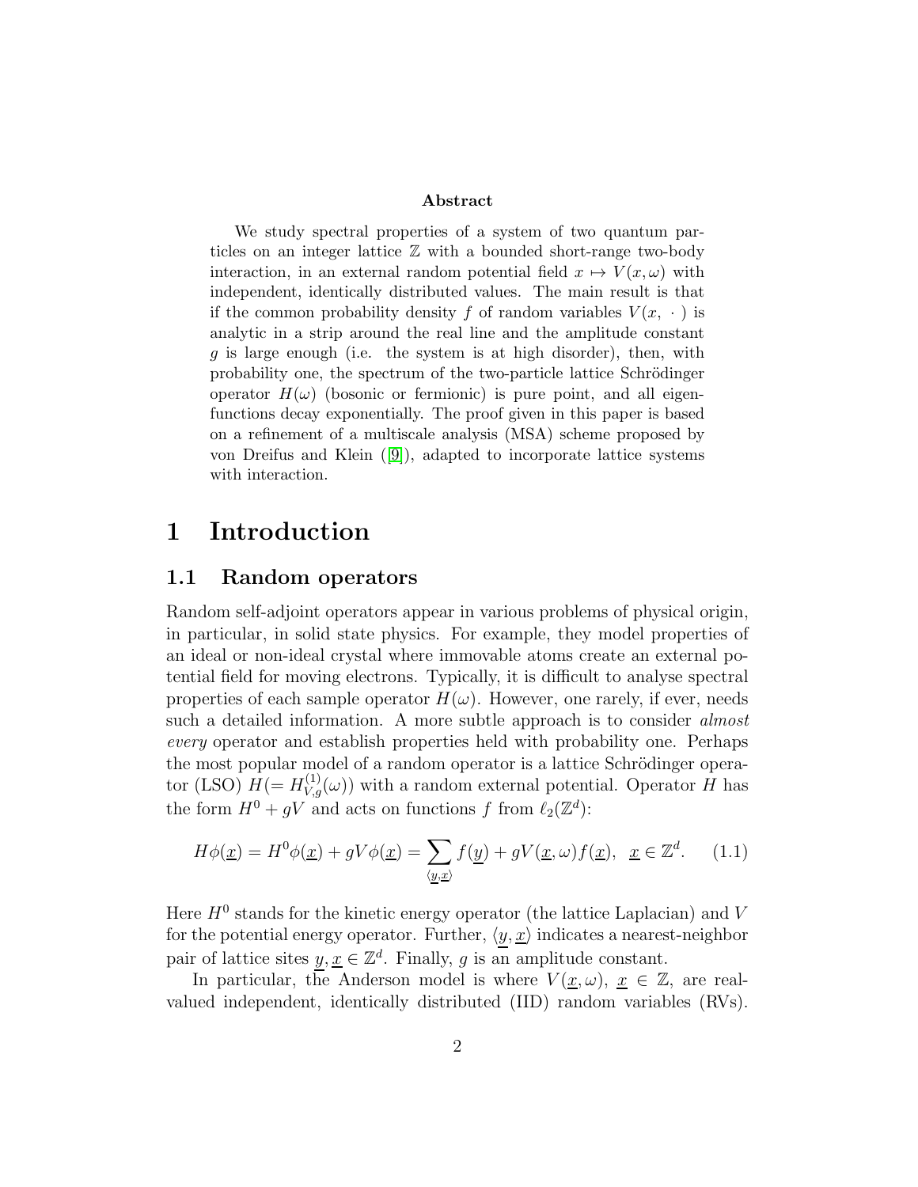**Abstract**

We study spectral properties of a system of two quantum particles on an integer lattice $\mathbb{Z}$ with a bounded short-range two-body interaction, in an external random potential field $x \mapsto V(x,\omega)$ with independent, identically distributed values. The main result is that if the common probability density $f$ of random variables $V(x,\,\cdot\,)$ is analytic in a strip around the real line and the amplitude constant $g$ is large enough (i.e. the system is at high disorder), then, with probability one, the spectrum of the two-particle lattice Schrödinger operator $H(\omega)$ (bosonic or fermionic) is pure point, and all eigenfunctions decay exponentially. The proof given in this paper is based on a refinement of a multiscale analysis (MSA) scheme proposed by von Dreifus and Klein ([9]), adapted to incorporate lattice systems with interaction.

# 1 Introduction

## 1.1 Random operators

Random self-adjoint operators appear in various problems of physical origin, in particular, in solid state physics. For example, they model properties of an ideal or non-ideal crystal where immovable atoms create an external potential field for moving electrons. Typically, it is difficult to analyse spectral properties of each sample operator $H(\omega)$. However, one rarely, if ever, needs such a detailed information. A more subtle approach is to consider *almost every* operator and establish properties held with probability one. Perhaps the most popular model of a random operator is a lattice Schrödinger operator (LSO) $H(= H^{(1)}_{V,g}(\omega))$ with a random external potential. Operator $H$ has the form $H^0 + gV$ and acts on functions $f$ from $\ell_2(\mathbb{Z}^d)$:

$$H\phi(\underline{x}) = H^0\phi(\underline{x}) + gV\phi(\underline{x}) = \sum_{\langle \underline{y},\underline{x}\rangle} f(\underline{y}) + gV(\underline{x},\omega)f(\underline{x}), \;\; \underline{x} \in \mathbb{Z}^d. \qquad (1.1)$$

Here $H^0$ stands for the kinetic energy operator (the lattice Laplacian) and $V$ for the potential energy operator. Further, $\langle \underline{y},\underline{x}\rangle$ indicates a nearest-neighbor pair of lattice sites $\underline{y},\underline{x} \in \mathbb{Z}^d$. Finally, $g$ is an amplitude constant.

In particular, the Anderson model is where $V(\underline{x},\omega)$, $\underline{x} \in \mathbb{Z}$, are real-valued independent, identically distributed (IID) random variables (RVs).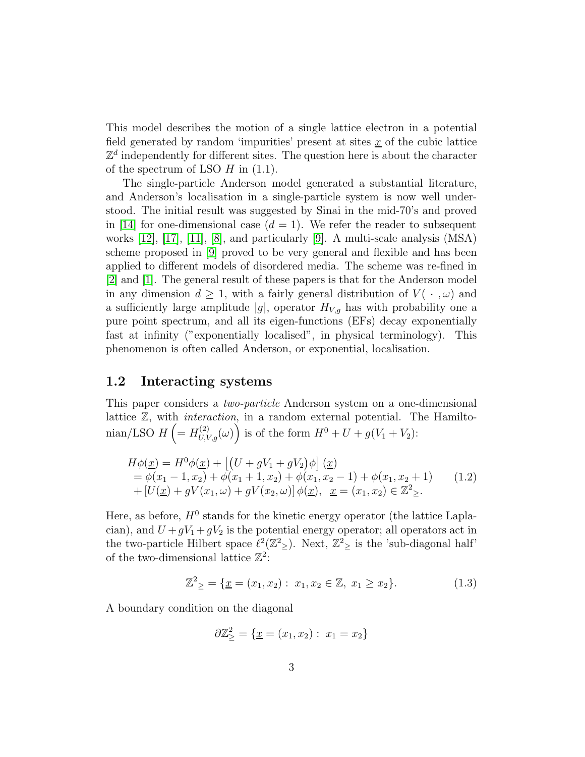This model describes the motion of a single lattice electron in a potential field generated by random 'impurities' present at sites $\underline{x}$ of the cubic lattice $\mathbb{Z}^d$ independently for different sites. The question here is about the character of the spectrum of LSO $H$ in (1.1).

The single-particle Anderson model generated a substantial literature, and Anderson's localisation in a single-particle system is now well understood. The initial result was suggested by Sinai in the mid-70's and proved in [14] for one-dimensional case ($d = 1$). We refer the reader to subsequent works [12], [17], [11], [8], and particularly [9]. A multi-scale analysis (MSA) scheme proposed in [9] proved to be very general and flexible and has been applied to different models of disordered media. The scheme was re-fined in [2] and [1]. The general result of these papers is that for the Anderson model in any dimension $d \geq 1$, with a fairly general distribution of $V(\,\cdot\,,\omega)$ and a sufficiently large amplitude $|g|$, operator $H_{V,g}$ has with probability one a pure point spectrum, and all its eigen-functions (EFs) decay exponentially fast at infinity ("exponentially localised", in physical terminology). This phenomenon is often called Anderson, or exponential, localisation.

## 1.2 Interacting systems

This paper considers a *two-particle* Anderson system on a one-dimensional lattice $\mathbb{Z}$, with *interaction*, in a random external potential. The Hamiltonian/LSO $H \left(= H^{(2)}_{U,V,g}(\omega)\right)$ is of the form $H^0 + U + g(V_1 + V_2)$:

$$
\begin{array}{l}
H\phi(\underline{x}) = H^0\phi(\underline{x}) + \left[\left(U + gV_1 + gV_2\right)\phi\right](\underline{x}) \\
\quad = \phi(x_1 - 1, x_2) + \phi(x_1 + 1, x_2) + \phi(x_1, x_2 - 1) + \phi(x_1, x_2 + 1) \\
\quad + \left[U(\underline{x}) + gV(x_1, \omega) + gV(x_2, \omega)\right]\phi(\underline{x}), \quad \underline{x} = (x_1, x_2) \in \mathbb{Z}^2{}_{\geq}.
\end{array}
\tag{1.2}
$$

Here, as before, $H^0$ stands for the kinetic energy operator (the lattice Laplacian), and $U + gV_1 + gV_2$ is the potential energy operator; all operators act in the two-particle Hilbert space $\ell^2(\mathbb{Z}^2{}_{\geq})$. Next, $\mathbb{Z}^2{}_{\geq}$ is the 'sub-diagonal half' of the two-dimensional lattice $\mathbb{Z}^2$:

$$
\mathbb{Z}^2{}_{\geq} = \{\underline{x} = (x_1, x_2) : \, x_1, x_2 \in \mathbb{Z}, \; x_1 \geq x_2\}. \tag{1.3}
$$

A boundary condition on the diagonal

$$
\partial\mathbb{Z}^2_{\geq} = \{\underline{x} = (x_1, x_2) : \, x_1 = x_2\}
$$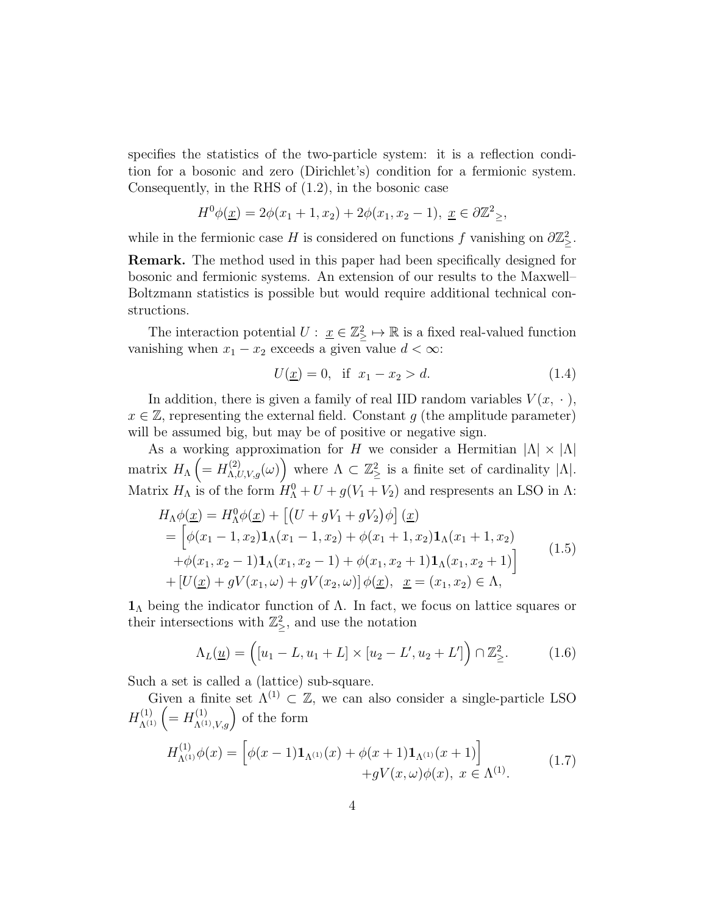specifies the statistics of the two-particle system: it is a reflection condition for a bosonic and zero (Dirichlet's) condition for a fermionic system. Consequently, in the RHS of (1.2), in the bosonic case

$$H^0\phi(\underline{x}) = 2\phi(x_1+1, x_2) + 2\phi(x_1, x_2-1),\ \underline{x} \in \partial\mathbb{Z}^2{}_{\geq},$$

while in the fermionic case $H$ is considered on functions $f$ vanishing on $\partial\mathbb{Z}^2_{\geq}$.

**Remark.** The method used in this paper had been specifically designed for bosonic and fermionic systems. An extension of our results to the Maxwell–Boltzmann statistics is possible but would require additional technical constructions.

The interaction potential $U:\ \underline{x} \in \mathbb{Z}^2_{\geq} \mapsto \mathbb{R}$ is a fixed real-valued function vanishing when $x_1 - x_2$ exceeds a given value $d < \infty$:

$$U(\underline{x}) = 0, \ \text{ if } \ x_1 - x_2 > d. \tag{1.4}$$

In addition, there is given a family of real IID random variables $V(x, \,\cdot\,)$, $x \in \mathbb{Z}$, representing the external field. Constant $g$ (the amplitude parameter) will be assumed big, but may be of positive or negative sign.

As a working approximation for $H$ we consider a Hermitian $|\Lambda| \times |\Lambda|$ matrix $H_\Lambda \left(= H^{(2)}_{\Lambda,U,V,g}(\omega)\right)$ where $\Lambda \subset \mathbb{Z}^2_{\geq}$ is a finite set of cardinality $|\Lambda|$. Matrix $H_\Lambda$ is of the form $H^0_\Lambda + U + g(V_1 + V_2)$ and respresents an LSO in $\Lambda$:

$$\begin{aligned}
H_\Lambda\phi(\underline{x}) &= H^0_\Lambda\phi(\underline{x}) + \left[\left(U + gV_1 + gV_2\right)\phi\right](\underline{x}) \\
&= \Big[\phi(x_1-1, x_2)\mathbf{1}_\Lambda(x_1-1, x_2) + \phi(x_1+1, x_2)\mathbf{1}_\Lambda(x_1+1, x_2) \\
&\quad +\phi(x_1, x_2-1)\mathbf{1}_\Lambda(x_1, x_2-1) + \phi(x_1, x_2+1)\mathbf{1}_\Lambda(x_1, x_2+1)\Big] \\
&\quad + \left[U(\underline{x}) + gV(x_1,\omega) + gV(x_2,\omega)\right]\phi(\underline{x}), \ \ \underline{x} = (x_1, x_2) \in \Lambda,
\end{aligned} \tag{1.5}$$

$\mathbf{1}_\Lambda$ being the indicator function of $\Lambda$. In fact, we focus on lattice squares or their intersections with $\mathbb{Z}^2_{\geq}$, and use the notation

$$\Lambda_L(\underline{u}) = \Big([u_1 - L, u_1 + L] \times [u_2 - L', u_2 + L']\Big) \cap \mathbb{Z}^2_{\geq}. \tag{1.6}$$

Such a set is called a (lattice) sub-square.

Given a finite set $\Lambda^{(1)} \subset \mathbb{Z}$, we can also consider a single-particle LSO $H^{(1)}_{\Lambda^{(1)}} \left(= H^{(1)}_{\Lambda^{(1)},V,g}\right)$ of the form

$$\begin{aligned}
H^{(1)}_{\Lambda^{(1)}}\phi(x) = \Big[\phi(x-1)\mathbf{1}_{\Lambda^{(1)}}(x) + \phi(x+1)\mathbf{1}_{\Lambda^{(1)}}(x+1)\Big]& \\
+gV(x,\omega)\phi(x),\ x \in \Lambda^{(1)}.&
\end{aligned} \tag{1.7}$$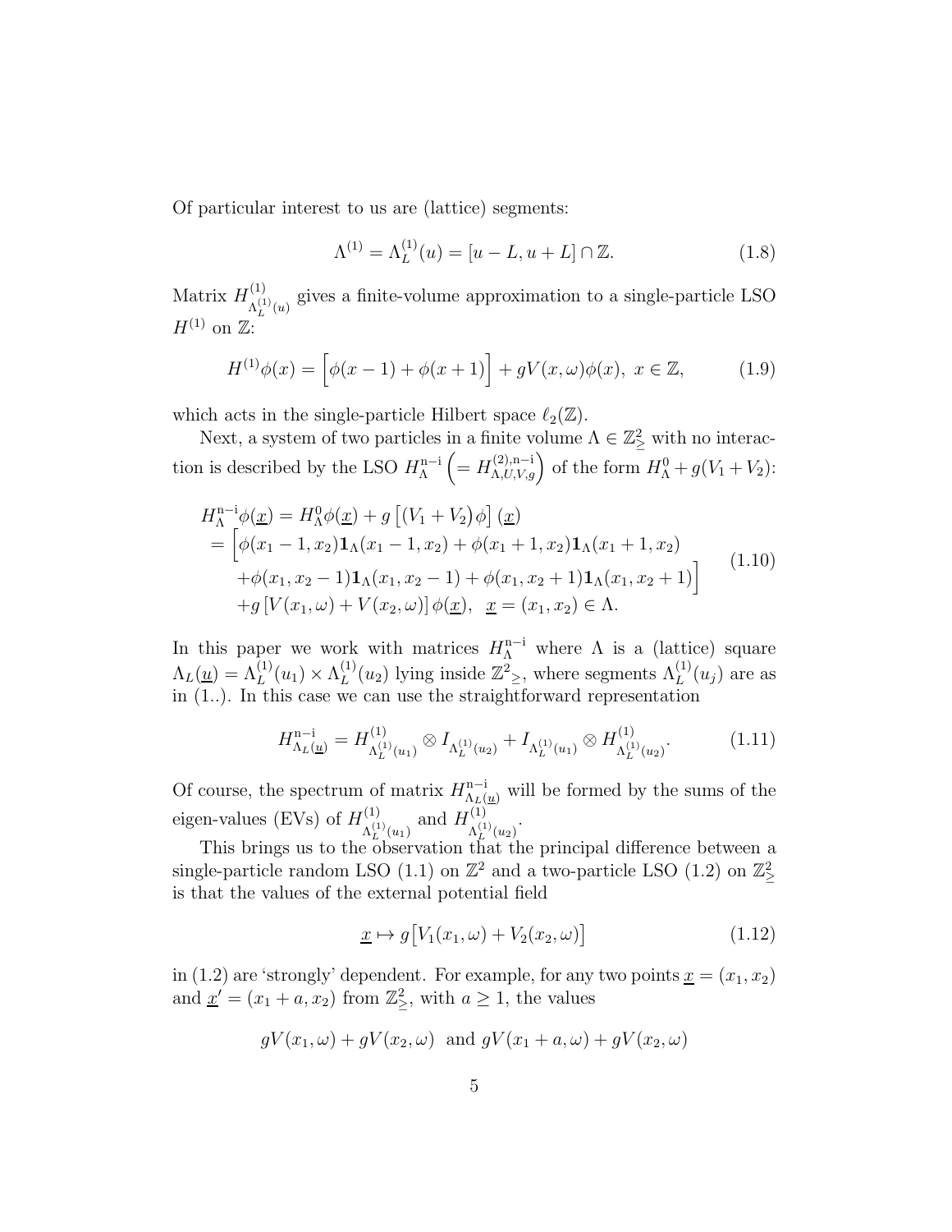Of particular interest to us are (lattice) segments:

$$\Lambda^{(1)} = \Lambda_L^{(1)}(u) = [u - L, u + L] \cap \mathbb{Z}. \tag{1.8}$$

Matrix $H^{(1)}_{\Lambda_L^{(1)}(u)}$ gives a finite-volume approximation to a single-particle LSO $H^{(1)}$ on $\mathbb{Z}$:

$$H^{(1)}\phi(x) = \Big[\phi(x-1) + \phi(x+1)\Big] + gV(x,\omega)\phi(x),\ x \in \mathbb{Z}, \tag{1.9}$$

which acts in the single-particle Hilbert space $\ell_2(\mathbb{Z})$.

Next, a system of two particles in a finite volume $\Lambda \in \mathbb{Z}^2_{\geq}$ with no interaction is described by the LSO $H^{\rm n-i}_{\Lambda}\ \Big(= H^{(2),\rm n-i}_{\Lambda,U,V,g}\Big)$ of the form $H^0_\Lambda + g(V_1 + V_2)$:

$$\begin{array}{l} H^{\rm n-i}_{\Lambda}\phi(\underline{x}) = H^0_\Lambda\phi(\underline{x}) + g\left[(V_1+V_2)\phi\right](\underline{x}) \\ = \Big[\phi(x_1-1,x_2)\mathbf{1}_\Lambda(x_1-1,x_2) + \phi(x_1+1,x_2)\mathbf{1}_\Lambda(x_1+1,x_2) \\ \quad +\phi(x_1,x_2-1)\mathbf{1}_\Lambda(x_1,x_2-1) + \phi(x_1,x_2+1)\mathbf{1}_\Lambda(x_1,x_2+1)\Big] \\ \quad +g\left[V(x_1,\omega)+V(x_2,\omega)\right]\phi(\underline{x}),\ \ \underline{x}=(x_1,x_2)\in\Lambda. \end{array} \tag{1.10}$$

In this paper we work with matrices $H^{\rm n-i}_{\Lambda}$ where $\Lambda$ is a (lattice) square $\Lambda_L(\underline{u}) = \Lambda_L^{(1)}(u_1) \times \Lambda_L^{(1)}(u_2)$ lying inside $\mathbb{Z}^2{}_{\geq}$, where segments $\Lambda_L^{(1)}(u_j)$ are as in (1..). In this case we can use the straightforward representation

$$H^{\rm n-i}_{\Lambda_L(\underline{u})} = H^{(1)}_{\Lambda_L^{(1)}(u_1)} \otimes I_{\Lambda_L^{(1)}(u_2)} + I_{\Lambda_L^{(1)}(u_1)} \otimes H^{(1)}_{\Lambda_L^{(1)}(u_2)}. \tag{1.11}$$

Of course, the spectrum of matrix $H^{\rm n-i}_{\Lambda_L(\underline{u})}$ will be formed by the sums of the eigen-values (EVs) of $H^{(1)}_{\Lambda_L^{(1)}(u_1)}$ and $H^{(1)}_{\Lambda_L^{(1)}(u_2)}$.

This brings us to the observation that the principal difference between a single-particle random LSO (1.1) on $\mathbb{Z}^2$ and a two-particle LSO (1.2) on $\mathbb{Z}^2_{\geq}$ is that the values of the external potential field

$$\underline{x} \mapsto g\big[V_1(x_1,\omega) + V_2(x_2,\omega)\big] \tag{1.12}$$

in (1.2) are 'strongly' dependent. For example, for any two points $\underline{x} = (x_1, x_2)$ and $\underline{x}' = (x_1 + a, x_2)$ from $\mathbb{Z}^2_{\geq}$, with $a \geq 1$, the values

$$gV(x_1,\omega) + gV(x_2,\omega)\ \text{ and } gV(x_1+a,\omega) + gV(x_2,\omega)$$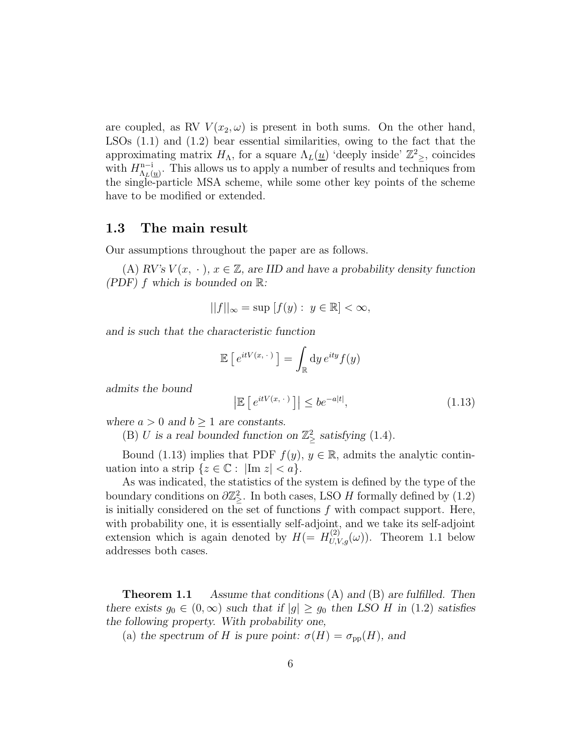are coupled, as RV $V(x_2, \omega)$ is present in both sums. On the other hand, LSOs (1.1) and (1.2) bear essential similarities, owing to the fact that the approximating matrix $H_\Lambda$, for a square $\Lambda_L(\underline{u})$ 'deeply inside' $\mathbb{Z}^2{}_\geq$, coincides with $H^{\rm n-i}_{\Lambda_L(\underline{u})}$. This allows us to apply a number of results and techniques from the single-particle MSA scheme, while some other key points of the scheme have to be modified or extended.

## 1.3 The main result

Our assumptions throughout the paper are as follows.

(A) *RV's $V(x, \cdot\,)$, $x \in \mathbb{Z}$, are IID and have a probability density function (PDF) $f$ which is bounded on $\mathbb{R}$:*

$$||f||_\infty = \sup\left[ f(y) :\ y \in \mathbb{R}\right] < \infty,$$

*and is such that the characteristic function*

$$\mathbb{E}\left[\, e^{itV(x,\,\cdot\,)}\,\right] = \int_{\mathbb{R}} \mathrm{d}y\, e^{ity} f(y)$$

*admits the bound*

$$\left|\mathbb{E}\left[\, e^{itV(x,\,\cdot\,)}\,\right]\right| \leq b e^{-a|t|}, \tag{1.13}$$

*where $a > 0$ and $b \geq 1$ are constants.*

(B) *$U$ is a real bounded function on $\mathbb{Z}^2_\geq$ satisfying* (1.4).

Bound (1.13) implies that PDF $f(y)$, $y \in \mathbb{R}$, admits the analytic continuation into a strip $\{z \in \mathbb{C} :\ |\mathrm{Im}\ z| < a\}$.

As was indicated, the statistics of the system is defined by the type of the boundary conditions on $\partial\mathbb{Z}^2_\geq$. In both cases, LSO $H$ formally defined by (1.2) is initially considered on the set of functions $f$ with compact support. Here, with probability one, it is essentially self-adjoint, and we take its self-adjoint extension which is again denoted by $H (= H^{(2)}_{U,V,g}(\omega))$. Theorem 1.1 below addresses both cases.

**Theorem 1.1** *Assume that conditions* (A) *and* (B) *are fulfilled. Then there exists $g_0 \in (0, \infty)$ such that if $|g| \geq g_0$ then LSO $H$ in* (1.2) *satisfies the following property. With probability one,*

(a) *the spectrum of $H$ is pure point: $\sigma(H) = \sigma_{\rm pp}(H)$, and*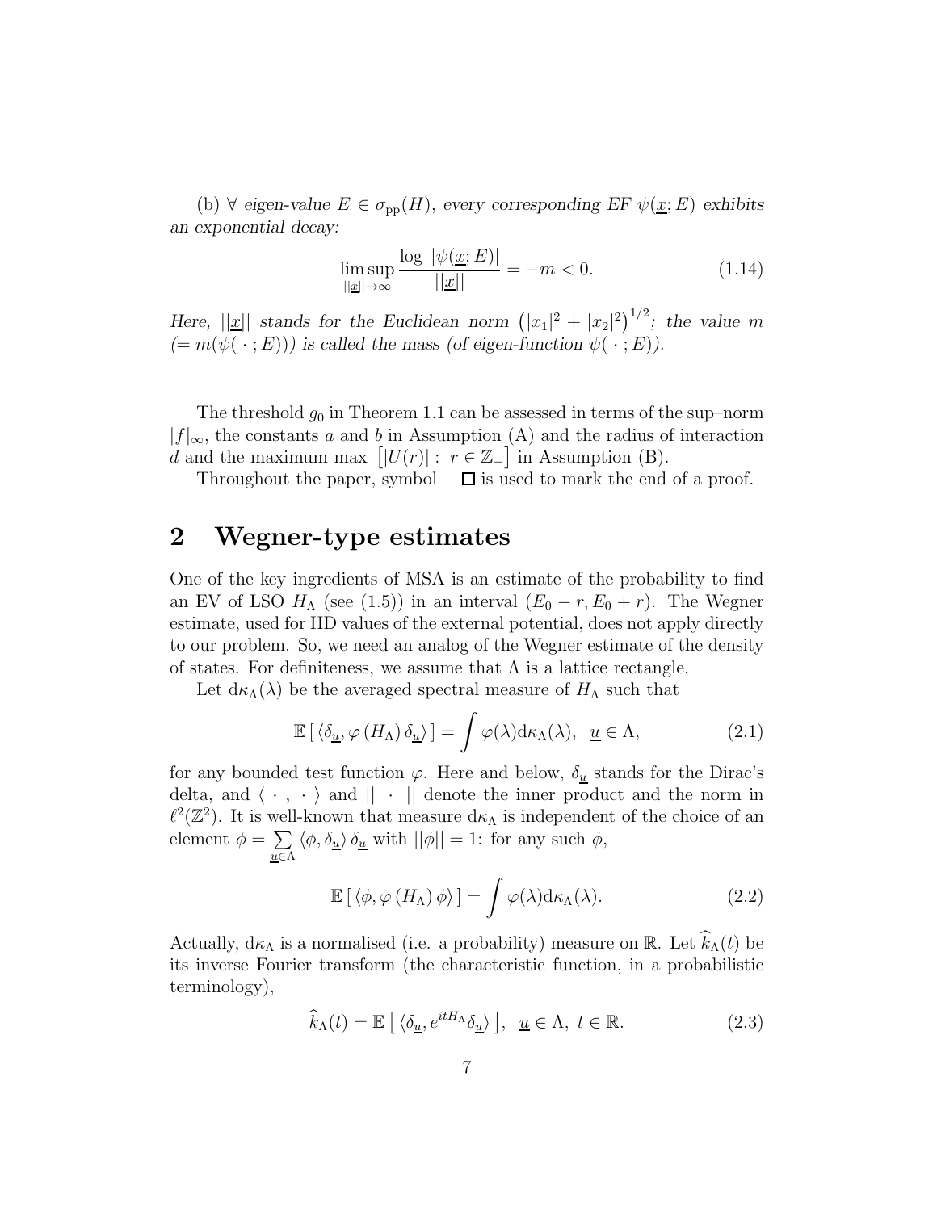(b) $\forall$ *eigen-value* $E \in \sigma_{\rm pp}(H)$, *every corresponding EF* $\psi(\underline{x}; E)$ *exhibits an exponential decay:*

$$\limsup_{||\underline{x}||\to\infty} \frac{\log\, |\psi(\underline{x}; E)|}{||\underline{x}||} = -m < 0. \tag{1.14}$$

*Here,* $||\underline{x}||$ *stands for the Euclidean norm* $\left(|x_1|^2 + |x_2|^2\right)^{1/2}$*; the value* $m$ $(= m(\psi(\,\cdot\,; E)))$ *is called the mass (of eigen-function* $\psi(\,\cdot\,; E)$*).*

The threshold $g_0$ in Theorem 1.1 can be assessed in terms of the sup–norm $|f|_\infty$, the constants $a$ and $b$ in Assumption (A) and the radius of interaction $d$ and the maximum $\max\,\left[|U(r)| :\ r \in \mathbb{Z}_+\right]$ in Assumption (B).

Throughout the paper, symbol $\square$ is used to mark the end of a proof.

## 2 Wegner-type estimates

One of the key ingredients of MSA is an estimate of the probability to find an EV of LSO $H_\Lambda$ (see (1.5)) in an interval $(E_0 - r, E_0 + r)$. The Wegner estimate, used for IID values of the external potential, does not apply directly to our problem. So, we need an analog of the Wegner estimate of the density of states. For definiteness, we assume that $\Lambda$ is a lattice rectangle.

Let $\mathrm{d}\kappa_\Lambda(\lambda)$ be the averaged spectral measure of $H_\Lambda$ such that

$$\mathbb{E}\left[\,\langle \delta_{\underline{u}}, \varphi\left(H_\Lambda\right) \delta_{\underline{u}}\rangle\,\right] = \int \varphi(\lambda) \mathrm{d}\kappa_\Lambda(\lambda), \ \ \underline{u} \in \Lambda, \tag{2.1}$$

for any bounded test function $\varphi$. Here and below, $\delta_{\underline{u}}$ stands for the Dirac's delta, and $\langle\,\cdot\,,\,\cdot\,\rangle$ and $||\ \cdot\ ||$ denote the inner product and the norm in $\ell^2(\mathbb{Z}^2)$. It is well-known that measure $\mathrm{d}\kappa_\Lambda$ is independent of the choice of an element $\phi = \sum\limits_{\underline{u}\in\Lambda} \langle \phi, \delta_{\underline{u}}\rangle\, \delta_{\underline{u}}$ with $||\phi|| = 1$: for any such $\phi$,

$$\mathbb{E}\left[\,\langle \phi, \varphi\left(H_\Lambda\right) \phi\rangle\,\right] = \int \varphi(\lambda) \mathrm{d}\kappa_\Lambda(\lambda). \tag{2.2}$$

Actually, $\mathrm{d}\kappa_\Lambda$ is a normalised (i.e. a probability) measure on $\mathbb{R}$. Let $\widehat{k}_\Lambda(t)$ be its inverse Fourier transform (the characteristic function, in a probabilistic terminology),

$$\widehat{k}_\Lambda(t) = \mathbb{E}\left[\,\langle \delta_{\underline{u}}, e^{itH_\Lambda} \delta_{\underline{u}}\rangle\,\right], \ \ \underline{u} \in \Lambda,\ t \in \mathbb{R}. \tag{2.3}$$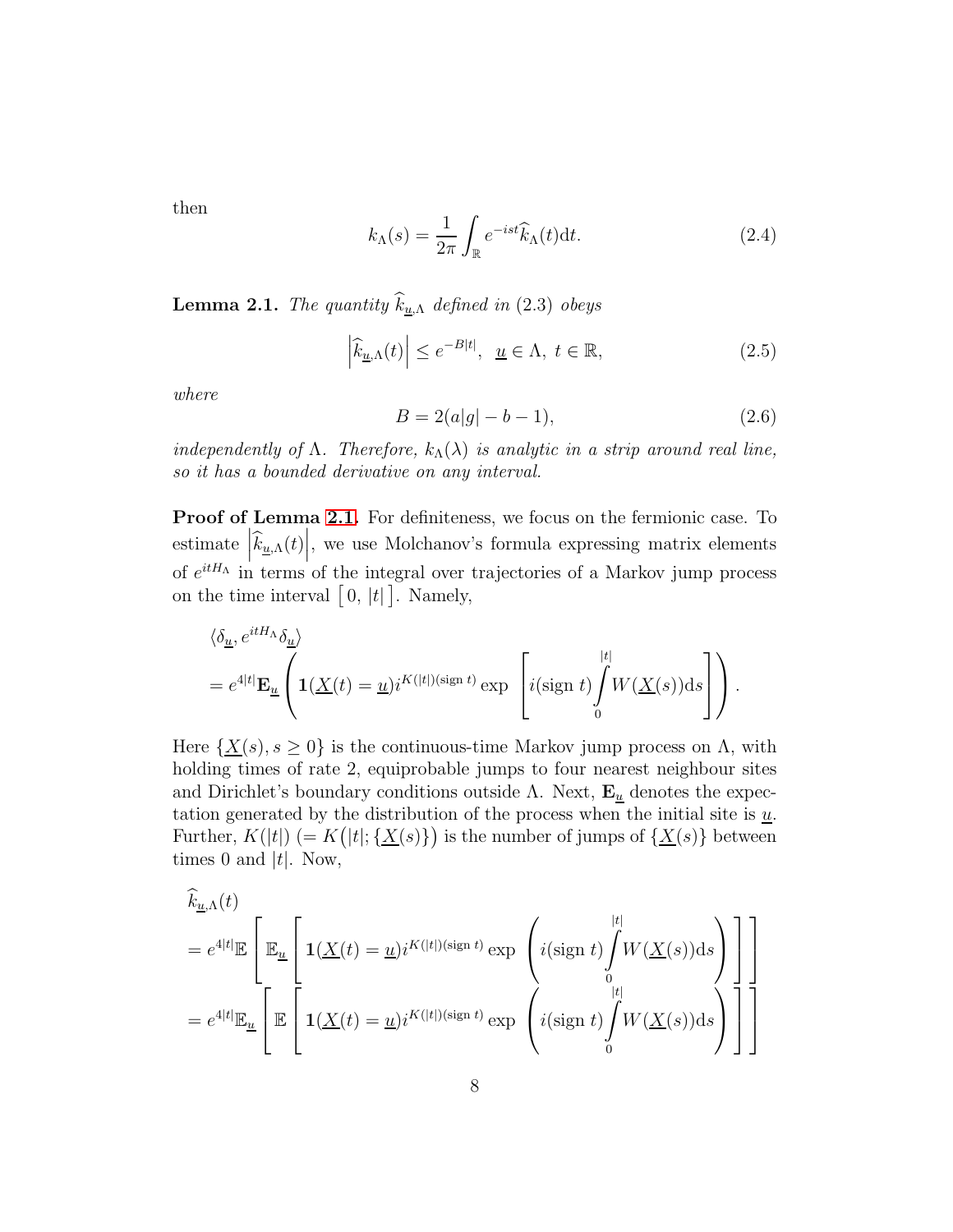then

$$k_\Lambda(s) = \frac{1}{2\pi}\int_{\mathbb{R}} e^{-ist}\widehat{k}_\Lambda(t)\mathrm{d}t. \tag{2.4}$$

**Lemma 2.1.** *The quantity $\widehat{k}_{\underline{u},\Lambda}$ defined in (2.3) obeys*

$$\left|\widehat{k}_{\underline{u},\Lambda}(t)\right| \leq e^{-B|t|}, \;\; \underline{u}\in\Lambda, \; t\in\mathbb{R}, \tag{2.5}$$

*where*

$$B = 2(a|g| - b - 1), \tag{2.6}$$

*independently of $\Lambda$. Therefore, $k_\Lambda(\lambda)$ is analytic in a strip around real line, so it has a bounded derivative on any interval.*

**Proof of Lemma 2.1.** For definiteness, we focus on the fermionic case. To estimate $\left|\widehat{k}_{\underline{u},\Lambda}(t)\right|$, we use Molchanov's formula expressing matrix elements of $e^{itH_\Lambda}$ in terms of the integral over trajectories of a Markov jump process on the time interval $\left[\,0,\,|t|\,\right]$. Namely,

$$\begin{aligned}
&\langle\delta_{\underline{u}}, e^{itH_\Lambda}\delta_{\underline{u}}\rangle\\
&= e^{4|t|}\mathbf{E}_{\underline{u}}\left(\mathbf{1}(\underline{X}(t)=\underline{u})i^{K(|t|)(\mathrm{sign}\,t)}\exp\left[i(\mathrm{sign}\,t)\int_0^{|t|}W(\underline{X}(s))\mathrm{d}s\right]\right).
\end{aligned}$$

Here $\{\underline{X}(s), s\geq 0\}$ is the continuous-time Markov jump process on $\Lambda$, with holding times of rate 2, equiprobable jumps to four nearest neighbour sites and Dirichlet's boundary conditions outside $\Lambda$. Next, $\mathbf{E}_{\underline{u}}$ denotes the expectation generated by the distribution of the process when the initial site is $\underline{u}$. Further, $K(|t|)$ $(= K\big(|t|;\{\underline{X}(s)\}\big)$ is the number of jumps of $\{\underline{X}(s)\}$ between times 0 and $|t|$. Now,

$$\begin{aligned}
&\widehat{k}_{\underline{u},\Lambda}(t)\\
&= e^{4|t|}\mathbb{E}\left[\mathbb{E}_{\underline{u}}\left[\mathbf{1}(\underline{X}(t)=\underline{u})i^{K(|t|)(\mathrm{sign}\,t)}\exp\left(i(\mathrm{sign}\,t)\int_0^{|t|}W(\underline{X}(s))\mathrm{d}s\right)\right]\right]\\
&= e^{4|t|}\mathbb{E}_{\underline{u}}\left[\mathbb{E}\left[\mathbf{1}(\underline{X}(t)=\underline{u})i^{K(|t|)(\mathrm{sign}\,t)}\exp\left(i(\mathrm{sign}\,t)\int_0^{|t|}W(\underline{X}(s))\mathrm{d}s\right)\right]\right]
\end{aligned}$$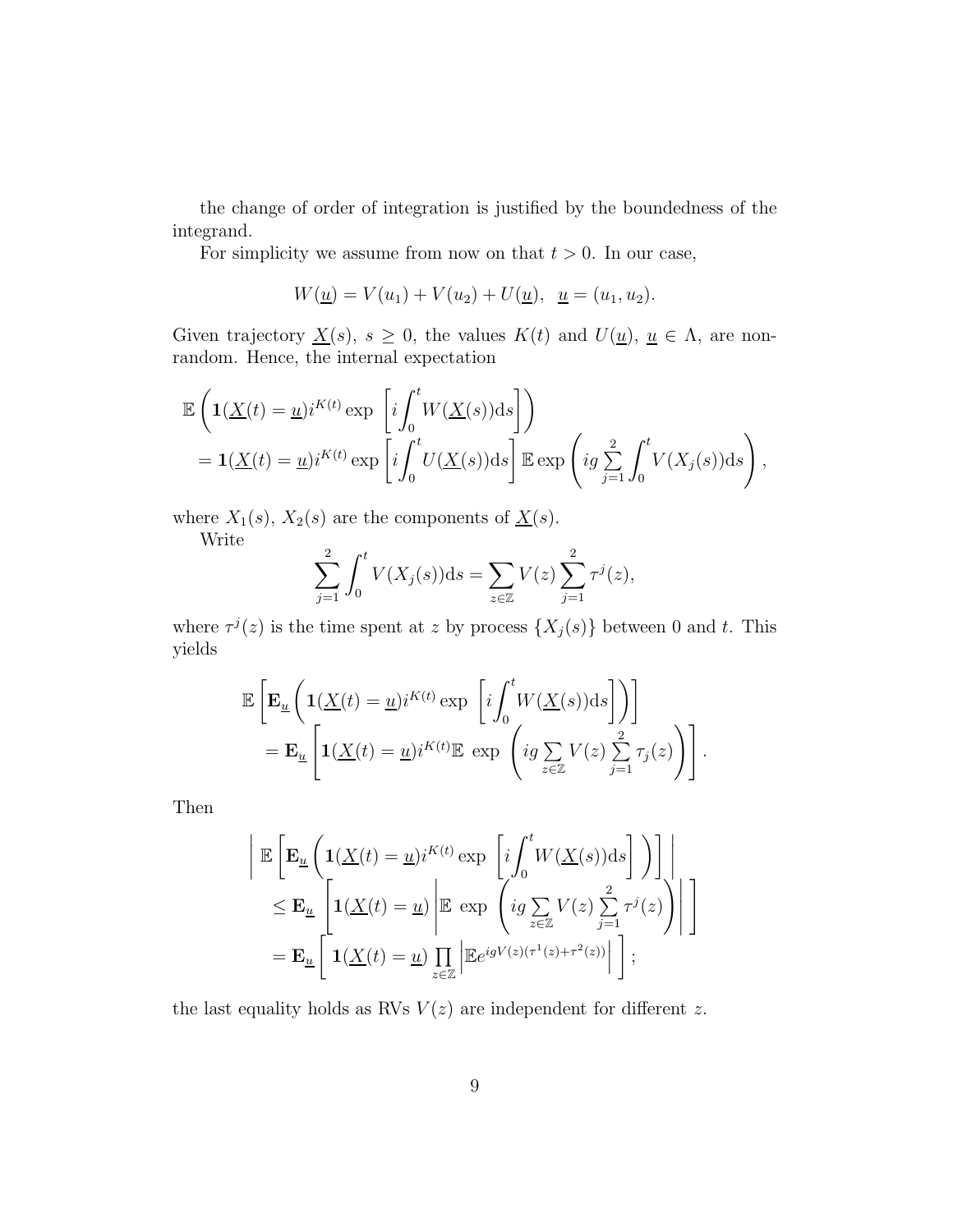the change of order of integration is justified by the boundedness of the integrand.

For simplicity we assume from now on that $t > 0$. In our case,

$$W(\underline{u}) = V(u_1) + V(u_2) + U(\underline{u}), \;\; \underline{u} = (u_1, u_2).$$

Given trajectory $\underline{X}(s)$, $s \geq 0$, the values $K(t)$ and $U(\underline{u})$, $\underline{u} \in \Lambda$, are non-random. Hence, the internal expectation

$$\begin{aligned}
&\mathbb{E}\left( \mathbf{1}(\underline{X}(t) = \underline{u}) i^{K(t)} \exp\left[ i \int_0^t W(\underline{X}(s)) \mathrm{d}s \right] \right) \\
&= \mathbf{1}(\underline{X}(t) = \underline{u}) i^{K(t)} \exp\left[ i \int_0^t U(\underline{X}(s)) \mathrm{d}s \right] \mathbb{E} \exp\left( ig \sum_{j=1}^{2} \int_0^t V(X_j(s)) \mathrm{d}s \right),
\end{aligned}$$

where $X_1(s)$, $X_2(s)$ are the components of $\underline{X}(s)$.

Write

$$\sum_{j=1}^{2} \int_0^t V(X_j(s)) \mathrm{d}s = \sum_{z \in \mathbb{Z}} V(z) \sum_{j=1}^{2} \tau^j(z),$$

where $\tau^j(z)$ is the time spent at $z$ by process $\{X_j(s)\}$ between 0 and $t$. This yields

$$\begin{aligned}
&\mathbb{E}\left[ \mathbf{E}_{\underline{u}} \left( \mathbf{1}(\underline{X}(t) = \underline{u}) i^{K(t)} \exp\left[ i \int_0^t W(\underline{X}(s)) \mathrm{d}s \right] \right) \right] \\
&= \mathbf{E}_{\underline{u}} \left[ \mathbf{1}(\underline{X}(t) = \underline{u}) i^{K(t)} \mathbb{E} \exp\left( ig \sum_{z \in \mathbb{Z}} V(z) \sum_{j=1}^{2} \tau_j(z) \right) \right].
\end{aligned}$$

Then

$$\begin{aligned}
&\left| \mathbb{E}\left[ \mathbf{E}_{\underline{u}} \left( \mathbf{1}(\underline{X}(t) = \underline{u}) i^{K(t)} \exp\left[ i \int_0^t W(\underline{X}(s)) \mathrm{d}s \right] \right) \right] \right| \\
&\leq \mathbf{E}_{\underline{u}} \left[ \mathbf{1}(\underline{X}(t) = \underline{u}) \left| \mathbb{E} \exp\left( ig \sum_{z \in \mathbb{Z}} V(z) \sum_{j=1}^{2} \tau^j(z) \right) \right| \right] \\
&= \mathbf{E}_{\underline{u}} \left[ \mathbf{1}(\underline{X}(t) = \underline{u}) \prod_{z \in \mathbb{Z}} \left| \mathbb{E} e^{igV(z)(\tau^1(z) + \tau^2(z))} \right| \right];
\end{aligned}$$

the last equality holds as RVs $V(z)$ are independent for different $z$.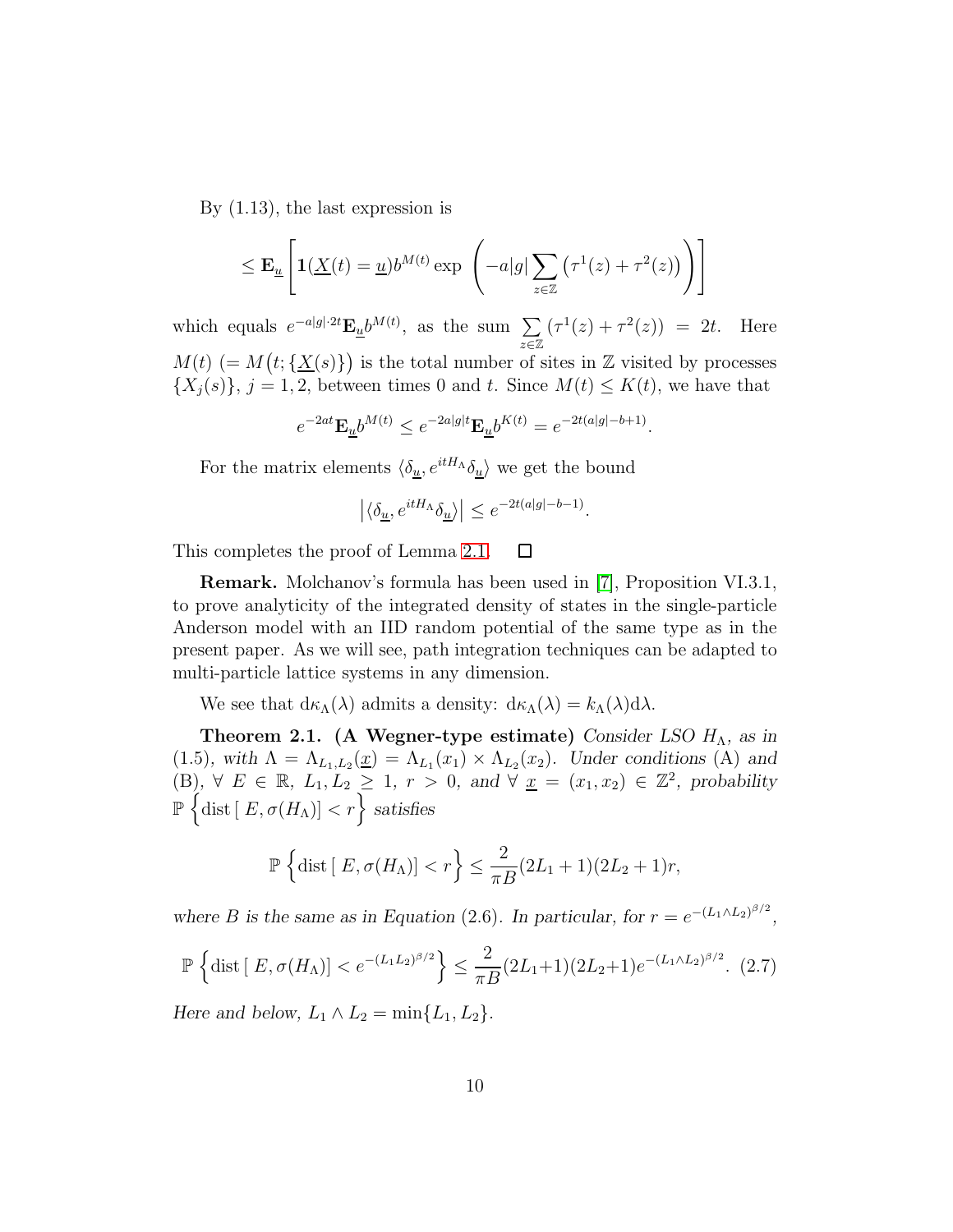By (1.13), the last expression is

$$\leq \mathbf{E}_{\underline{u}} \left[ \mathbf{1}(\underline{X}(t) = \underline{u}) b^{M(t)} \exp \left( -a|g| \sum_{z \in \mathbb{Z}} \left( \tau^1(z) + \tau^2(z) \right) \right) \right]$$

which equals $e^{-a|g| \cdot 2t} \mathbf{E}_{\underline{u}} b^{M(t)}$, as the sum $\sum\limits_{z \in \mathbb{Z}} \left( \tau^1(z) + \tau^2(z) \right) = 2t$. Here $M(t)$ $(= M\big(t; \{\underline{X}(s)\}\big)$ is the total number of sites in $\mathbb{Z}$ visited by processes $\{X_j(s)\}$, $j = 1, 2$, between times 0 and $t$. Since $M(t) \leq K(t)$, we have that

$$e^{-2at} \mathbf{E}_{\underline{u}} b^{M(t)} \leq e^{-2a|g|t} \mathbf{E}_{\underline{u}} b^{K(t)} = e^{-2t(a|g|-b+1)}.$$

For the matrix elements $\langle \delta_{\underline{u}}, e^{itH_\Lambda} \delta_{\underline{u}} \rangle$ we get the bound

$$\left| \langle \delta_{\underline{u}}, e^{itH_\Lambda} \delta_{\underline{u}} \rangle \right| \leq e^{-2t(a|g|-b-1)}.$$

This completes the proof of Lemma 2.1. $\square$

**Remark.** Molchanov's formula has been used in [7], Proposition VI.3.1, to prove analyticity of the integrated density of states in the single-particle Anderson model with an IID random potential of the same type as in the present paper. As we will see, path integration techniques can be adapted to multi-particle lattice systems in any dimension.

We see that $\mathrm{d}\kappa_\Lambda(\lambda)$ admits a density: $\mathrm{d}\kappa_\Lambda(\lambda) = k_\Lambda(\lambda)\mathrm{d}\lambda$.

**Theorem 2.1. (A Wegner-type estimate)** *Consider LSO $H_\Lambda$, as in (1.5), with $\Lambda = \Lambda_{L_1,L_2}(\underline{x}) = \Lambda_{L_1}(x_1) \times \Lambda_{L_2}(x_2)$. Under conditions (A) and (B), $\forall$ $E \in \mathbb{R}$, $L_1, L_2 \geq 1$, $r > 0$, and $\forall$ $\underline{x} = (x_1, x_2) \in \mathbb{Z}^2$, probability $\mathbb{P}\left\{ \mathrm{dist}\left[ E, \sigma(H_\Lambda) \right] < r \right\}$ satisfies*

$$\mathbb{P}\left\{ \mathrm{dist}\left[ E, \sigma(H_\Lambda) \right] < r \right\} \leq \frac{2}{\pi B}(2L_1 + 1)(2L_2 + 1)r,$$

*where $B$ is the same as in Equation (2.6). In particular, for $r = e^{-(L_1 \wedge L_2)^{\beta/2}}$,*

$$\mathbb{P}\left\{ \mathrm{dist}\left[ E, \sigma(H_\Lambda) \right] < e^{-(L_1 L_2)^{\beta/2}} \right\} \leq \frac{2}{\pi B}(2L_1+1)(2L_2+1)e^{-(L_1 \wedge L_2)^{\beta/2}}. \quad (2.7)$$

*Here and below, $L_1 \wedge L_2 = \min\{L_1, L_2\}$.*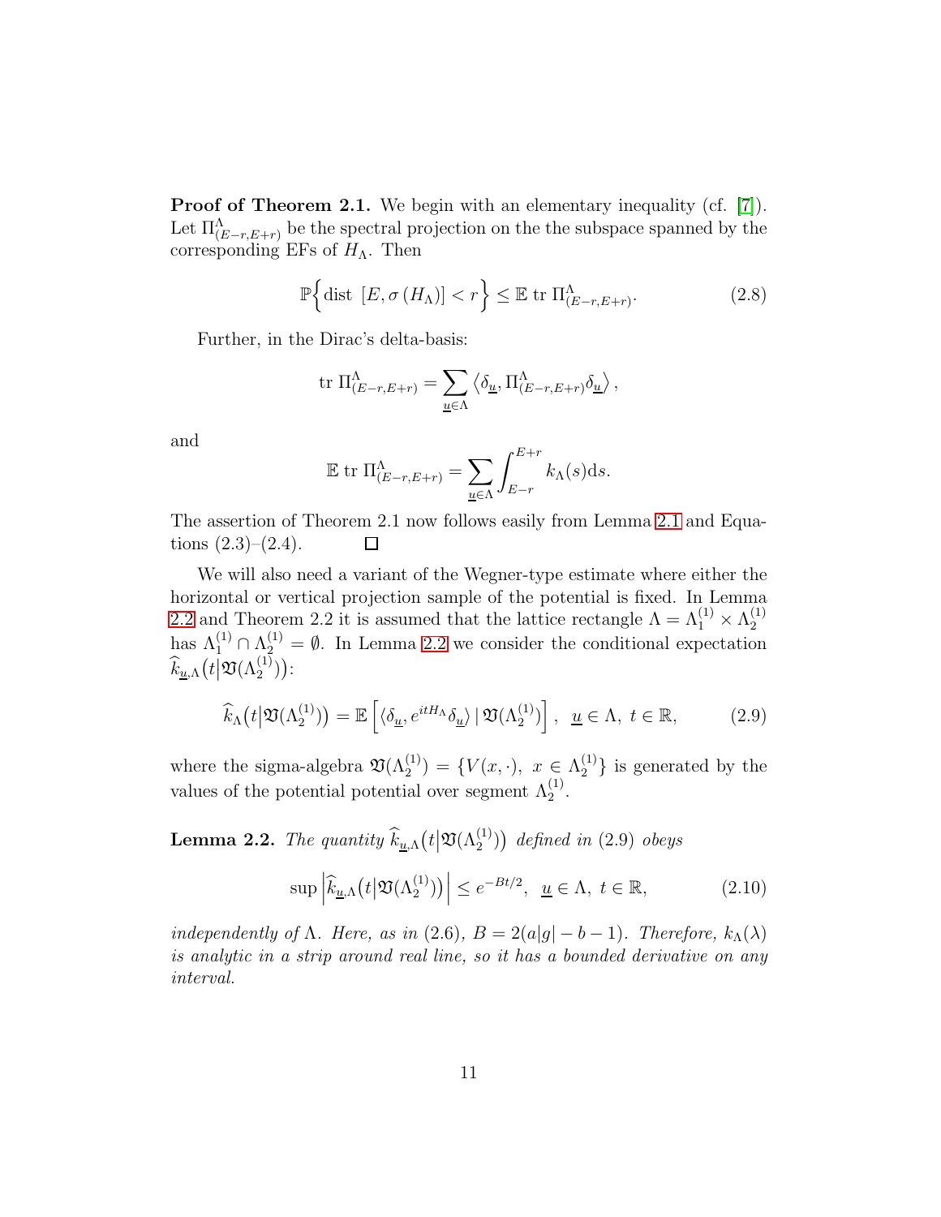**Proof of Theorem 2.1.** We begin with an elementary inequality (cf. [7]). Let $\Pi^{\Lambda}_{(E-r,E+r)}$ be the spectral projection on the the subspace spanned by the corresponding EFs of $H_\Lambda$. Then

$$\mathbb{P}\Big\{ \text{dist } [E, \sigma(H_\Lambda)] < r \Big\} \le \mathbb{E} \text{ tr } \Pi^{\Lambda}_{(E-r,E+r)}. \tag{2.8}$$

Further, in the Dirac's delta-basis:

$$\text{tr } \Pi^{\Lambda}_{(E-r,E+r)} = \sum_{\underline{u}\in\Lambda} \left\langle \delta_{\underline{u}}, \Pi^{\Lambda}_{(E-r,E+r)} \delta_{\underline{u}} \right\rangle,$$

and

$$\mathbb{E} \text{ tr } \Pi^{\Lambda}_{(E-r,E+r)} = \sum_{\underline{u}\in\Lambda} \int_{E-r}^{E+r} k_\Lambda(s) \mathrm{d}s.$$

The assertion of Theorem 2.1 now follows easily from Lemma 2.1 and Equations (2.3)–(2.4). $\square$

We will also need a variant of the Wegner-type estimate where either the horizontal or vertical projection sample of the potential is fixed. In Lemma 2.2 and Theorem 2.2 it is assumed that the lattice rectangle $\Lambda = \Lambda_1^{(1)} \times \Lambda_2^{(1)}$ has $\Lambda_1^{(1)} \cap \Lambda_2^{(1)} = \emptyset$. In Lemma 2.2 we consider the conditional expectation $\widehat{k}_{\underline{u},\Lambda}\big(t \big| \mathfrak{V}(\Lambda_2^{(1)})\big)$:

$$\widehat{k}_\Lambda\big(t \big| \mathfrak{V}(\Lambda_2^{(1)})\big) = \mathbb{E}\left[ \langle \delta_{\underline{u}}, e^{itH_\Lambda} \delta_{\underline{u}} \rangle \,|\, \mathfrak{V}(\Lambda_2^{(1)}) \right], \;\; \underline{u} \in \Lambda, \; t \in \mathbb{R}, \tag{2.9}$$

where the sigma-algebra $\mathfrak{V}(\Lambda_2^{(1)}) = \{V(x, \cdot), \; x \in \Lambda_2^{(1)}\}$ is generated by the values of the potential potential over segment $\Lambda_2^{(1)}$.

**Lemma 2.2.** *The quantity $\widehat{k}_{\underline{u},\Lambda}\big(t \big| \mathfrak{V}(\Lambda_2^{(1)})\big)$ defined in (2.9) obeys*

$$\sup \left| \widehat{k}_{\underline{u},\Lambda}\big(t \big| \mathfrak{V}(\Lambda_2^{(1)})\big) \right| \le e^{-Bt/2}, \;\; \underline{u} \in \Lambda, \; t \in \mathbb{R}, \tag{2.10}$$

*independently of $\Lambda$. Here, as in (2.6), $B = 2(a|g| - b - 1)$. Therefore, $k_\Lambda(\lambda)$ is analytic in a strip around real line, so it has a bounded derivative on any interval.*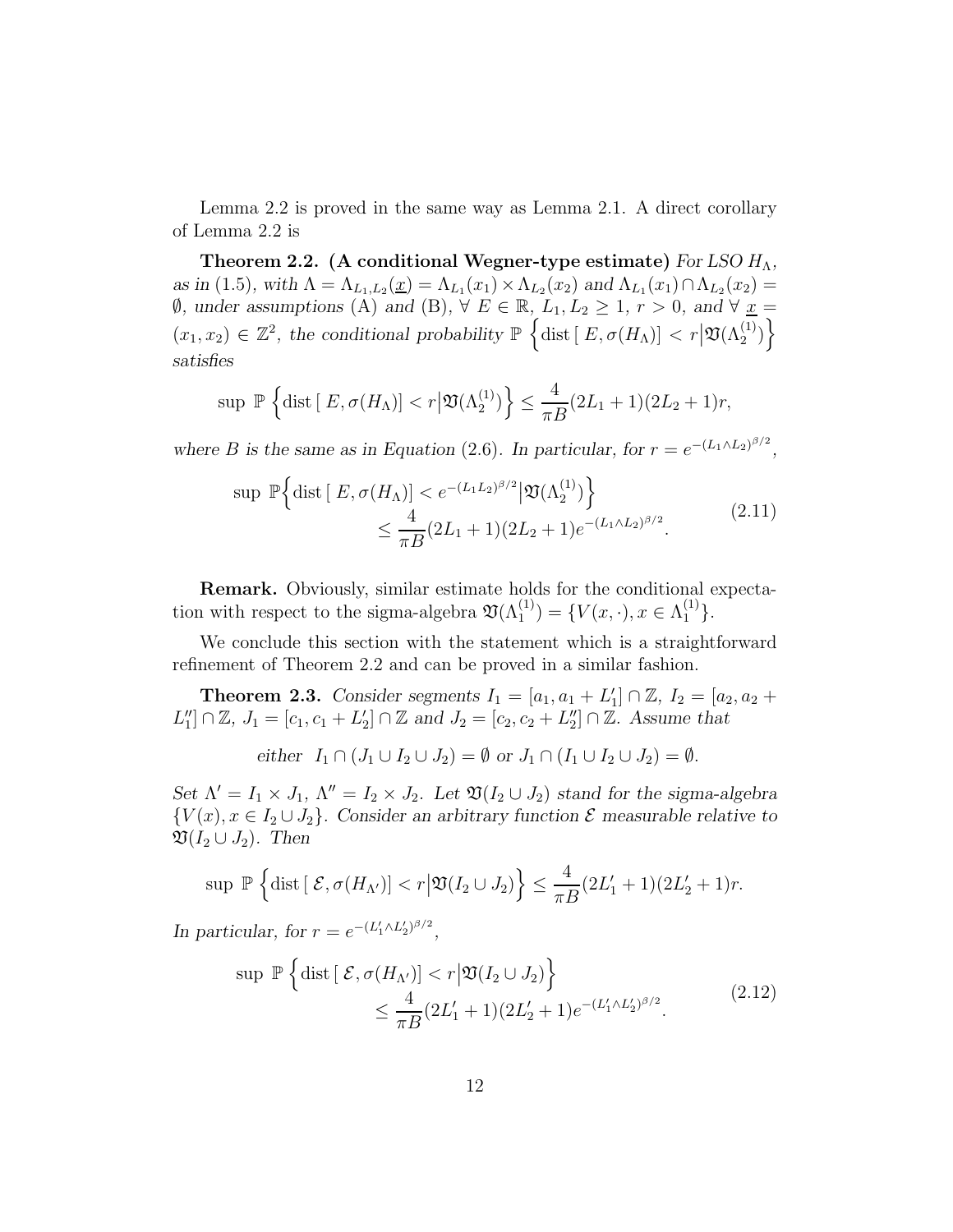Lemma 2.2 is proved in the same way as Lemma 2.1. A direct corollary of Lemma 2.2 is

**Theorem 2.2. (A conditional Wegner-type estimate)** *For LSO $H_\Lambda$, as in (1.5), with $\Lambda = \Lambda_{L_1,L_2}(\underline{x}) = \Lambda_{L_1}(x_1) \times \Lambda_{L_2}(x_2)$ and $\Lambda_{L_1}(x_1) \cap \Lambda_{L_2}(x_2) = \emptyset$, under assumptions* (A) *and* (B), *$\forall\ E \in \mathbb{R}$, $L_1, L_2 \geq 1$, $r > 0$, and $\forall\ \underline{x} = (x_1, x_2) \in \mathbb{Z}^2$, the conditional probability $\mathbb{P}\left\{ \text{dist}\left[\, E, \sigma(H_\Lambda)\right] < r \middle| \mathfrak{V}(\Lambda_2^{(1)}) \right\}$ satisfies*

$$\sup\ \mathbb{P}\left\{ \text{dist}\left[\, E, \sigma(H_\Lambda)\right] < r \middle| \mathfrak{V}(\Lambda_2^{(1)}) \right\} \leq \frac{4}{\pi B}(2L_1+1)(2L_2+1)r,$$

*where $B$ is the same as in Equation* (2.6). *In particular, for $r = e^{-(L_1 \wedge L_2)^{\beta/2}}$,*

$$\begin{aligned} \sup\ \mathbb{P}\Big\{ \text{dist}\left[\, E, \sigma(H_\Lambda)\right] < e^{-(L_1 L_2)^{\beta/2}} \big| \mathfrak{V}(\Lambda_2^{(1)}) \Big\} \\ \leq \frac{4}{\pi B}(2L_1+1)(2L_2+1)e^{-(L_1 \wedge L_2)^{\beta/2}}. \end{aligned} \tag{2.11}$$

**Remark.** Obviously, similar estimate holds for the conditional expectation with respect to the sigma-algebra $\mathfrak{V}(\Lambda_1^{(1)}) = \{V(x, \cdot), x \in \Lambda_1^{(1)}\}$.

We conclude this section with the statement which is a straightforward refinement of Theorem 2.2 and can be proved in a similar fashion.

**Theorem 2.3.** *Consider segments $I_1 = [a_1, a_1 + L_1'] \cap \mathbb{Z}$, $I_2 = [a_2, a_2 + L_1''] \cap \mathbb{Z}$, $J_1 = [c_1, c_1 + L_2'] \cap \mathbb{Z}$ and $J_2 = [c_2, c_2 + L_2''] \cap \mathbb{Z}$. Assume that*

$$\text{either}\ \ I_1 \cap (J_1 \cup I_2 \cup J_2) = \emptyset \ \text{or}\ J_1 \cap (I_1 \cup I_2 \cup J_2) = \emptyset.$$

*Set $\Lambda' = I_1 \times J_1$, $\Lambda'' = I_2 \times J_2$. Let $\mathfrak{V}(I_2 \cup J_2)$ stand for the sigma-algebra $\{V(x), x \in I_2 \cup J_2\}$. Consider an arbitrary function $\mathcal{E}$ measurable relative to $\mathfrak{V}(I_2 \cup J_2)$. Then*

$$\sup\ \mathbb{P}\left\{ \text{dist}\left[\, \mathcal{E}, \sigma(H_{\Lambda'})\right] < r \middle| \mathfrak{V}(I_2 \cup J_2) \right\} \leq \frac{4}{\pi B}(2L_1'+1)(2L_2'+1)r.$$

*In particular, for $r = e^{-(L_1' \wedge L_2')^{\beta/2}}$,*

$$\begin{aligned} \sup\ \mathbb{P}\left\{ \text{dist}\left[\, \mathcal{E}, \sigma(H_{\Lambda'})\right] < r \middle| \mathfrak{V}(I_2 \cup J_2) \right\} \\ \leq \frac{4}{\pi B}(2L_1'+1)(2L_2'+1)e^{-(L_1' \wedge L_2')^{\beta/2}}. \end{aligned} \tag{2.12}$$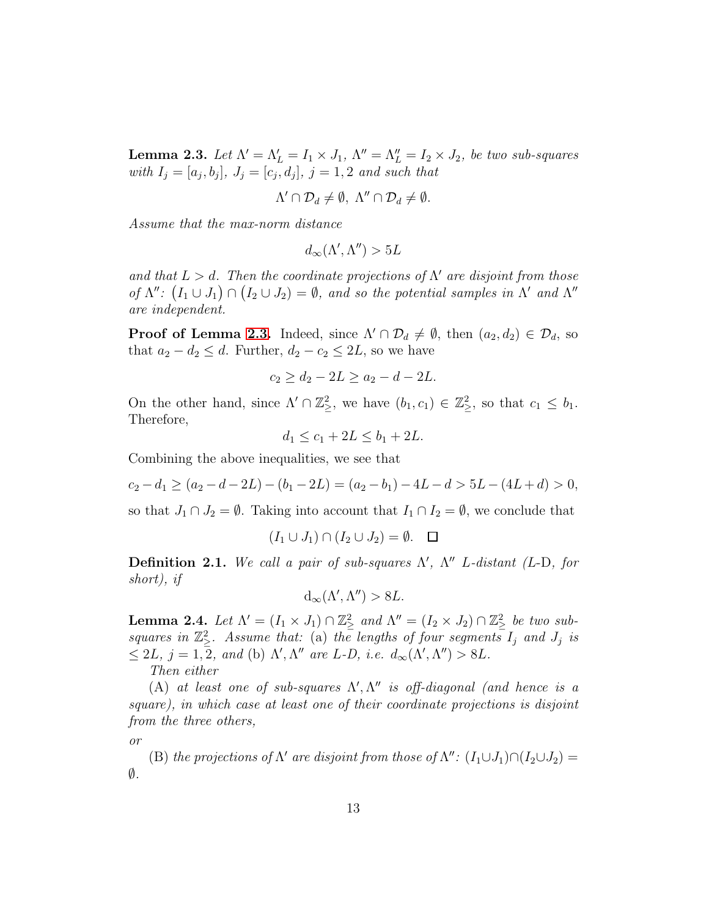**Lemma 2.3.** *Let $\Lambda' = \Lambda'_L = I_1 \times J_1$, $\Lambda'' = \Lambda''_L = I_2 \times J_2$, be two sub-squares with $I_j = [a_j, b_j]$, $J_j = [c_j, d_j]$, $j = 1, 2$ and such that*

$$\Lambda' \cap \mathcal{D}_d \neq \emptyset, \ \Lambda'' \cap \mathcal{D}_d \neq \emptyset.$$

*Assume that the max-norm distance*

$$d_\infty(\Lambda', \Lambda'') > 5L$$

*and that $L > d$. Then the coordinate projections of $\Lambda'$ are disjoint from those of $\Lambda''$: $\big(I_1 \cup J_1\big) \cap \big(I_2 \cup J_2\big) = \emptyset$, and so the potential samples in $\Lambda'$ and $\Lambda''$ are independent.*

**Proof of Lemma 2.3.** Indeed, since $\Lambda' \cap \mathcal{D}_d \neq \emptyset$, then $(a_2, d_2) \in \mathcal{D}_d$, so that $a_2 - d_2 \leq d$. Further, $d_2 - c_2 \leq 2L$, so we have

$$c_2 \geq d_2 - 2L \geq a_2 - d - 2L.$$

On the other hand, since $\Lambda' \cap \mathbb{Z}^2_{\geq}$, we have $(b_1, c_1) \in \mathbb{Z}^2_{\geq}$, so that $c_1 \leq b_1$. Therefore,

$$d_1 \leq c_1 + 2L \leq b_1 + 2L.$$

Combining the above inequalities, we see that

$$c_2 - d_1 \geq (a_2 - d - 2L) - (b_1 - 2L) = (a_2 - b_1) - 4L - d > 5L - (4L + d) > 0,$$

so that $J_1 \cap J_2 = \emptyset$. Taking into account that $I_1 \cap I_2 = \emptyset$, we conclude that

$$(I_1 \cup J_1) \cap (I_2 \cup J_2) = \emptyset. \quad \square$$

**Definition 2.1.** *We call a pair of sub-squares $\Lambda'$, $\Lambda''$ $L$-distant ($L$-D, for short), if*

$$\mathrm{d}_\infty(\Lambda', \Lambda'') > 8L.$$

**Lemma 2.4.** *Let $\Lambda' = (I_1 \times J_1) \cap \mathbb{Z}^2_{\geq}$ and $\Lambda'' = (I_2 \times J_2) \cap \mathbb{Z}^2_{\geq}$ be two sub-squares in $\mathbb{Z}^2_{\geq}$. Assume that:* (a) *the lengths of four segments $I_j$ and $J_j$ is $\leq 2L$, $j = 1, 2$, and* (b) *$\Lambda', \Lambda''$ are $L$-D, i.e. $d_\infty(\Lambda', \Lambda'') > 8L$.*

*Then either*

(A) *at least one of sub-squares $\Lambda', \Lambda''$ is off-diagonal (and hence is a square), in which case at least one of their coordinate projections is disjoint from the three others,*

*or*

(B) *the projections of $\Lambda'$ are disjoint from those of $\Lambda''$: $(I_1 \cup J_1) \cap (I_2 \cup J_2) = \emptyset$.*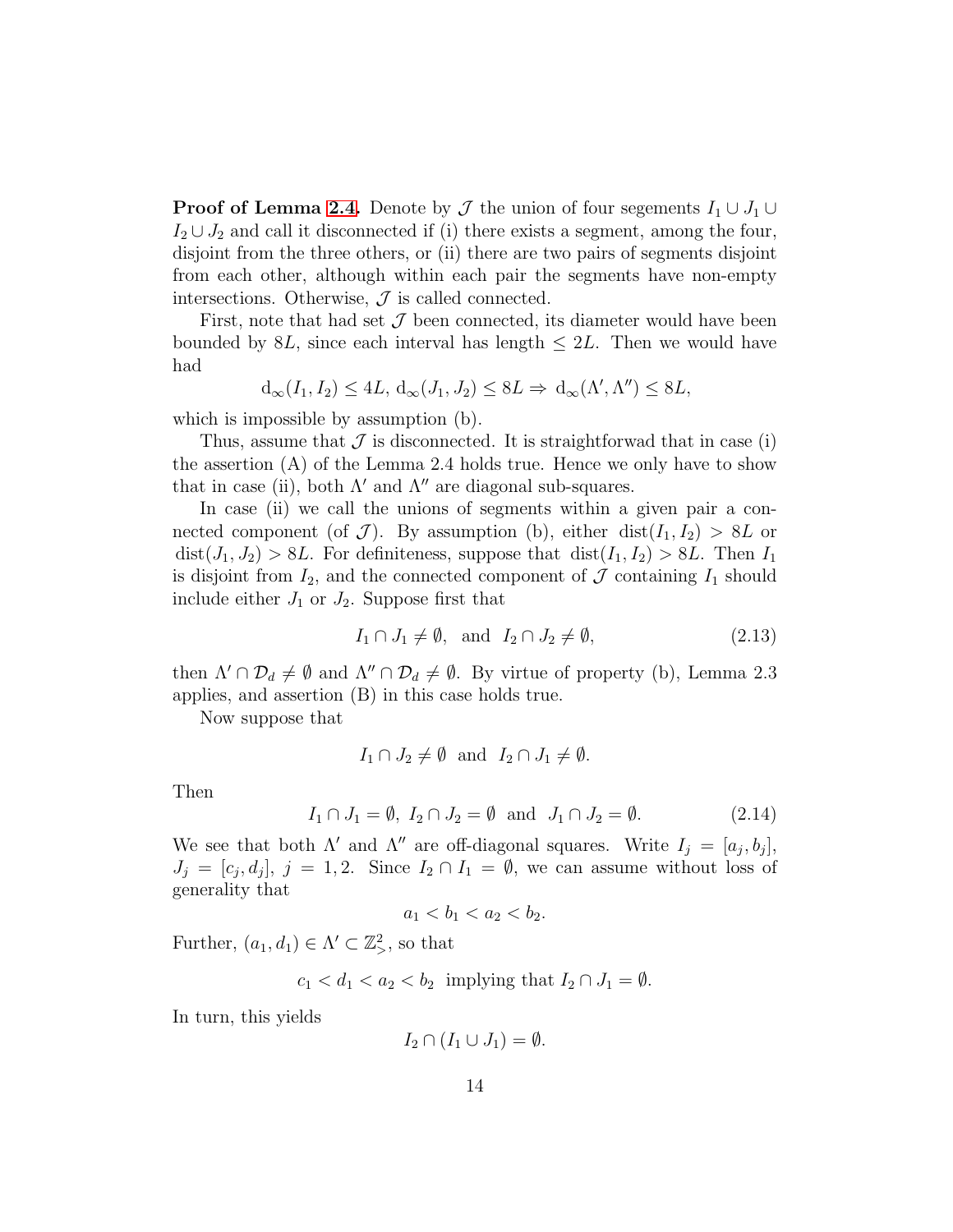**Proof of Lemma 2.4.** Denote by $\mathcal{J}$ the union of four segements $I_1 \cup J_1 \cup I_2 \cup J_2$ and call it disconnected if (i) there exists a segment, among the four, disjoint from the three others, or (ii) there are two pairs of segments disjoint from each other, although within each pair the segments have non-empty intersections. Otherwise, $\mathcal{J}$ is called connected.

First, note that had set $\mathcal{J}$ been connected, its diameter would have been bounded by $8L$, since each interval has length $\leq 2L$. Then we would have had

$$\mathrm{d}_\infty(I_1, I_2) \leq 4L,\, \mathrm{d}_\infty(J_1, J_2) \leq 8L \Rightarrow \mathrm{d}_\infty(\Lambda', \Lambda'') \leq 8L,$$

which is impossible by assumption (b).

Thus, assume that $\mathcal{J}$ is disconnected. It is straightforwad that in case (i) the assertion (A) of the Lemma 2.4 holds true. Hence we only have to show that in case (ii), both $\Lambda'$ and $\Lambda''$ are diagonal sub-squares.

In case (ii) we call the unions of segments within a given pair a connected component (of $\mathcal{J}$). By assumption (b), either $\mathrm{dist}(I_1, I_2) > 8L$ or $\mathrm{dist}(J_1, J_2) > 8L$. For definiteness, suppose that $\mathrm{dist}(I_1, I_2) > 8L$. Then $I_1$ is disjoint from $I_2$, and the connected component of $\mathcal{J}$ containing $I_1$ should include either $J_1$ or $J_2$. Suppose first that

$$I_1 \cap J_1 \neq \emptyset, \ \text{ and } \ I_2 \cap J_2 \neq \emptyset, \tag{2.13}$$

then $\Lambda' \cap \mathcal{D}_d \neq \emptyset$ and $\Lambda'' \cap \mathcal{D}_d \neq \emptyset$. By virtue of property (b), Lemma 2.3 applies, and assertion (B) in this case holds true.

Now suppose that

$$I_1 \cap J_2 \neq \emptyset \ \text{ and } \ I_2 \cap J_1 \neq \emptyset.$$

Then

$$I_1 \cap J_1 = \emptyset,\ I_2 \cap J_2 = \emptyset \ \text{ and } \ J_1 \cap J_2 = \emptyset. \tag{2.14}$$

We see that both $\Lambda'$ and $\Lambda''$ are off-diagonal squares. Write $I_j = [a_j, b_j]$, $J_j = [c_j, d_j]$, $j = 1, 2$. Since $I_2 \cap I_1 = \emptyset$, we can assume without loss of generality that

$$a_1 < b_1 < a_2 < b_2.$$

Further, $(a_1, d_1) \in \Lambda' \subset \mathbb{Z}^2_>$, so that

$$c_1 < d_1 < a_2 < b_2 \ \text{ implying that } I_2 \cap J_1 = \emptyset.$$

In turn, this yields

$$I_2 \cap (I_1 \cup J_1) = \emptyset.$$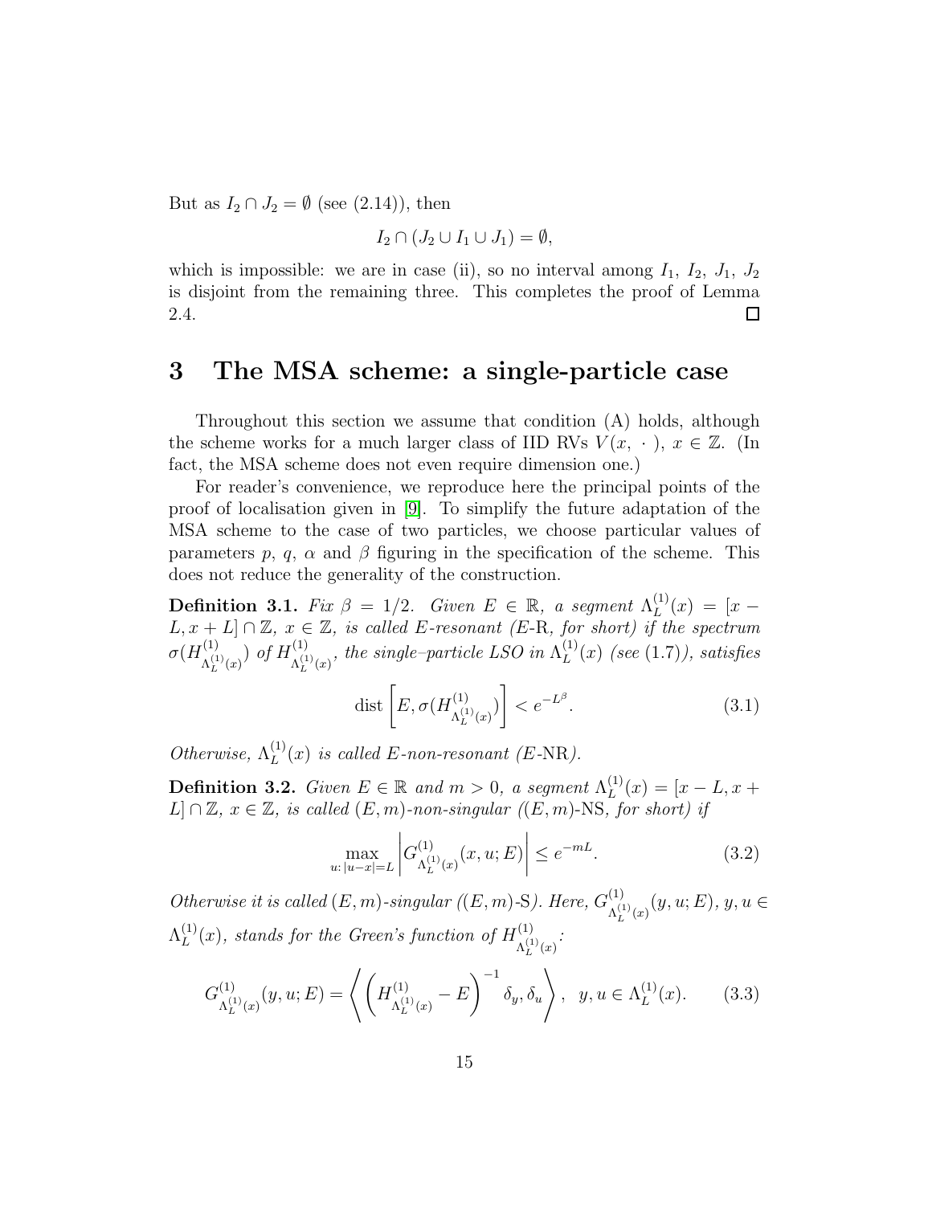But as $I_2 \cap J_2 = \emptyset$ (see (2.14)), then

$$I_2 \cap (J_2 \cup I_1 \cup J_1) = \emptyset,$$

which is impossible: we are in case (ii), so no interval among $I_1$, $I_2$, $J_1$, $J_2$ is disjoint from the remaining three. This completes the proof of Lemma 2.4. $\square$

# 3 The MSA scheme: a single-particle case

Throughout this section we assume that condition (A) holds, although the scheme works for a much larger class of IID RVs $V(x, \,\cdot\,)$, $x \in \mathbb{Z}$. (In fact, the MSA scheme does not even require dimension one.)

For reader's convenience, we reproduce here the principal points of the proof of localisation given in [9]. To simplify the future adaptation of the MSA scheme to the case of two particles, we choose particular values of parameters $p$, $q$, $\alpha$ and $\beta$ figuring in the specification of the scheme. This does not reduce the generality of the construction.

**Definition 3.1.** *Fix $\beta = 1/2$. Given $E \in \mathbb{R}$, a segment $\Lambda_L^{(1)}(x) = [x - L, x + L] \cap \mathbb{Z}$, $x \in \mathbb{Z}$, is called $E$-resonant ($E$-R, for short) if the spectrum $\sigma(H^{(1)}_{\Lambda_L^{(1)}(x)})$ of $H^{(1)}_{\Lambda_L^{(1)}(x)}$, the single–particle LSO in $\Lambda_L^{(1)}(x)$ (see (1.7)), satisfies*

$$\operatorname{dist}\left[E, \sigma(H^{(1)}_{\Lambda_L^{(1)}(x)})\right] < e^{-L^{\beta}}. \tag{3.1}$$

*Otherwise, $\Lambda_L^{(1)}(x)$ is called $E$-non-resonant ($E$-NR).*

**Definition 3.2.** *Given $E \in \mathbb{R}$ and $m > 0$, a segment $\Lambda_L^{(1)}(x) = [x - L, x + L] \cap \mathbb{Z}$, $x \in \mathbb{Z}$, is called $(E, m)$-non-singular ($(E, m)$-NS, for short) if*

$$\max_{u:\, |u-x|=L} \left| G^{(1)}_{\Lambda_L^{(1)}(x)}(x, u; E) \right| \le e^{-mL}. \tag{3.2}$$

*Otherwise it is called $(E, m)$-singular ($(E, m)$-S). Here, $G^{(1)}_{\Lambda_L^{(1)}(x)}(y, u; E)$, $y, u \in \Lambda_L^{(1)}(x)$, stands for the Green's function of $H^{(1)}_{\Lambda_L^{(1)}(x)}$:*

$$G^{(1)}_{\Lambda_L^{(1)}(x)}(y, u; E) = \left\langle \left( H^{(1)}_{\Lambda_L^{(1)}(x)} - E \right)^{-1} \delta_y, \delta_u \right\rangle, \;\; y, u \in \Lambda_L^{(1)}(x). \tag{3.3}$$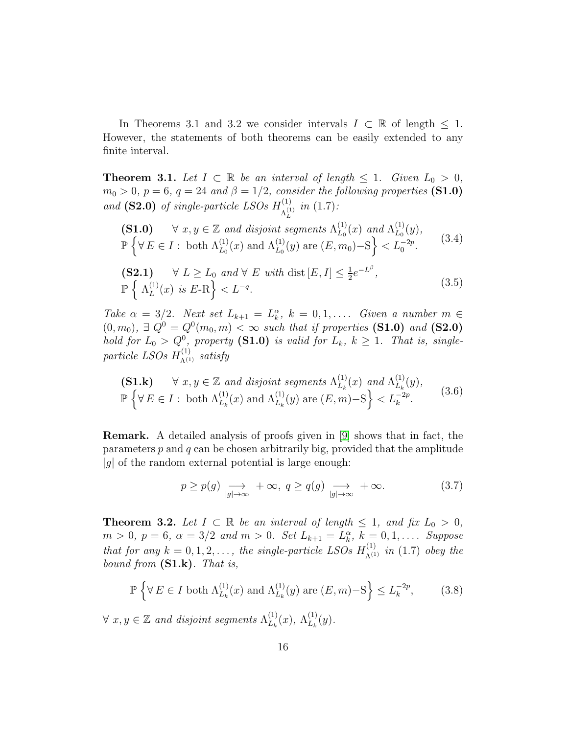In Theorems 3.1 and 3.2 we consider intervals $I \subset \mathbb{R}$ of length $\leq 1$. However, the statements of both theorems can be easily extended to any finite interval.

**Theorem 3.1.** *Let $I \subset \mathbb{R}$ be an interval of length $\leq 1$. Given $L_0 > 0$, $m_0 > 0$, $p = 6$, $q = 24$ and $\beta = 1/2$, consider the following properties* **(S1.0)** *and* **(S2.0)** *of single-particle LSOs $H^{(1)}_{\Lambda^{(1)}_L}$ in (1.7):*

$$
\begin{array}{l}
\textbf{(S1.0)} \qquad \forall\ x, y \in \mathbb{Z} \text{ and disjoint segments } \Lambda^{(1)}_{L_0}(x) \text{ and } \Lambda^{(1)}_{L_0}(y), \\
\mathbb{P}\left\{ \forall\, E \in I:\ \text{both } \Lambda^{(1)}_{L_0}(x) \text{ and } \Lambda^{(1)}_{L_0}(y) \text{ are } (E, m_0)\text{–S} \right\} < L_0^{-2p}.
\end{array}
\tag{3.4}
$$

$$
\begin{array}{l}
\textbf{(S2.1)} \qquad \forall\ L \geq L_0 \text{ and } \forall\ E \text{ with } \operatorname{dist}[E, I] \leq \frac{1}{2} e^{-L^\beta}, \\
\mathbb{P}\left\{ \Lambda^{(1)}_L(x) \text{ is } E\text{-R} \right\} < L^{-q}.
\end{array}
\tag{3.5}
$$

*Take $\alpha = 3/2$. Next set $L_{k+1} = L_k^\alpha$, $k = 0, 1, \ldots$. Given a number $m \in (0, m_0)$, $\exists\ Q^0 = Q^0(m_0, m) < \infty$ such that if properties* **(S1.0)** *and* **(S2.0)** *hold for $L_0 > Q^0$, property* **(S1.0)** *is valid for $L_k$, $k \geq 1$. That is, single-particle LSOs $H^{(1)}_{\Lambda^{(1)}}$ satisfy*

$$
\begin{array}{l}
\textbf{(S1.k)} \qquad \forall\ x, y \in \mathbb{Z} \text{ and disjoint segments } \Lambda^{(1)}_{L_k}(x) \text{ and } \Lambda^{(1)}_{L_k}(y), \\
\mathbb{P}\left\{ \forall\, E \in I:\ \text{both } \Lambda^{(1)}_{L_k}(x) \text{ and } \Lambda^{(1)}_{L_k}(y) \text{ are } (E, m)\text{–S} \right\} < L_k^{-2p}.
\end{array}
\tag{3.6}
$$

**Remark.** A detailed analysis of proofs given in [9] shows that in fact, the parameters $p$ and $q$ can be chosen arbitrarily big, provided that the amplitude $|g|$ of the random external potential is large enough:

$$
p \geq p(g) \underset{|g| \to \infty}{\longrightarrow} +\infty,\ q \geq q(g) \underset{|g| \to \infty}{\longrightarrow} +\infty. \tag{3.7}
$$

**Theorem 3.2.** *Let $I \subset \mathbb{R}$ be an interval of length $\leq 1$, and fix $L_0 > 0$, $m > 0$, $p = 6$, $\alpha = 3/2$ and $m > 0$. Set $L_{k+1} = L_k^\alpha$, $k = 0, 1, 2, \ldots$. Suppose that for any $k = 0, 1, 2, \ldots$, the single-particle LSOs $H^{(1)}_{\Lambda^{(1)}}$ in (1.7) obey the bound from* **(S1.k)***. That is,*

$$
\mathbb{P}\left\{ \forall\, E \in I \text{ both } \Lambda^{(1)}_{L_k}(x) \text{ and } \Lambda^{(1)}_{L_k}(y) \text{ are } (E, m)\text{–S} \right\} \leq L_k^{-2p}, \tag{3.8}
$$

*$\forall\ x, y \in \mathbb{Z}$ and disjoint segments $\Lambda^{(1)}_{L_k}(x)$, $\Lambda^{(1)}_{L_k}(y)$.*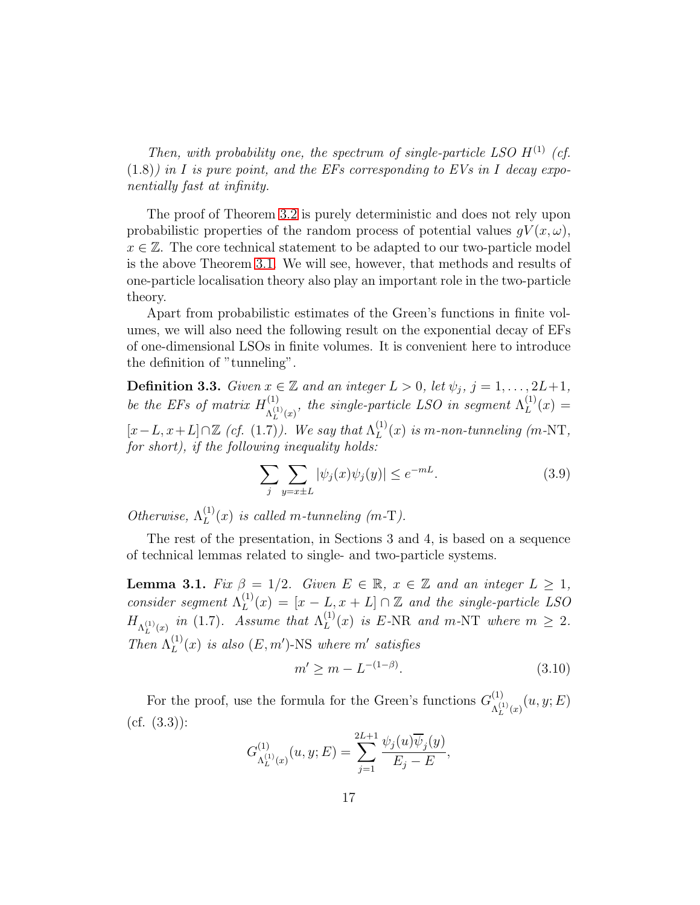*Then, with probability one, the spectrum of single-particle LSO $H^{(1)}$ (cf. (1.8)) in $I$ is pure point, and the EFs corresponding to EVs in $I$ decay exponentially fast at infinity.*

The proof of Theorem 3.2 is purely deterministic and does not rely upon probabilistic properties of the random process of potential values $gV(x, \omega)$, $x \in \mathbb{Z}$. The core technical statement to be adapted to our two-particle model is the above Theorem 3.1. We will see, however, that methods and results of one-particle localisation theory also play an important role in the two-particle theory.

Apart from probabilistic estimates of the Green's functions in finite volumes, we will also need the following result on the exponential decay of EFs of one-dimensional LSOs in finite volumes. It is convenient here to introduce the definition of "tunneling".

**Definition 3.3.** *Given $x \in \mathbb{Z}$ and an integer $L > 0$, let $\psi_j$, $j = 1, \dots, 2L+1$, be the EFs of matrix $H^{(1)}_{\Lambda^{(1)}_L(x)}$, the single-particle LSO in segment $\Lambda^{(1)}_L(x) = [x-L, x+L] \cap \mathbb{Z}$ (cf. (1.7)). We say that $\Lambda^{(1)}_L(x)$ is $m$-non-tunneling ($m$-NT, for short), if the following inequality holds:*

$$\sum_j \sum_{y = x \pm L} |\psi_j(x)\psi_j(y)| \leq e^{-mL}. \tag{3.9}$$

*Otherwise, $\Lambda^{(1)}_L(x)$ is called $m$-tunneling ($m$-T).*

The rest of the presentation, in Sections 3 and 4, is based on a sequence of technical lemmas related to single- and two-particle systems.

**Lemma 3.1.** *Fix $\beta = 1/2$. Given $E \in \mathbb{R}$, $x \in \mathbb{Z}$ and an integer $L \geq 1$, consider segment $\Lambda^{(1)}_L(x) = [x - L, x + L] \cap \mathbb{Z}$ and the single-particle LSO $H_{\Lambda^{(1)}_L(x)}$ in (1.7). Assume that $\Lambda^{(1)}_L(x)$ is $E$-NR and $m$-NT where $m \geq 2$. Then $\Lambda^{(1)}_L(x)$ is also $(E, m')$-NS where $m'$ satisfies*

$$m' \geq m - L^{-(1-\beta)}. \tag{3.10}$$

For the proof, use the formula for the Green's functions $G^{(1)}_{\Lambda^{(1)}_L(x)}(u, y; E)$ (cf. (3.3)):

$$G^{(1)}_{\Lambda^{(1)}_L(x)}(u, y; E) = \sum_{j=1}^{2L+1} \frac{\psi_j(u)\overline{\psi}_j(y)}{E_j - E},$$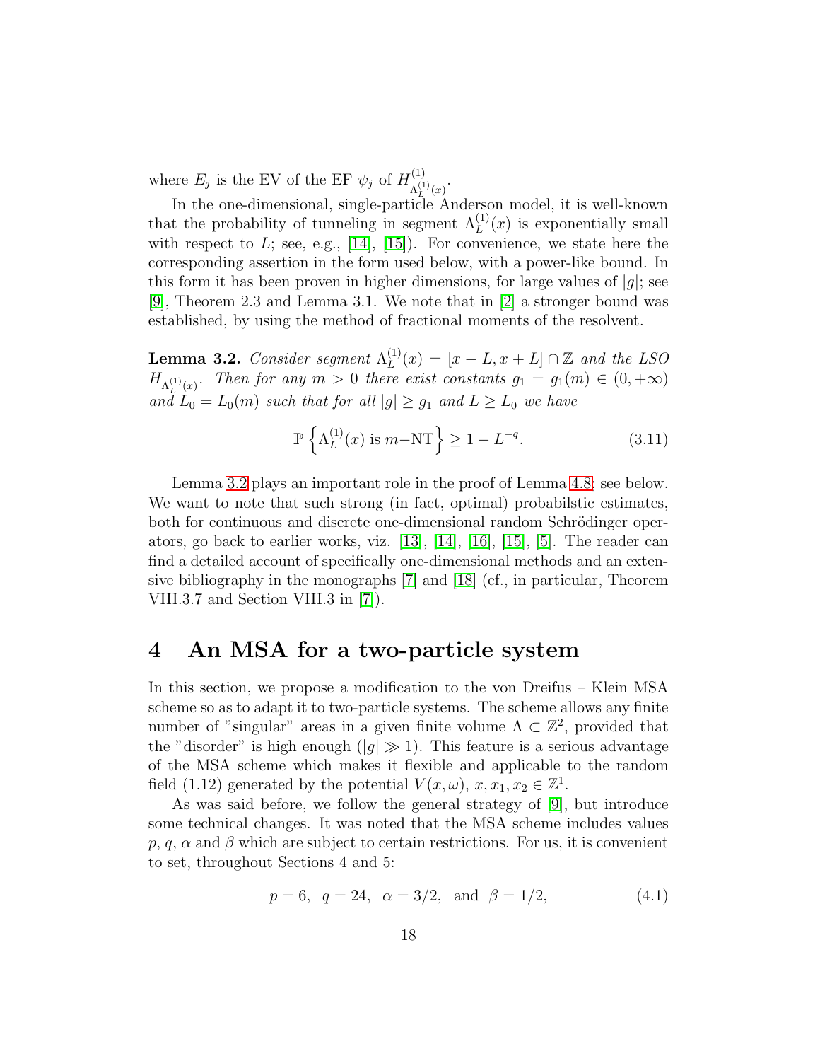where $E_j$ is the EV of the EF $\psi_j$ of $H^{(1)}_{\Lambda_L^{(1)}(x)}$.

In the one-dimensional, single-particle Anderson model, it is well-known that the probability of tunneling in segment $\Lambda_L^{(1)}(x)$ is exponentially small with respect to $L$; see, e.g., [14], [15]). For convenience, we state here the corresponding assertion in the form used below, with a power-like bound. In this form it has been proven in higher dimensions, for large values of $|g|$; see [9], Theorem 2.3 and Lemma 3.1. We note that in [2] a stronger bound was established, by using the method of fractional moments of the resolvent.

**Lemma 3.2.** *Consider segment $\Lambda_L^{(1)}(x) = [x - L, x + L] \cap \mathbb{Z}$ and the LSO $H_{\Lambda_L^{(1)}(x)}$. Then for any $m > 0$ there exist constants $g_1 = g_1(m) \in (0, +\infty)$ and $L_0 = L_0(m)$ such that for all $|g| \geq g_1$ and $L \geq L_0$ we have*

$$\mathbb{P}\left\{\Lambda_L^{(1)}(x) \text{ is } m\text{–NT}\right\} \geq 1 - L^{-q}. \tag{3.11}$$

Lemma 3.2 plays an important role in the proof of Lemma 4.8; see below. We want to note that such strong (in fact, optimal) probabilstic estimates, both for continuous and discrete one-dimensional random Schrödinger operators, go back to earlier works, viz. [13], [14], [16], [15], [5]. The reader can find a detailed account of specifically one-dimensional methods and an extensive bibliography in the monographs [7] and [18] (cf., in particular, Theorem VIII.3.7 and Section VIII.3 in [7]).

# 4 An MSA for a two-particle system

In this section, we propose a modification to the von Dreifus – Klein MSA scheme so as to adapt it to two-particle systems. The scheme allows any finite number of "singular" areas in a given finite volume $\Lambda \subset \mathbb{Z}^2$, provided that the "disorder" is high enough ($|g| \gg 1$). This feature is a serious advantage of the MSA scheme which makes it flexible and applicable to the random field (1.12) generated by the potential $V(x, \omega)$, $x, x_1, x_2 \in \mathbb{Z}^1$.

As was said before, we follow the general strategy of [9], but introduce some technical changes. It was noted that the MSA scheme includes values $p$, $q$, $\alpha$ and $\beta$ which are subject to certain restrictions. For us, it is convenient to set, throughout Sections 4 and 5:

$$p = 6, \quad q = 24, \quad \alpha = 3/2, \quad \text{and} \quad \beta = 1/2, \tag{4.1}$$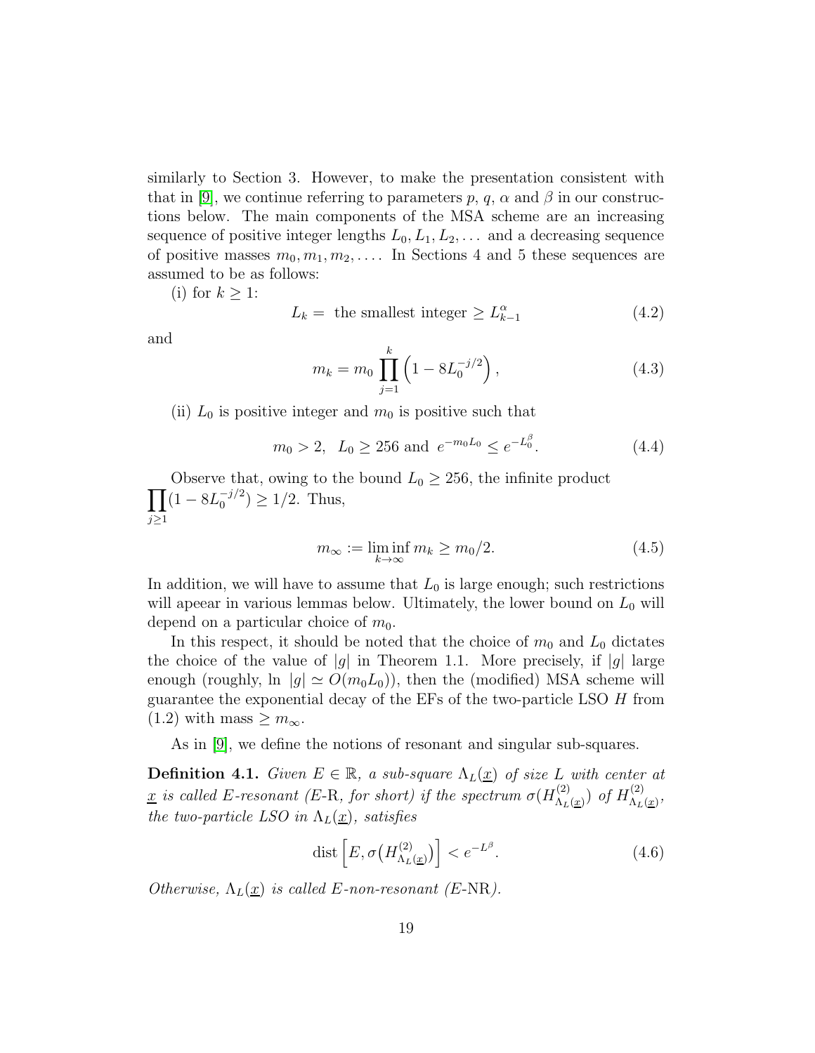similarly to Section 3. However, to make the presentation consistent with that in [9], we continue referring to parameters $p$, $q$, $\alpha$ and $\beta$ in our constructions below. The main components of the MSA scheme are an increasing sequence of positive integer lengths $L_0, L_1, L_2, \dots$ and a decreasing sequence of positive masses $m_0, m_1, m_2, \dots$. In Sections 4 and 5 these sequences are assumed to be as follows:

(i) for $k \geq 1$:

$$L_k = \text{ the smallest integer } \geq L_{k-1}^{\alpha} \tag{4.2}$$

and

$$m_k = m_0 \prod_{j=1}^{k} \left(1 - 8L_0^{-j/2}\right), \tag{4.3}$$

(ii) $L_0$ is positive integer and $m_0$ is positive such that

$$m_0 > 2, \;\; L_0 \geq 256 \text{ and } e^{-m_0 L_0} \leq e^{-L_0^{\beta}}. \tag{4.4}$$

Observe that, owing to the bound $L_0 \geq 256$, the infinite product $\prod\limits_{j\geq 1}(1 - 8L_0^{-j/2}) \geq 1/2$. Thus,

$$m_{\infty} := \liminf_{k\to\infty} m_k \geq m_0/2. \tag{4.5}$$

In addition, we will have to assume that $L_0$ is large enough; such restrictions will apeear in various lemmas below. Ultimately, the lower bound on $L_0$ will depend on a particular choice of $m_0$.

In this respect, it should be noted that the choice of $m_0$ and $L_0$ dictates the choice of the value of $|g|$ in Theorem 1.1. More precisely, if $|g|$ large enough (roughly, $\ln\, |g| \simeq O(m_0 L_0)$), then the (modified) MSA scheme will guarantee the exponential decay of the EFs of the two-particle LSO $H$ from (1.2) with mass $\geq m_{\infty}$.

As in [9], we define the notions of resonant and singular sub-squares.

**Definition 4.1.** *Given $E \in \mathbb{R}$, a sub-square $\Lambda_L(\underline{x})$ of size $L$ with center at $\underline{x}$ is called $E$-resonant ($E$-R, for short) if the spectrum $\sigma(H^{(2)}_{\Lambda_L(\underline{x})})$ of $H^{(2)}_{\Lambda_L(\underline{x})}$, the two-particle LSO in $\Lambda_L(\underline{x})$, satisfies*

$$\mathrm{dist}\left[E, \sigma\big(H^{(2)}_{\Lambda_L(\underline{x})}\big)\right] < e^{-L^{\beta}}. \tag{4.6}$$

*Otherwise, $\Lambda_L(\underline{x})$ is called $E$-non-resonant ($E$-NR).*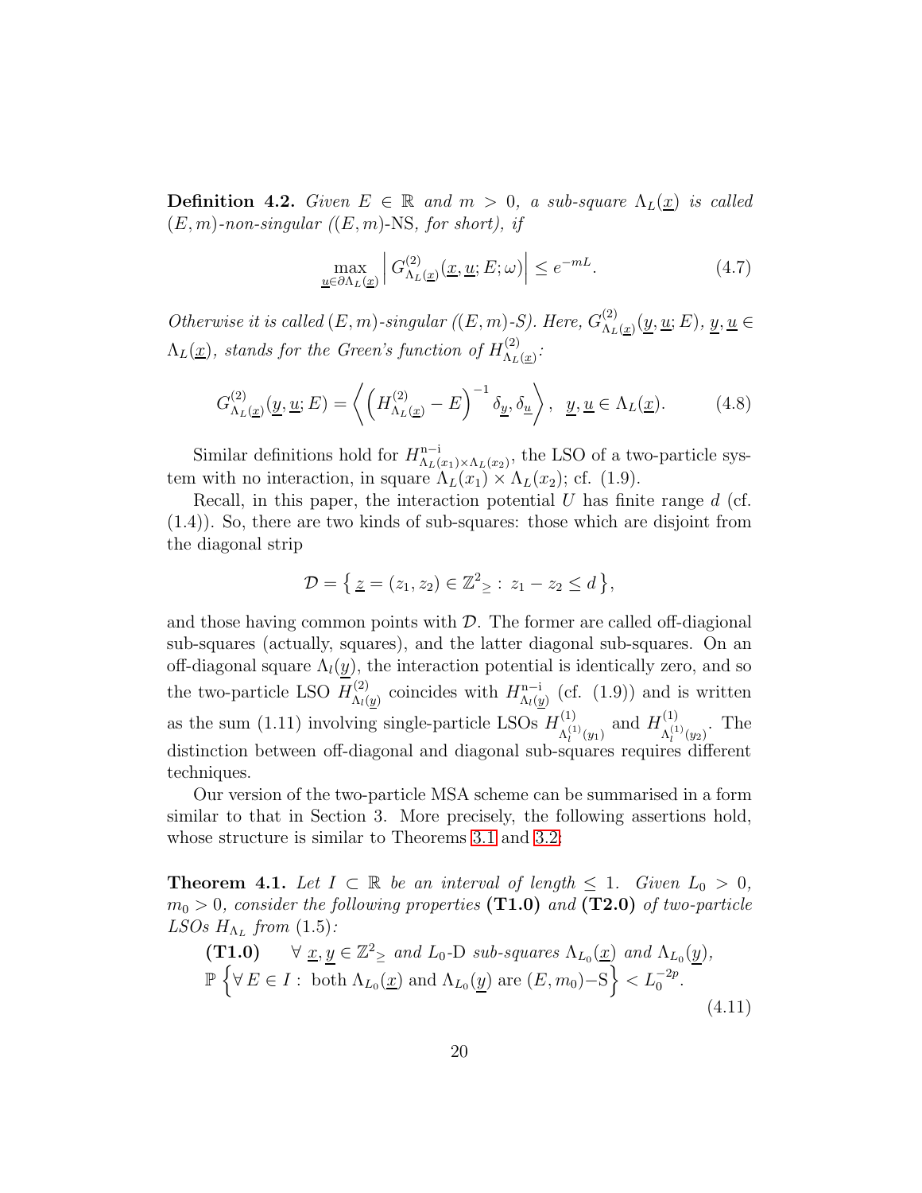**Definition 4.2.** *Given $E \in \mathbb{R}$ and $m > 0$, a sub-square $\Lambda_L(\underline{x})$ is called $(E, m)$-non-singular ($(E, m)$-NS, for short), if*

$$\max_{\underline{u} \in \partial \Lambda_L(\underline{x})} \left| G^{(2)}_{\Lambda_L(\underline{x})}(\underline{x}, \underline{u}; E; \omega) \right| \leq e^{-mL}. \tag{4.7}$$

*Otherwise it is called $(E, m)$-singular ($(E, m)$-S). Here, $G^{(2)}_{\Lambda_L(\underline{x})}(\underline{y}, \underline{u}; E)$, $\underline{y}, \underline{u} \in \Lambda_L(\underline{x})$, stands for the Green's function of $H^{(2)}_{\Lambda_L(\underline{x})}$:*

$$G^{(2)}_{\Lambda_L(\underline{x})}(\underline{y}, \underline{u}; E) = \left\langle \left( H^{(2)}_{\Lambda_L(\underline{x})} - E \right)^{-1} \delta_{\underline{y}}, \delta_{\underline{u}} \right\rangle, \ \ \underline{y}, \underline{u} \in \Lambda_L(\underline{x}). \tag{4.8}$$

Similar definitions hold for $H^{\rm n-i}_{\Lambda_L(x_1) \times \Lambda_L(x_2)}$, the LSO of a two-particle system with no interaction, in square $\Lambda_L(x_1) \times \Lambda_L(x_2)$; cf. (1.9).

Recall, in this paper, the interaction potential $U$ has finite range $d$ (cf. (1.4)). So, there are two kinds of sub-squares: those which are disjoint from the diagonal strip

$$\mathcal{D} = \left\{ \underline{z} = (z_1, z_2) \in \mathbb{Z}^2_{\geq} : \ z_1 - z_2 \leq d \right\},$$

and those having common points with $\mathcal{D}$. The former are called off-diagonal sub-squares (actually, squares), and the latter diagonal sub-squares. On an off-diagonal square $\Lambda_l(\underline{y})$, the interaction potential is identically zero, and so the two-particle LSO $H^{(2)}_{\Lambda_l(\underline{y})}$ coincides with $H^{\rm n-i}_{\Lambda_l(\underline{y})}$ (cf. (1.9)) and is written as the sum (1.11) involving single-particle LSOs $H^{(1)}_{\Lambda^{(1)}_l(y_1)}$ and $H^{(1)}_{\Lambda^{(1)}_l(y_2)}$. The distinction between off-diagonal and diagonal sub-squares requires different techniques.

Our version of the two-particle MSA scheme can be summarised in a form similar to that in Section 3. More precisely, the following assertions hold, whose structure is similar to Theorems 3.1 and 3.2:

**Theorem 4.1.** *Let $I \subset \mathbb{R}$ be an interval of length $\leq 1$. Given $L_0 > 0$, $m_0 > 0$, consider the following properties* **(T1.0)** *and* **(T2.0)** *of two-particle LSOs $H_{\Lambda_L}$ from (1.5):*

**(T1.0)** $\quad \forall \ \underline{x}, \underline{y} \in \mathbb{Z}^2_{\geq}$ *and $L_0$-D sub-squares $\Lambda_{L_0}(\underline{x})$ and $\Lambda_{L_0}(\underline{y})$,*

$$\mathbb{P} \left\{ \forall \, E \in I : \ \text{both } \Lambda_{L_0}(\underline{x}) \text{ and } \Lambda_{L_0}(\underline{y}) \text{ are } (E, m_0)\text{–S} \right\} < L_0^{-2p}. \tag{4.11}$$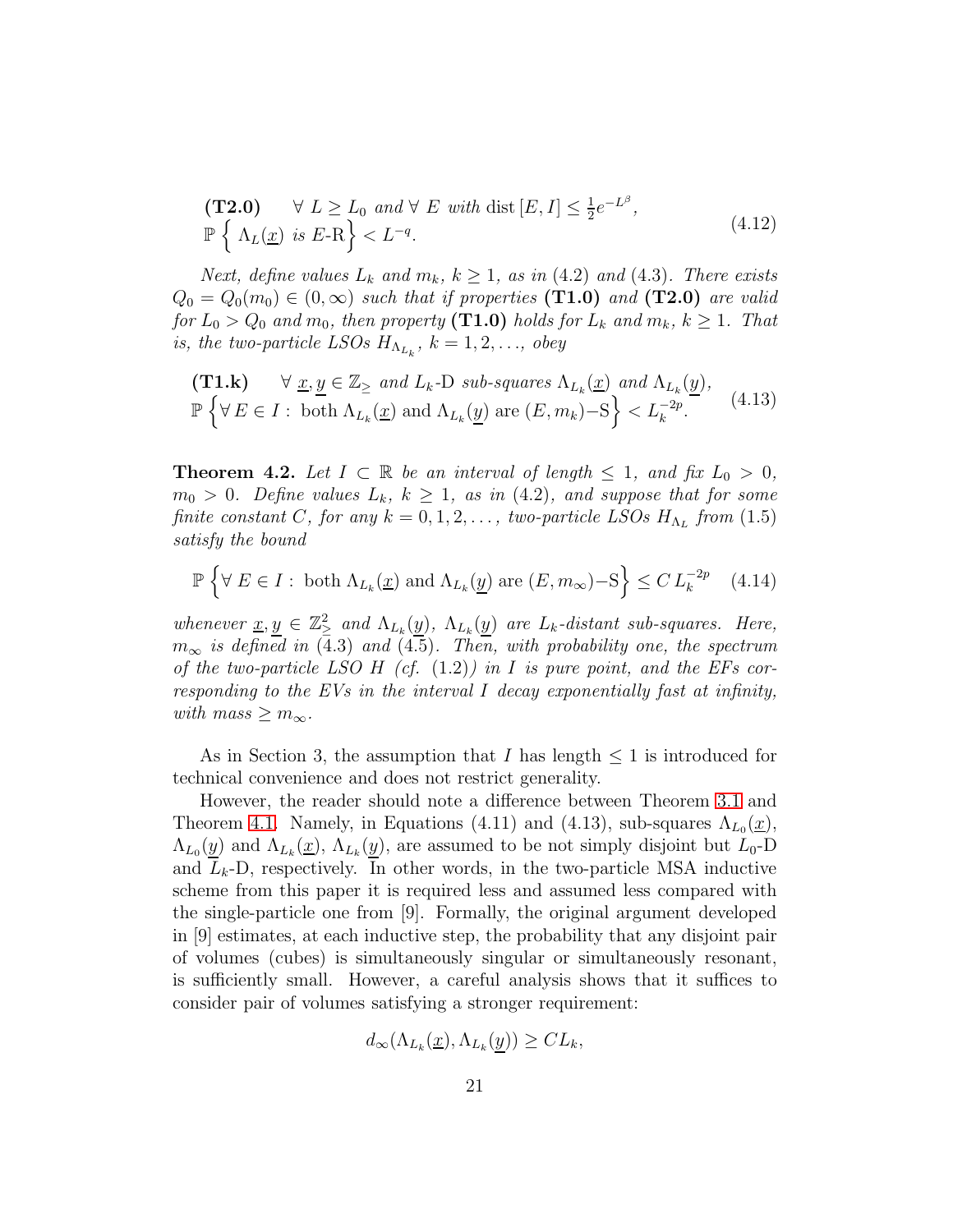$$
\begin{aligned}
&\textbf{(T2.0)} \qquad \forall\ L \geq L_0 \ \textit{and} \ \forall\ E \ \textit{with} \ \mathrm{dist}\,[E, I] \leq \tfrac{1}{2} e^{-L^{\beta}}, \\
&\mathbb{P}\left\{ \ \Lambda_L(\underline{x}) \ \textit{is} \ E\text{-R} \right\} < L^{-q}.
\end{aligned} \tag{4.12}
$$

*Next, define values $L_k$ and $m_k$, $k \geq 1$, as in* (4.2) *and* (4.3)*. There exists $Q_0 = Q_0(m_0) \in (0, \infty)$ such that if properties* **(T1.0)** *and* **(T2.0)** *are valid for $L_0 > Q_0$ and $m_0$, then property* **(T1.0)** *holds for $L_k$ and $m_k$, $k \geq 1$. That is, the two-particle LSOs $H_{\Lambda_{L_k}}$, $k = 1, 2, \ldots$, obey*

$$
\begin{aligned}
&\textbf{(T1.k)} \qquad \forall\ \underline{x}, \underline{y} \in \mathbb{Z}_{\geq} \ \textit{and} \ L_k\text{-D sub-squares} \ \Lambda_{L_k}(\underline{x}) \ \textit{and} \ \Lambda_{L_k}(\underline{y}), \\
&\mathbb{P}\left\{ \forall\, E \in I: \ \text{both } \Lambda_{L_k}(\underline{x}) \text{ and } \Lambda_{L_k}(\underline{y}) \text{ are } (E, m_k)\text{–S} \right\} < L_k^{-2p}.
\end{aligned} \tag{4.13}
$$

**Theorem 4.2.** *Let $I \subset \mathbb{R}$ be an interval of length $\leq 1$, and fix $L_0 > 0$, $m_0 > 0$. Define values $L_k$, $k \geq 1$, as in* (4.2)*, and suppose that for some finite constant $C$, for any $k = 0, 1, 2, \ldots$, two-particle LSOs $H_{\Lambda_L}$ from* (1.5) *satisfy the bound*

$$
\mathbb{P}\left\{ \forall\ E \in I: \ \text{both } \Lambda_{L_k}(\underline{x}) \text{ and } \Lambda_{L_k}(\underline{y}) \text{ are } (E, m_\infty)\text{–S} \right\} \leq C\, L_k^{-2p} \tag{4.14}
$$

*whenever $\underline{x}, \underline{y} \in \mathbb{Z}^2_{\geq}$ and $\Lambda_{L_k}(\underline{y})$, $\Lambda_{L_k}(\underline{y})$ are $L_k$-distant sub-squares. Here, $m_\infty$ is defined in* (4.3) *and* (4.5)*. Then, with probability one, the spectrum of the two-particle LSO $H$ (cf.* (1.2)*) in $I$ is pure point, and the EFs corresponding to the EVs in the interval $I$ decay exponentially fast at infinity, with mass $\geq m_\infty$.*

As in Section 3, the assumption that $I$ has length $\leq 1$ is introduced for technical convenience and does not restrict generality.

However, the reader should note a difference between Theorem 3.1 and Theorem 4.1. Namely, in Equations (4.11) and (4.13), sub-squares $\Lambda_{L_0}(\underline{x})$, $\Lambda_{L_0}(\underline{y})$ and $\Lambda_{L_k}(\underline{x})$, $\Lambda_{L_k}(\underline{y})$, are assumed to be not simply disjoint but $L_0$-D and $L_k$-D, respectively. In other words, in the two-particle MSA inductive scheme from this paper it is required less and assumed less compared with the single-particle one from [9]. Formally, the original argument developed in [9] estimates, at each inductive step, the probability that any disjoint pair of volumes (cubes) is simultaneously singular or simultaneously resonant, is sufficiently small. However, a careful analysis shows that it suffices to consider pair of volumes satisfying a stronger requirement:

$$
d_\infty(\Lambda_{L_k}(\underline{x}), \Lambda_{L_k}(\underline{y})) \geq C L_k,
$$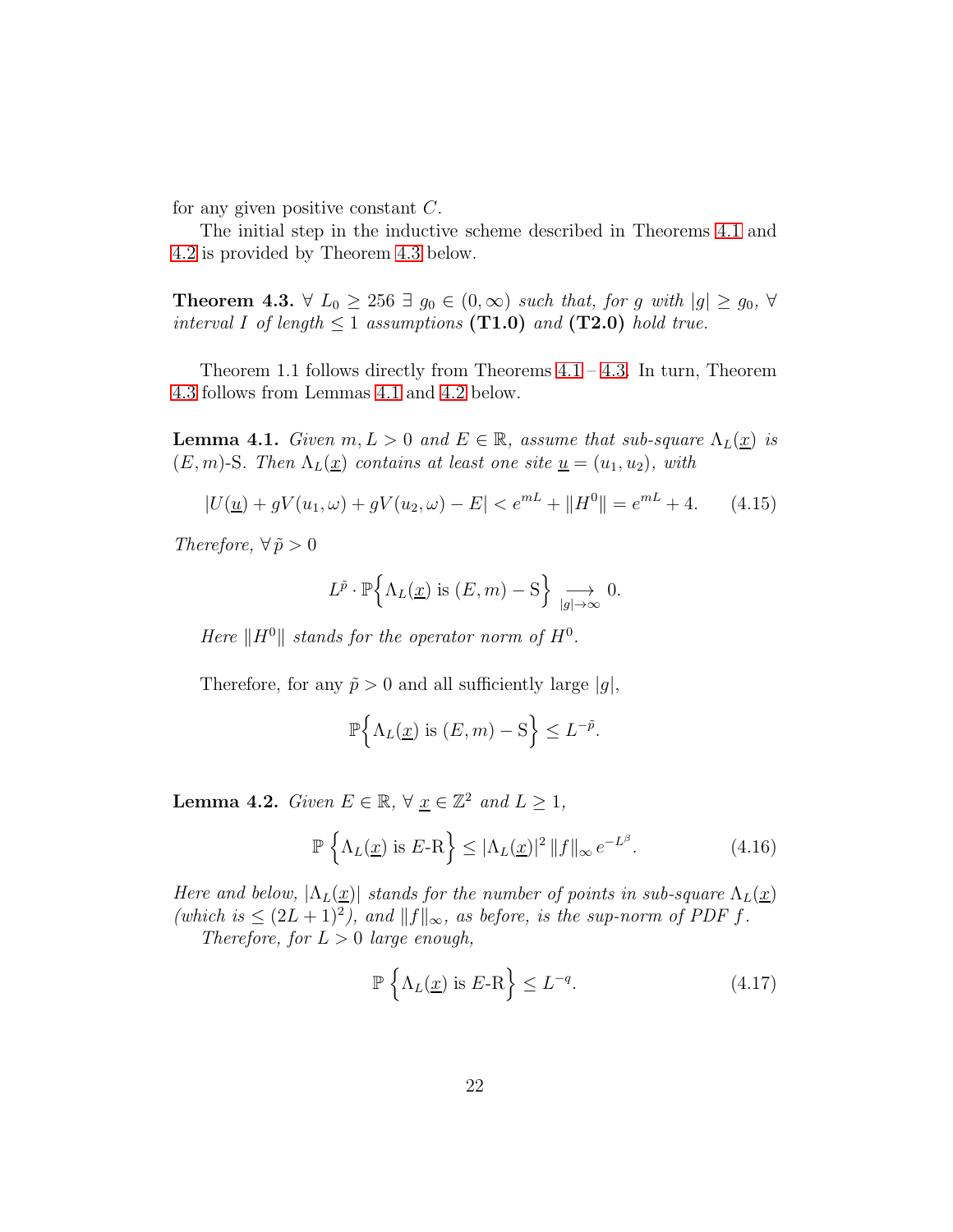for any given positive constant $C$.

The initial step in the inductive scheme described in Theorems 4.1 and 4.2 is provided by Theorem 4.3 below.

**Theorem 4.3.** *$\forall\ L_0 \geq 256\ \exists\ g_0 \in (0, \infty)$ such that, for $g$ with $|g| \geq g_0$, $\forall$ interval $I$ of length $\leq 1$ assumptions* **(T1.0)** *and* **(T2.0)** *hold true.*

Theorem 1.1 follows directly from Theorems 4.1 – 4.3. In turn, Theorem 4.3 follows from Lemmas 4.1 and 4.2 below.

**Lemma 4.1.** *Given $m, L > 0$ and $E \in \mathbb{R}$, assume that sub-square $\Lambda_L(\underline{x})$ is $(E, m)$-S. Then $\Lambda_L(\underline{x})$ contains at least one site $\underline{u} = (u_1, u_2)$, with*

$$|U(\underline{u}) + gV(u_1, \omega) + gV(u_2, \omega) - E| < e^{mL} + \|H^0\| = e^{mL} + 4. \tag{4.15}$$

*Therefore, $\forall\, \tilde{p} > 0$*

$$L^{\tilde{p}} \cdot \mathbb{P}\Big\{ \Lambda_L(\underline{x}) \text{ is } (E, m) - \text{S} \Big\} \underset{|g| \to \infty}{\longrightarrow} 0.$$

*Here $\|H^0\|$ stands for the operator norm of $H^0$.*

Therefore, for any $\tilde{p} > 0$ and all sufficiently large $|g|$,

$$\mathbb{P}\Big\{ \Lambda_L(\underline{x}) \text{ is } (E, m) - \text{S} \Big\} \leq L^{-\tilde{p}}.$$

**Lemma 4.2.** *Given $E \in \mathbb{R}$, $\forall\ \underline{x} \in \mathbb{Z}^2$ and $L \geq 1$,*

$$\mathbb{P}\left\{ \Lambda_L(\underline{x}) \text{ is } E\text{-R} \right\} \leq |\Lambda_L(\underline{x})|^2 \, \|f\|_\infty \, e^{-L^\beta}. \tag{4.16}$$

*Here and below, $|\Lambda_L(\underline{x})|$ stands for the number of points in sub-square $\Lambda_L(\underline{x})$ (which is $\leq (2L+1)^2$), and $\|f\|_\infty$, as before, is the sup-norm of PDF $f$.*

*Therefore, for $L > 0$ large enough,*

$$\mathbb{P}\left\{ \Lambda_L(\underline{x}) \text{ is } E\text{-R} \right\} \leq L^{-q}. \tag{4.17}$$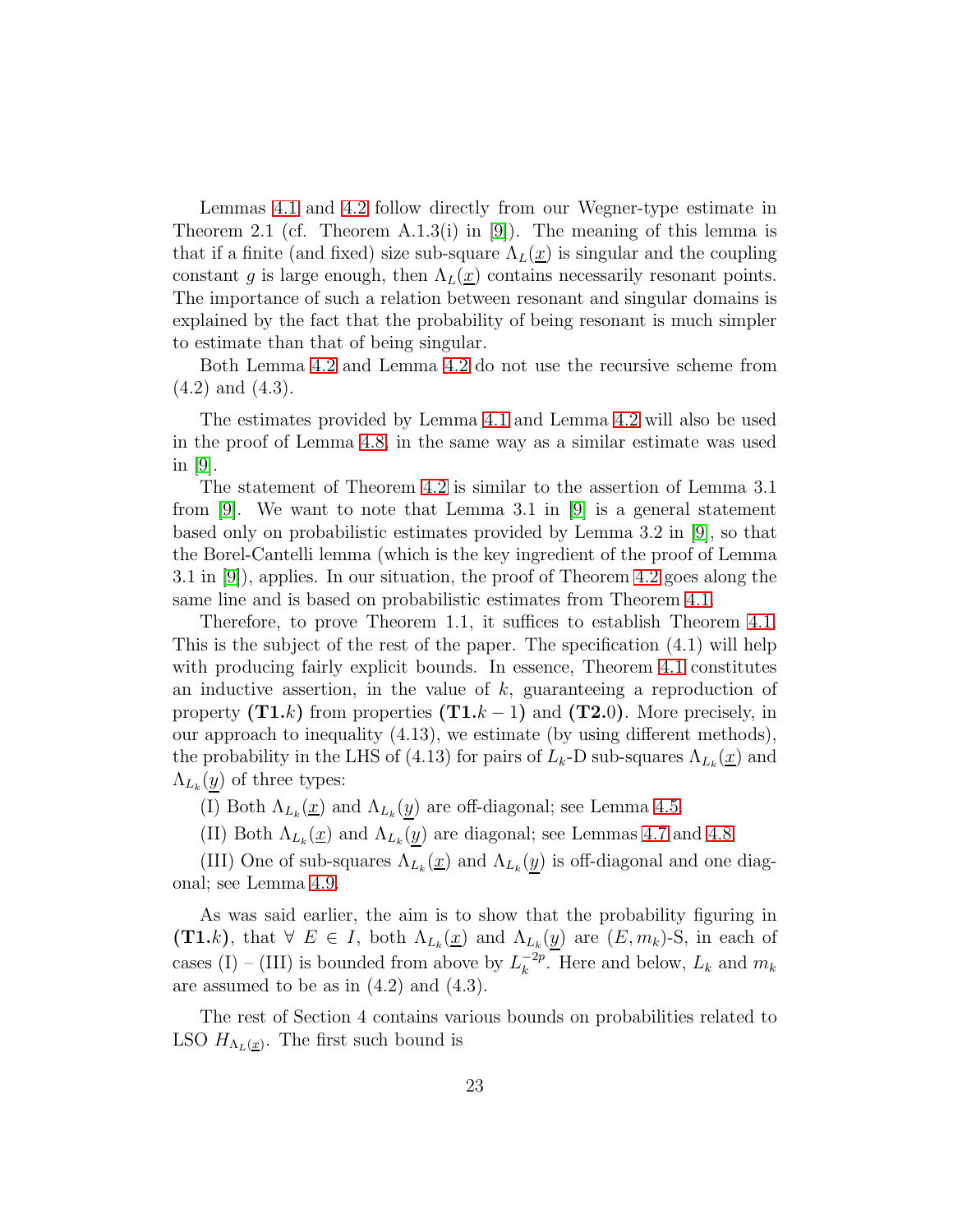Lemmas 4.1 and 4.2 follow directly from our Wegner-type estimate in Theorem 2.1 (cf. Theorem A.1.3(i) in [9]). The meaning of this lemma is that if a finite (and fixed) size sub-square $\Lambda_L(\underline{x})$ is singular and the coupling constant $g$ is large enough, then $\Lambda_L(\underline{x})$ contains necessarily resonant points. The importance of such a relation between resonant and singular domains is explained by the fact that the probability of being resonant is much simpler to estimate than that of being singular.

Both Lemma 4.2 and Lemma 4.2 do not use the recursive scheme from (4.2) and (4.3).

The estimates provided by Lemma 4.1 and Lemma 4.2 will also be used in the proof of Lemma 4.8, in the same way as a similar estimate was used in [9].

The statement of Theorem 4.2 is similar to the assertion of Lemma 3.1 from [9]. We want to note that Lemma 3.1 in [9] is a general statement based only on probabilistic estimates provided by Lemma 3.2 in [9], so that the Borel-Cantelli lemma (which is the key ingredient of the proof of Lemma 3.1 in [9]), applies. In our situation, the proof of Theorem 4.2 goes along the same line and is based on probabilistic estimates from Theorem 4.1.

Therefore, to prove Theorem 1.1, it suffices to establish Theorem 4.1. This is the subject of the rest of the paper. The specification (4.1) will help with producing fairly explicit bounds. In essence, Theorem 4.1 constitutes an inductive assertion, in the value of $k$, guaranteeing a reproduction of property **(T1.**$k$**)** from properties **(T1.**$k-1$**)** and **(T2.**0**)**. More precisely, in our approach to inequality (4.13), we estimate (by using different methods), the probability in the LHS of (4.13) for pairs of $L_k$-D sub-squares $\Lambda_{L_k}(\underline{x})$ and $\Lambda_{L_k}(\underline{y})$ of three types:

(I) Both $\Lambda_{L_k}(\underline{x})$ and $\Lambda_{L_k}(\underline{y})$ are off-diagonal; see Lemma 4.5.

(II) Both $\Lambda_{L_k}(\underline{x})$ and $\Lambda_{L_k}(\underline{y})$ are diagonal; see Lemmas 4.7 and 4.8.

(III) One of sub-squares $\Lambda_{L_k}(\underline{x})$ and $\Lambda_{L_k}(\underline{y})$ is off-diagonal and one diagonal; see Lemma 4.9.

As was said earlier, the aim is to show that the probability figuring in **(T1.**$k$**)**, that $\forall\ E \in I$, both $\Lambda_{L_k}(\underline{x})$ and $\Lambda_{L_k}(\underline{y})$ are $(E, m_k)$-S, in each of cases (I) – (III) is bounded from above by $L_k^{-2p}$. Here and below, $L_k$ and $m_k$ are assumed to be as in (4.2) and (4.3).

The rest of Section 4 contains various bounds on probabilities related to LSO $H_{\Lambda_L(\underline{x})}$. The first such bound is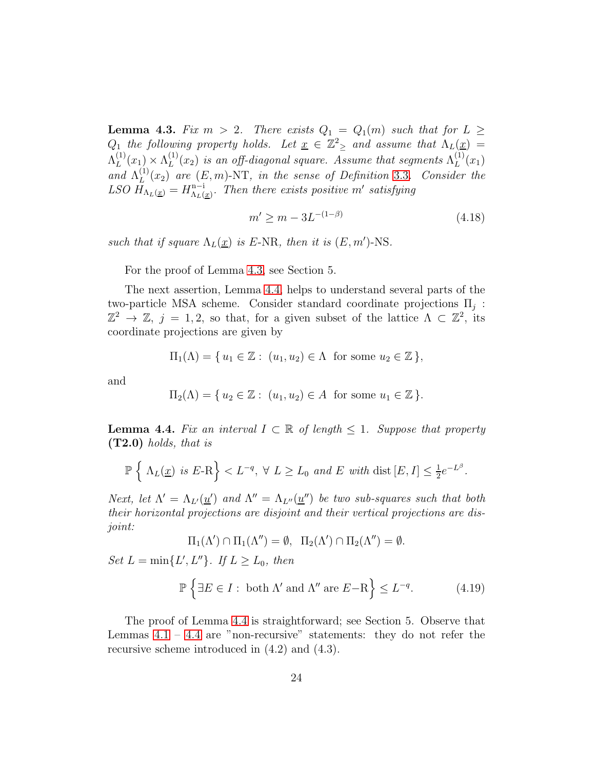**Lemma 4.3.** *Fix $m > 2$. There exists $Q_1 = Q_1(m)$ such that for $L \geq Q_1$ the following property holds. Let $\underline{x} \in \mathbb{Z}^2_{\geq}$ and assume that $\Lambda_L(\underline{x}) = \Lambda_L^{(1)}(x_1) \times \Lambda_L^{(1)}(x_2)$ is an off-diagonal square. Assume that segments $\Lambda_L^{(1)}(x_1)$ and $\Lambda_L^{(1)}(x_2)$ are $(E, m)$-NT, in the sense of Definition 3.3. Consider the LSO $H_{\Lambda_L(\underline{x})} = H^{\text{n-i}}_{\Lambda_L(\underline{x})}$. Then there exists positive $m'$ satisfying*

$$m' \geq m - 3L^{-(1-\beta)} \tag{4.18}$$

*such that if square $\Lambda_L(\underline{x})$ is $E$-NR, then it is $(E, m')$-NS.*

For the proof of Lemma 4.3, see Section 5.

The next assertion, Lemma 4.4, helps to understand several parts of the two-particle MSA scheme. Consider standard coordinate projections $\Pi_j : \mathbb{Z}^2 \to \mathbb{Z}$, $j = 1, 2$, so that, for a given subset of the lattice $\Lambda \subset \mathbb{Z}^2$, its coordinate projections are given by

$$\Pi_1(\Lambda) = \{\, u_1 \in \mathbb{Z} : \ (u_1, u_2) \in \Lambda \ \text{ for some } u_2 \in \mathbb{Z}\,\},$$

and

$$\Pi_2(\Lambda) = \{\, u_2 \in \mathbb{Z} : \ (u_1, u_2) \in A \ \text{ for some } u_1 \in \mathbb{Z}\,\}.$$

**Lemma 4.4.** *Fix an interval $I \subset \mathbb{R}$ of length $\leq 1$. Suppose that property* **(T2.0)** *holds, that is*

$$\mathbb{P}\left\{ \ \Lambda_L(\underline{x}) \ \text{is } E\text{-R}\right\} < L^{-q}, \ \forall \ L \geq L_0 \ \text{and } E \ \text{with} \ \operatorname{dist}[E, I] \leq \tfrac{1}{2}e^{-L^{\beta}}.$$

*Next, let $\Lambda' = \Lambda_{L'}(\underline{u}')$ and $\Lambda'' = \Lambda_{L''}(\underline{u}'')$ be two sub-squares such that both their horizontal projections are disjoint and their vertical projections are disjoint:*

$$\Pi_1(\Lambda') \cap \Pi_1(\Lambda'') = \emptyset, \ \ \Pi_2(\Lambda') \cap \Pi_2(\Lambda'') = \emptyset.$$

*Set $L = \min\{L', L''\}$. If $L \geq L_0$, then*

$$\mathbb{P}\left\{\exists E \in I : \ \text{both } \Lambda' \text{ and } \Lambda'' \text{ are } E\text{−R}\right\} \leq L^{-q}. \tag{4.19}$$

The proof of Lemma 4.4 is straightforward; see Section 5. Observe that Lemmas 4.1 – 4.4 are "non-recursive" statements: they do not refer the recursive scheme introduced in (4.2) and (4.3).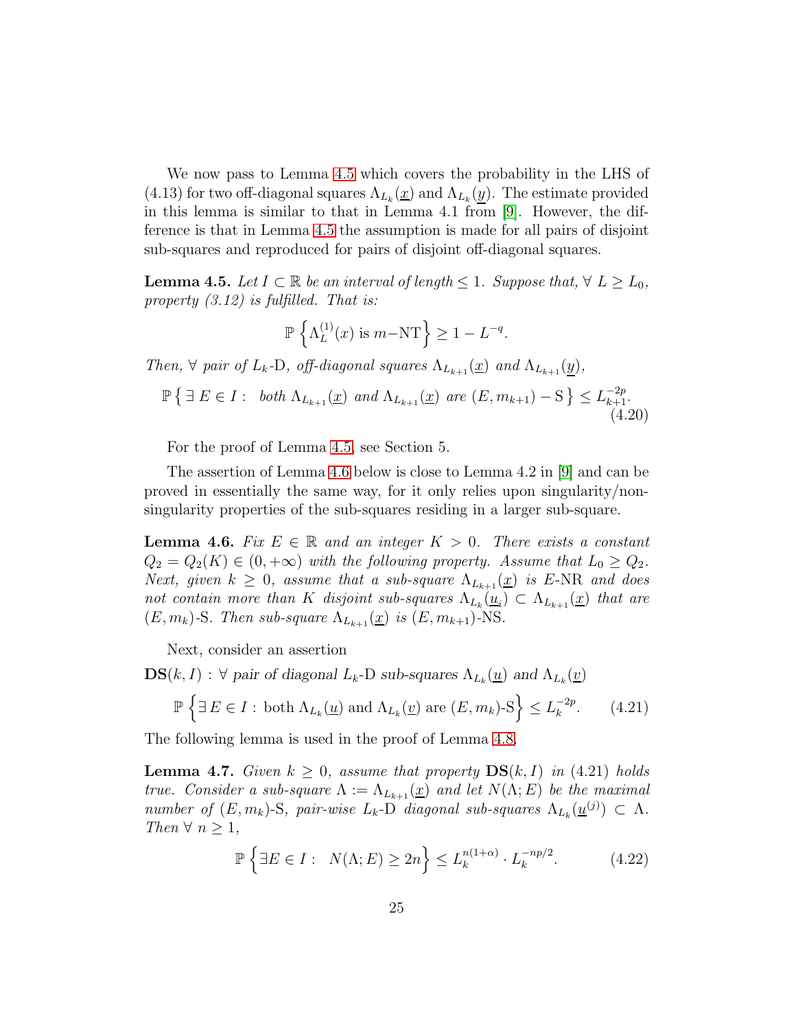We now pass to Lemma 4.5 which covers the probability in the LHS of (4.13) for two off-diagonal squares $\Lambda_{L_k}(\underline{x})$ and $\Lambda_{L_k}(\underline{y})$. The estimate provided in this lemma is similar to that in Lemma 4.1 from [9]. However, the difference is that in Lemma 4.5 the assumption is made for all pairs of disjoint sub-squares and reproduced for pairs of disjoint off-diagonal squares.

**Lemma 4.5.** *Let $I \subset \mathbb{R}$ be an interval of length $\leq 1$. Suppose that, $\forall\ L \geq L_0$, property (3.12) is fulfilled. That is:*

$$\mathbb{P}\left\{\Lambda_L^{(1)}(x) \text{ is } m\text{–NT}\right\} \geq 1 - L^{-q}.$$

*Then, $\forall$ pair of $L_k$-D, off-diagonal squares $\Lambda_{L_{k+1}}(\underline{x})$ and $\Lambda_{L_{k+1}}(\underline{y})$,*

$$\mathbb{P}\left\{\,\exists\ E \in I:\ \text{ both } \Lambda_{L_{k+1}}(\underline{x}) \text{ and } \Lambda_{L_{k+1}}(\underline{x}) \text{ are } (E, m_{k+1}) - \text{S}\,\right\} \leq L_{k+1}^{-2p}. \tag{4.20}$$

For the proof of Lemma 4.5, see Section 5.

The assertion of Lemma 4.6 below is close to Lemma 4.2 in [9] and can be proved in essentially the same way, for it only relies upon singularity/non-singularity properties of the sub-squares residing in a larger sub-square.

**Lemma 4.6.** *Fix $E \in \mathbb{R}$ and an integer $K > 0$. There exists a constant $Q_2 = Q_2(K) \in (0, +\infty)$ with the following property. Assume that $L_0 \geq Q_2$. Next, given $k \geq 0$, assume that a sub-square $\Lambda_{L_{k+1}}(\underline{x})$ is $E$-NR and does not contain more than $K$ disjoint sub-squares $\Lambda_{L_k}(\underline{u}_j) \subset \Lambda_{L_{k+1}}(\underline{x})$ that are $(E, m_k)$-S. Then sub-square $\Lambda_{L_{k+1}}(\underline{x})$ is $(E, m_{k+1})$-NS.*

Next, consider an assertion

$\mathbf{DS}(k, I)$ : $\forall$ *pair of diagonal $L_k$-D sub-squares $\Lambda_{L_k}(\underline{u})$ and $\Lambda_{L_k}(\underline{v})$*

$$\mathbb{P}\left\{\exists\, E \in I:\ \text{both } \Lambda_{L_k}(\underline{u}) \text{ and } \Lambda_{L_k}(\underline{v}) \text{ are } (E, m_k)\text{-S}\right\} \leq L_k^{-2p}. \tag{4.21}$$

The following lemma is used in the proof of Lemma 4.8.

**Lemma 4.7.** *Given $k \geq 0$, assume that property $\mathbf{DS}(k, I)$ in (4.21) holds true. Consider a sub-square $\Lambda := \Lambda_{L_{k+1}}(\underline{x})$ and let $N(\Lambda; E)$ be the maximal number of $(E, m_k)$-S, pair-wise $L_k$-D diagonal sub-squares $\Lambda_{L_k}(\underline{u}^{(j)}) \subset \Lambda$. Then $\forall\ n \geq 1$,*

$$\mathbb{P}\left\{\exists E \in I:\ \ N(\Lambda; E) \geq 2n\right\} \leq L_k^{n(1+\alpha)} \cdot L_k^{-np/2}. \tag{4.22}$$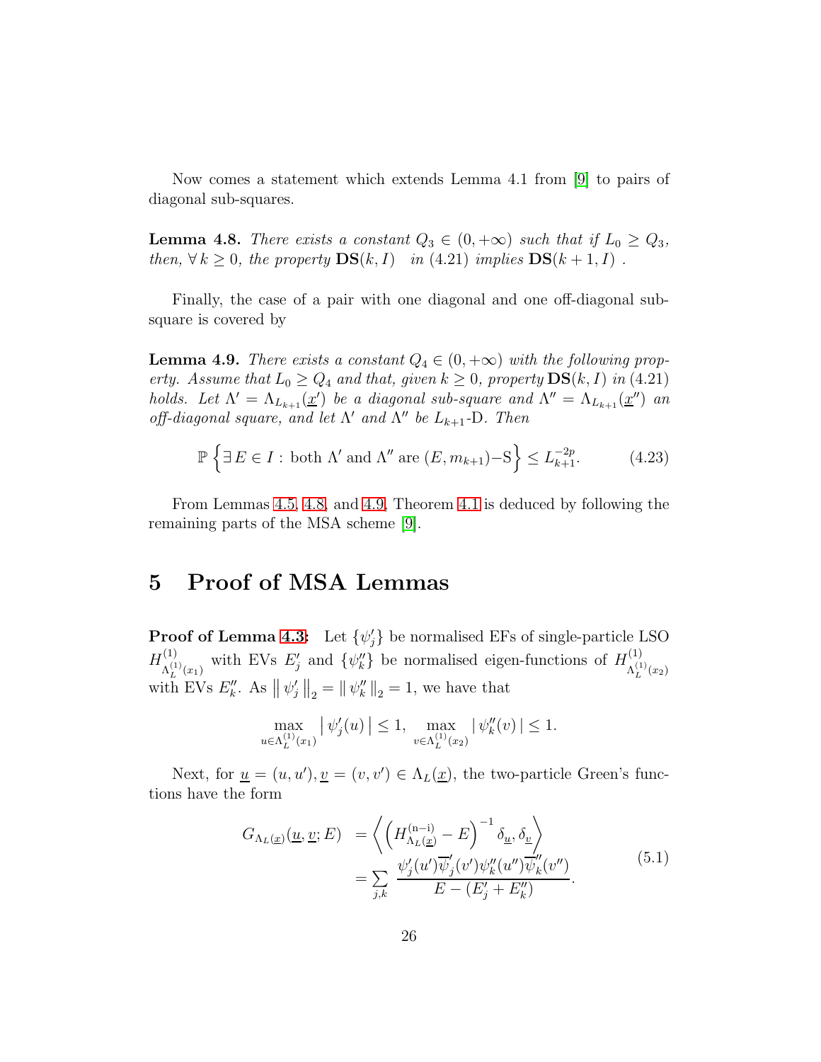Now comes a statement which extends Lemma 4.1 from [9] to pairs of diagonal sub-squares.

**Lemma 4.8.** *There exists a constant $Q_3 \in (0, +\infty)$ such that if $L_0 \geq Q_3$, then, $\forall\, k \geq 0$, the property* $\mathbf{DS}(k, I)$ *in* (4.21) *implies* $\mathbf{DS}(k+1, I)$ *.*

Finally, the case of a pair with one diagonal and one off-diagonal sub-square is covered by

**Lemma 4.9.** *There exists a constant $Q_4 \in (0, +\infty)$ with the following property. Assume that $L_0 \geq Q_4$ and that, given $k \geq 0$, property* $\mathbf{DS}(k, I)$ *in* (4.21) *holds. Let $\Lambda' = \Lambda_{L_{k+1}}(\underline{x}')$ be a diagonal sub-square and $\Lambda'' = \Lambda_{L_{k+1}}(\underline{x}'')$ an off-diagonal square, and let $\Lambda'$ and $\Lambda''$ be $L_{k+1}$-D. Then*

$$\mathbb{P}\left\{\exists\, E \in I:\ \text{both } \Lambda' \text{ and } \Lambda'' \text{ are } (E, m_{k+1})\text{–S}\right\} \leq L_{k+1}^{-2p}. \tag{4.23}$$

From Lemmas 4.5, 4.8, and 4.9, Theorem 4.1 is deduced by following the remaining parts of the MSA scheme [9].

# 5 Proof of MSA Lemmas

**Proof of Lemma 4.3:** Let $\{\psi'_j\}$ be normalised EFs of single-particle LSO $H^{(1)}_{\Lambda^{(1)}_L(x_1)}$ with EVs $E'_j$ and $\{\psi''_k\}$ be normalised eigen-functions of $H^{(1)}_{\Lambda^{(1)}_L(x_2)}$ with EVs $E''_k$. As $\|\,\psi'_j\,\|_2 = \|\,\psi''_k\,\|_2 = 1$, we have that

$$\max_{u \in \Lambda^{(1)}_L(x_1)} |\,\psi'_j(u)\,| \leq 1, \quad \max_{v \in \Lambda^{(1)}_L(x_2)} |\,\psi''_k(v)\,| \leq 1.$$

Next, for $\underline{u} = (u, u'), \underline{v} = (v, v') \in \Lambda_L(\underline{x})$, the two-particle Green's functions have the form

$$\begin{aligned} G_{\Lambda_L(\underline{x})}(\underline{u}, \underline{v}; E) &= \left\langle \left( H^{(\mathrm{n-i})}_{\Lambda_L(\underline{x})} - E \right)^{-1} \delta_{\underline{u}}, \delta_{\underline{v}} \right\rangle \\ &= \sum_{j,k} \frac{\psi'_j(u')\overline{\psi}'_j(v')\psi''_k(u'')\overline{\psi}''_k(v'')}{E - (E'_j + E''_k)}. \end{aligned} \tag{5.1}$$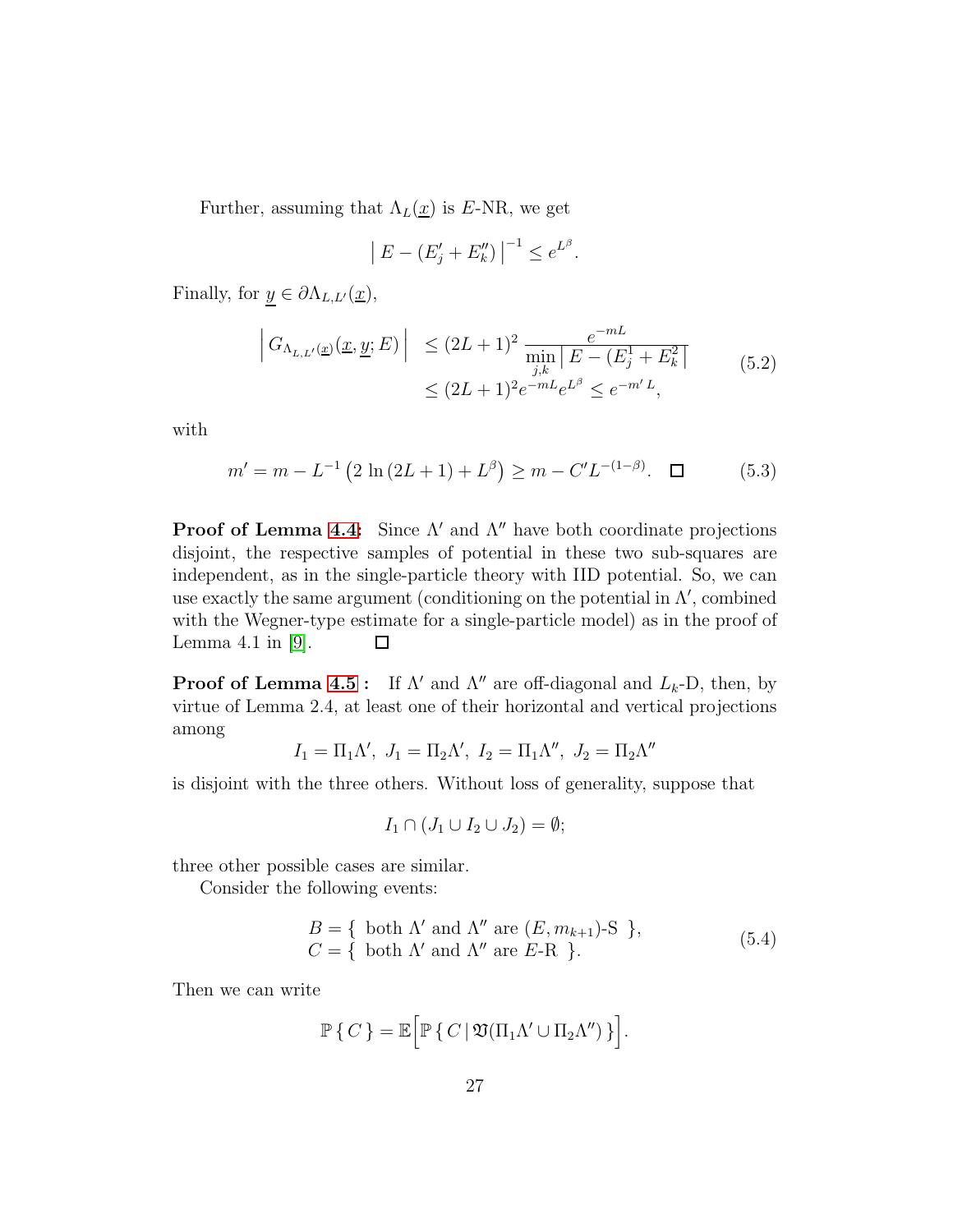Further, assuming that $\Lambda_L(\underline{x})$ is $E$-NR, we get

$$\left| E - (E'_j + E''_k) \right|^{-1} \le e^{L^\beta}.$$

Finally, for $\underline{y} \in \partial \Lambda_{L,L'}(\underline{x})$,

$$\begin{aligned} \left| G_{\Lambda_{L,L'}(\underline{x})}(\underline{x}, \underline{y}; E) \right| &\le (2L+1)^2 \frac{e^{-mL}}{\min\limits_{j,k} \left| E - (E^1_j + E^2_k \right|} \\ &\le (2L+1)^2 e^{-mL} e^{L^\beta} \le e^{-m' L}, \end{aligned} \tag{5.2}$$

with

$$m' = m - L^{-1} \left( 2 \ln (2L+1) + L^\beta \right) \ge m - C' L^{-(1-\beta)}. \quad \square \tag{5.3}$$

**Proof of Lemma 4.4:** Since $\Lambda'$ and $\Lambda''$ have both coordinate projections disjoint, the respective samples of potential in these two sub-squares are independent, as in the single-particle theory with IID potential. So, we can use exactly the same argument (conditioning on the potential in $\Lambda'$, combined with the Wegner-type estimate for a single-particle model) as in the proof of Lemma 4.1 in [9]. $\square$

**Proof of Lemma 4.5 :** If $\Lambda'$ and $\Lambda''$ are off-diagonal and $L_k$-D, then, by virtue of Lemma 2.4, at least one of their horizontal and vertical projections among

$$I_1 = \Pi_1 \Lambda',\ J_1 = \Pi_2 \Lambda',\ I_2 = \Pi_1 \Lambda'',\ J_2 = \Pi_2 \Lambda''$$

is disjoint with the three others. Without loss of generality, suppose that

$$I_1 \cap (J_1 \cup I_2 \cup J_2) = \emptyset;$$

three other possible cases are similar.

Consider the following events:

$$\begin{aligned} B &= \{ \text{ both } \Lambda' \text{ and } \Lambda'' \text{ are } (E, m_{k+1})\text{-S } \}, \\ C &= \{ \text{ both } \Lambda' \text{ and } \Lambda'' \text{ are } E\text{-R } \}. \end{aligned} \tag{5.4}$$

Then we can write

$$\mathbb{P} \{ C \} = \mathbb{E}\Big[ \mathbb{P} \{ C \,|\, \mathfrak{V}(\Pi_1 \Lambda' \cup \Pi_2 \Lambda'') \} \Big].$$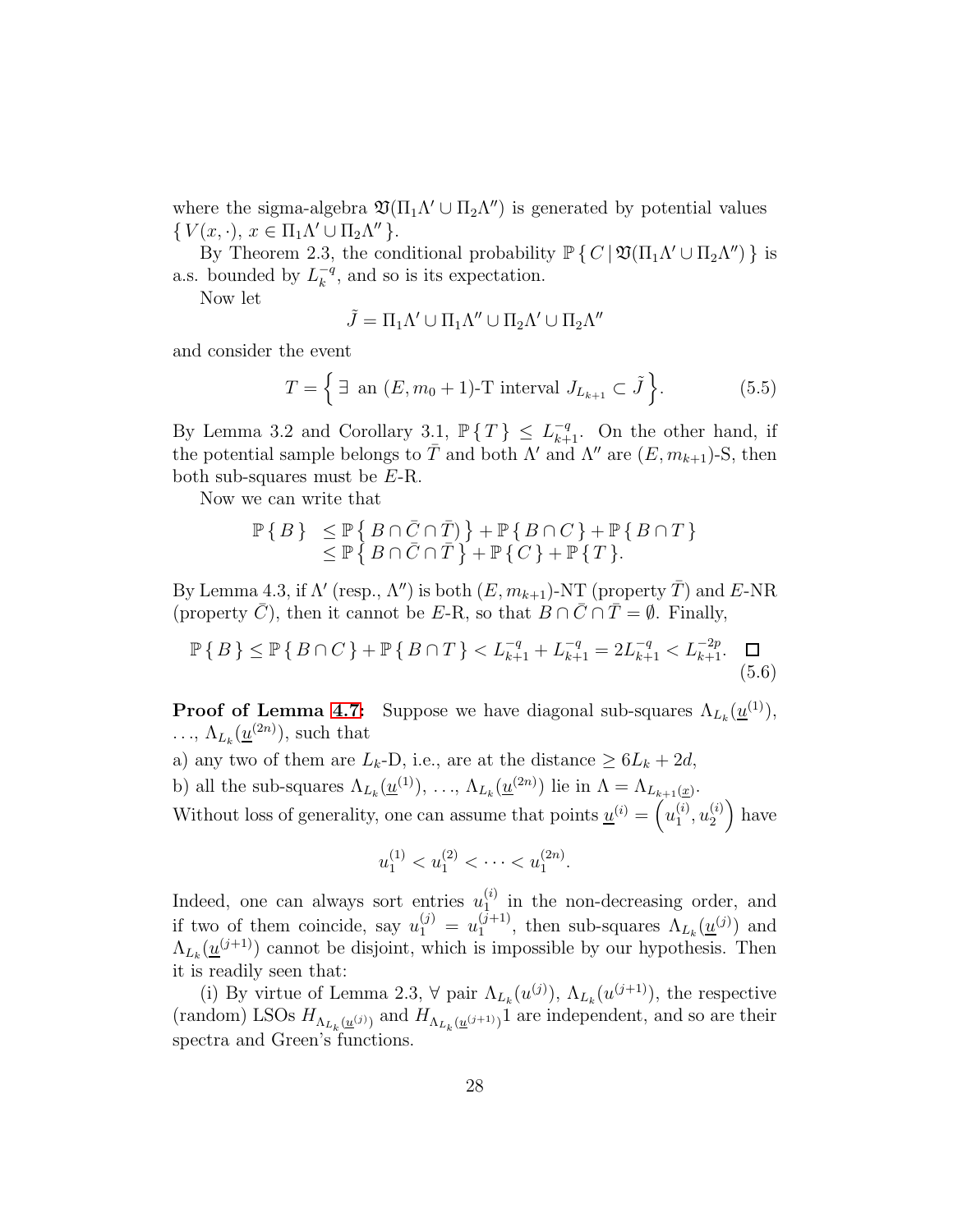where the sigma-algebra $\mathfrak{V}(\Pi_1\Lambda' \cup \Pi_2\Lambda'')$ is generated by potential values $\{ V(x,\cdot),\, x \in \Pi_1\Lambda' \cup \Pi_2\Lambda'' \}$.

By Theorem 2.3, the conditional probability $\mathbb{P}\{ C \,|\, \mathfrak{V}(\Pi_1\Lambda' \cup \Pi_2\Lambda'') \}$ is a.s. bounded by $L_k^{-q}$, and so is its expectation.

Now let

$$
\tilde{J} = \Pi_1\Lambda' \cup \Pi_1\Lambda'' \cup \Pi_2\Lambda' \cup \Pi_2\Lambda''
$$

and consider the event

$$
T = \Big\{ \exists \text{ an } (E, m_0+1)\text{-T interval } J_{L_{k+1}} \subset \tilde{J} \Big\}. \tag{5.5}
$$

By Lemma 3.2 and Corollary 3.1, $\mathbb{P}\{ T \} \le L_{k+1}^{-q}$. On the other hand, if the potential sample belongs to $\bar{T}$ and both $\Lambda'$ and $\Lambda''$ are $(E, m_{k+1})$-S, then both sub-squares must be $E$-R.

Now we can write that

$$
\begin{aligned}
\mathbb{P}\{ B \} &\le \mathbb{P}\big\{ B \cap \bar{C} \cap \bar{T}) \big\} + \mathbb{P}\{ B \cap C \} + \mathbb{P}\{ B \cap T \} \\
&\le \mathbb{P}\big\{ B \cap \bar{C} \cap \bar{T} \big\} + \mathbb{P}\{ C \} + \mathbb{P}\{ T \}.
\end{aligned}
$$

By Lemma 4.3, if $\Lambda'$ (resp., $\Lambda''$) is both $(E, m_{k+1})$-NT (property $\bar{T}$) and $E$-NR (property $\bar{C}$), then it cannot be $E$-R, so that $B \cap \bar{C} \cap \bar{T} = \emptyset$. Finally,

$$
\mathbb{P}\{ B \} \le \mathbb{P}\{ B \cap C \} + \mathbb{P}\{ B \cap T \} < L_{k+1}^{-q} + L_{k+1}^{-q} = 2L_{k+1}^{-q} < L_{k+1}^{-2p}. \quad \square \tag{5.6}
$$

**Proof of Lemma 4.7:** Suppose we have diagonal sub-squares $\Lambda_{L_k}(\underline{u}^{(1)})$, ..., $\Lambda_{L_k}(\underline{u}^{(2n)})$, such that

a) any two of them are $L_k$-D, i.e., are at the distance $\ge 6L_k + 2d$,

b) all the sub-squares $\Lambda_{L_k}(\underline{u}^{(1)})$, ..., $\Lambda_{L_k}(\underline{u}^{(2n)})$ lie in $\Lambda = \Lambda_{L_{k+1}(\underline{x})}$.

Without loss of generality, one can assume that points $\underline{u}^{(i)} = \Big( u_1^{(i)}, u_2^{(i)} \Big)$ have

$$
u_1^{(1)} < u_1^{(2)} < \cdots < u_1^{(2n)}.
$$

Indeed, one can always sort entries $u_1^{(i)}$ in the non-decreasing order, and if two of them coincide, say $u_1^{(j)} = u_1^{(j+1)}$, then sub-squares $\Lambda_{L_k}(\underline{u}^{(j)})$ and $\Lambda_{L_k}(\underline{u}^{(j+1)})$ cannot be disjoint, which is impossible by our hypothesis. Then it is readily seen that:

(i) By virtue of Lemma 2.3, $\forall$ pair $\Lambda_{L_k}(u^{(j)})$, $\Lambda_{L_k}(u^{(j+1)})$, the respective (random) LSOs $H_{\Lambda_{L_k}(\underline{u}^{(j)})}$ and $H_{\Lambda_{L_k}(\underline{u}^{(j+1)})}1$ are independent, and so are their spectra and Green's functions.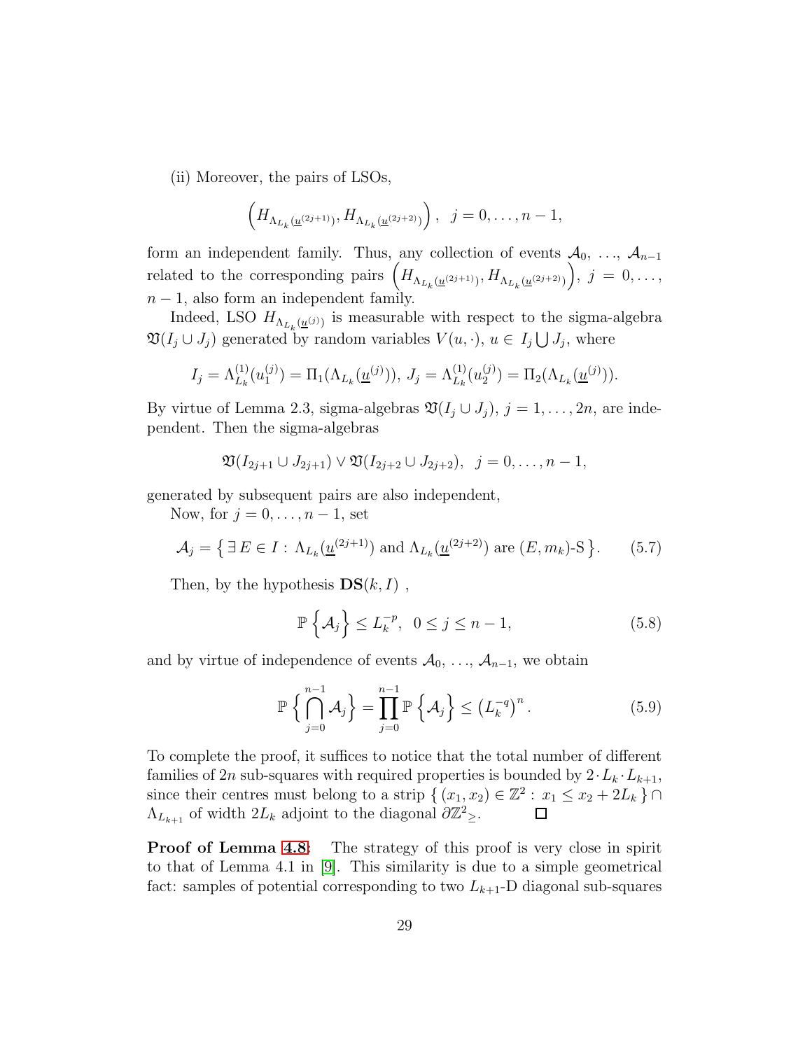(ii) Moreover, the pairs of LSOs,

$$\left(H_{\Lambda_{L_k}(\underline{u}^{(2j+1)})}, H_{\Lambda_{L_k}(\underline{u}^{(2j+2)})}\right), \;\; j = 0, \ldots, n-1,$$

form an independent family. Thus, any collection of events $\mathcal{A}_0, \ldots, \mathcal{A}_{n-1}$ related to the corresponding pairs $\left(H_{\Lambda_{L_k}(\underline{u}^{(2j+1)})}, H_{\Lambda_{L_k}(\underline{u}^{(2j+2)})}\right)$, $j = 0, \ldots, n-1$, also form an independent family.

Indeed, LSO $H_{\Lambda_{L_k}(\underline{u}^{(j)})}$ is measurable with respect to the sigma-algebra $\mathfrak{V}(I_j \cup J_j)$ generated by random variables $V(u, \cdot)$, $u \in I_j \bigcup J_j$, where

$$I_j = \Lambda^{(1)}_{L_k}(u^{(j)}_1) = \Pi_1(\Lambda_{L_k}(\underline{u}^{(j)})), \; J_j = \Lambda^{(1)}_{L_k}(u^{(j)}_2) = \Pi_2(\Lambda_{L_k}(\underline{u}^{(j)})).$$

By virtue of Lemma 2.3, sigma-algebras $\mathfrak{V}(I_j \cup J_j)$, $j = 1, \ldots, 2n$, are independent. Then the sigma-algebras

$$\mathfrak{V}(I_{2j+1} \cup J_{2j+1}) \vee \mathfrak{V}(I_{2j+2} \cup J_{2j+2}), \;\; j = 0, \ldots, n-1,$$

generated by subsequent pairs are also independent,

Now, for $j = 0, \ldots, n-1$, set

$$\mathcal{A}_j = \left\{ \exists\, E \in I : \Lambda_{L_k}(\underline{u}^{(2j+1)}) \text{ and } \Lambda_{L_k}(\underline{u}^{(2j+2)}) \text{ are } (E, m_k)\text{-S} \right\}. \tag{5.7}$$

Then, by the hypothesis $\mathbf{DS}(k, I)$ ,

$$\mathbb{P}\left\{ \mathcal{A}_j \right\} \leq L_k^{-p}, \;\; 0 \leq j \leq n-1, \tag{5.8}$$

and by virtue of independence of events $\mathcal{A}_0, \ldots, \mathcal{A}_{n-1}$, we obtain

$$\mathbb{P}\left\{ \bigcap_{j=0}^{n-1} \mathcal{A}_j \right\} = \prod_{j=0}^{n-1} \mathbb{P}\left\{ \mathcal{A}_j \right\} \leq \left( L_k^{-q} \right)^n. \tag{5.9}$$

To complete the proof, it suffices to notice that the total number of different families of $2n$ sub-squares with required properties is bounded by $2 \cdot L_k \cdot L_{k+1}$, since their centres must belong to a strip $\left\{ (x_1, x_2) \in \mathbb{Z}^2 : x_1 \leq x_2 + 2L_k \right\} \cap \Lambda_{L_{k+1}}$ of width $2L_k$ adjoint to the diagonal $\partial \mathbb{Z}^2_{\geq}$. $\square$

**Proof of Lemma 4.8:** The strategy of this proof is very close in spirit to that of Lemma 4.1 in [9]. This similarity is due to a simple geometrical fact: samples of potential corresponding to two $L_{k+1}$-D diagonal sub-squares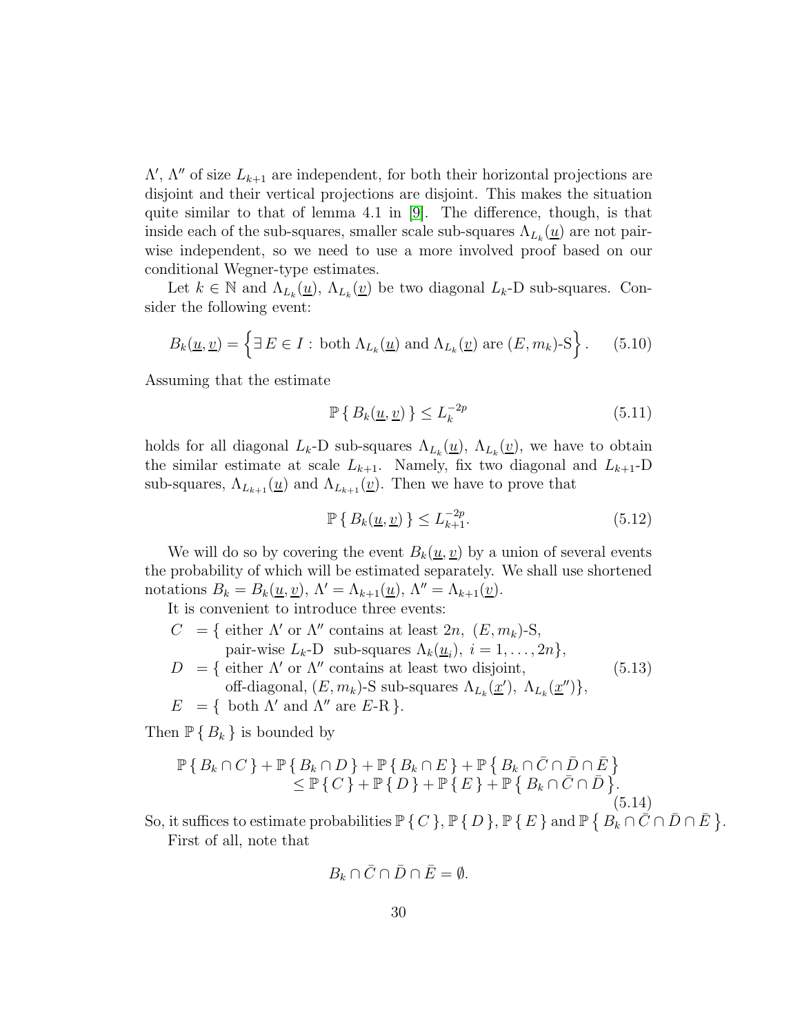$\Lambda'$, $\Lambda''$ of size $L_{k+1}$ are independent, for both their horizontal projections are disjoint and their vertical projections are disjoint. This makes the situation quite similar to that of lemma 4.1 in [9]. The difference, though, is that inside each of the sub-squares, smaller scale sub-squares $\Lambda_{L_k}(\underline{u})$ are not pair-wise independent, so we need to use a more involved proof based on our conditional Wegner-type estimates.

Let $k \in \mathbb{N}$ and $\Lambda_{L_k}(\underline{u})$, $\Lambda_{L_k}(\underline{v})$ be two diagonal $L_k$-D sub-squares. Consider the following event:

$$B_k(\underline{u}, \underline{v}) = \Big\{ \exists\, E \in I : \text{ both } \Lambda_{L_k}(\underline{u}) \text{ and } \Lambda_{L_k}(\underline{v}) \text{ are } (E, m_k)\text{-S} \Big\}. \tag{5.10}$$

Assuming that the estimate

$$\mathbb{P}\,\{\, B_k(\underline{u}, \underline{v}) \,\} \le L_k^{-2p} \tag{5.11}$$

holds for all diagonal $L_k$-D sub-squares $\Lambda_{L_k}(\underline{u})$, $\Lambda_{L_k}(\underline{v})$, we have to obtain the similar estimate at scale $L_{k+1}$. Namely, fix two diagonal and $L_{k+1}$-D sub-squares, $\Lambda_{L_{k+1}}(\underline{u})$ and $\Lambda_{L_{k+1}}(\underline{v})$. Then we have to prove that

$$\mathbb{P}\,\{\, B_k(\underline{u}, \underline{v}) \,\} \le L_{k+1}^{-2p}. \tag{5.12}$$

We will do so by covering the event $B_k(\underline{u}, \underline{v})$ by a union of several events the probability of which will be estimated separately. We shall use shortened notations $B_k = B_k(\underline{u}, \underline{v})$, $\Lambda' = \Lambda_{k+1}(\underline{u})$, $\Lambda'' = \Lambda_{k+1}(\underline{v})$.

It is convenient to introduce three events:

$$\begin{aligned}
C \;&= \{ \text{ either } \Lambda' \text{ or } \Lambda'' \text{ contains at least } 2n,\ (E, m_k)\text{-S}, \\
&\qquad \text{pair-wise } L_k\text{-D sub-squares } \Lambda_k(\underline{u}_i),\ i = 1, \ldots, 2n\}, \\
D \;&= \{ \text{ either } \Lambda' \text{ or } \Lambda'' \text{ contains at least two disjoint,} \\
&\qquad \text{off-diagonal, } (E, m_k)\text{-S sub-squares } \Lambda_{L_k}(\underline{x}'),\ \Lambda_{L_k}(\underline{x}'')\}, \\
E \;&= \{ \text{ both } \Lambda' \text{ and } \Lambda'' \text{ are } E\text{-R} \}.
\end{aligned} \tag{5.13}$$

Then $\mathbb{P}\,\{\, B_k \,\}$ is bounded by

$$\begin{aligned}
\mathbb{P}\,\{\, B_k \cap C \,\} + \mathbb{P}\,\{\, B_k \cap D \,\} + \mathbb{P}\,\{\, B_k \cap E \,\} + \mathbb{P}\,\big\{\, B_k \cap \bar{C} \cap \bar{D} \cap \bar{E} \,\big\} \\
\le \mathbb{P}\,\{\, C \,\} + \mathbb{P}\,\{\, D \,\} + \mathbb{P}\,\{\, E \,\} + \mathbb{P}\,\big\{\, B_k \cap \bar{C} \cap \bar{D} \,\big\}.
\end{aligned} \tag{5.14}$$

So, it suffices to estimate probabilities $\mathbb{P}\,\{\, C \,\}$, $\mathbb{P}\,\{\, D \,\}$, $\mathbb{P}\,\{\, E \,\}$ and $\mathbb{P}\,\big\{\, B_k \cap \bar{C} \cap \bar{D} \cap \bar{E} \,\big\}$.

First of all, note that

$$B_k \cap \bar{C} \cap \bar{D} \cap \bar{E} = \emptyset.$$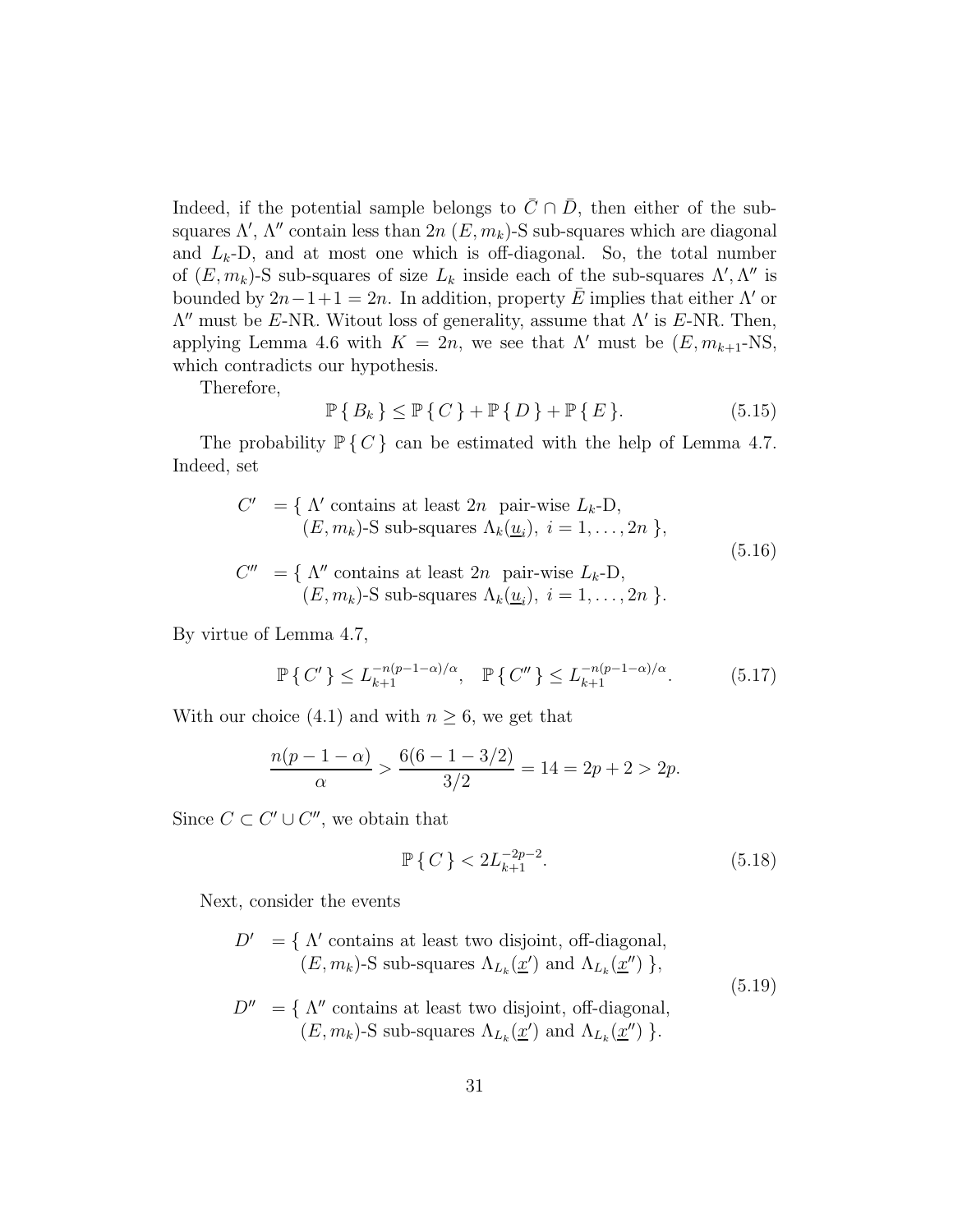Indeed, if the potential sample belongs to $\bar{C} \cap \bar{D}$, then either of the sub-squares $\Lambda'$, $\Lambda''$ contain less than $2n$ $(E, m_k)$-S sub-squares which are diagonal and $L_k$-D, and at most one which is off-diagonal. So, the total number of $(E, m_k)$-S sub-squares of size $L_k$ inside each of the sub-squares $\Lambda', \Lambda''$ is bounded by $2n-1+1 = 2n$. In addition, property $\bar{E}$ implies that either $\Lambda'$ or $\Lambda''$ must be $E$-NR. Witout loss of generality, assume that $\Lambda'$ is $E$-NR. Then, applying Lemma 4.6 with $K = 2n$, we see that $\Lambda'$ must be $(E, m_{k+1}$-NS, which contradicts our hypothesis.

Therefore,

$$\mathbb{P}\{\, B_k \,\} \le \mathbb{P}\{\, C \,\} + \mathbb{P}\{\, D \,\} + \mathbb{P}\{\, E \,\}. \tag{5.15}$$

The probability $\mathbb{P}\{\, C \,\}$ can be estimated with the help of Lemma 4.7. Indeed, set

$$\begin{aligned}
C' \; &= \{\; \Lambda' \text{ contains at least } 2n \text{ pair-wise } L_k\text{-D}, \\
&\quad\;\; (E, m_k)\text{-S sub-squares } \Lambda_k(\underline{u}_i),\ i = 1, \ldots, 2n \;\}, \\
C'' \; &= \{\; \Lambda'' \text{ contains at least } 2n \text{ pair-wise } L_k\text{-D}, \\
&\quad\;\; (E, m_k)\text{-S sub-squares } \Lambda_k(\underline{u}_i),\ i = 1, \ldots, 2n \;\}.
\end{aligned} \tag{5.16}$$

By virtue of Lemma 4.7,

$$\mathbb{P}\{\, C' \,\} \le L_{k+1}^{-n(p-1-\alpha)/\alpha}, \quad \mathbb{P}\{\, C'' \,\} \le L_{k+1}^{-n(p-1-\alpha)/\alpha}. \tag{5.17}$$

With our choice (4.1) and with $n \ge 6$, we get that

$$\frac{n(p-1-\alpha)}{\alpha} > \frac{6(6-1-3/2)}{3/2} = 14 = 2p+2 > 2p.$$

Since $C \subset C' \cup C''$, we obtain that

$$\mathbb{P}\{\, C \,\} < 2L_{k+1}^{-2p-2}. \tag{5.18}$$

Next, consider the events

$$\begin{aligned}
D' \; &= \{\; \Lambda' \text{ contains at least two disjoint, off-diagonal,} \\
&\quad\;\; (E, m_k)\text{-S sub-squares } \Lambda_{L_k}(\underline{x}') \text{ and } \Lambda_{L_k}(\underline{x}'') \;\}, \\
D'' \; &= \{\; \Lambda'' \text{ contains at least two disjoint, off-diagonal,} \\
&\quad\;\; (E, m_k)\text{-S sub-squares } \Lambda_{L_k}(\underline{x}') \text{ and } \Lambda_{L_k}(\underline{x}'') \;\}.
\end{aligned} \tag{5.19}$$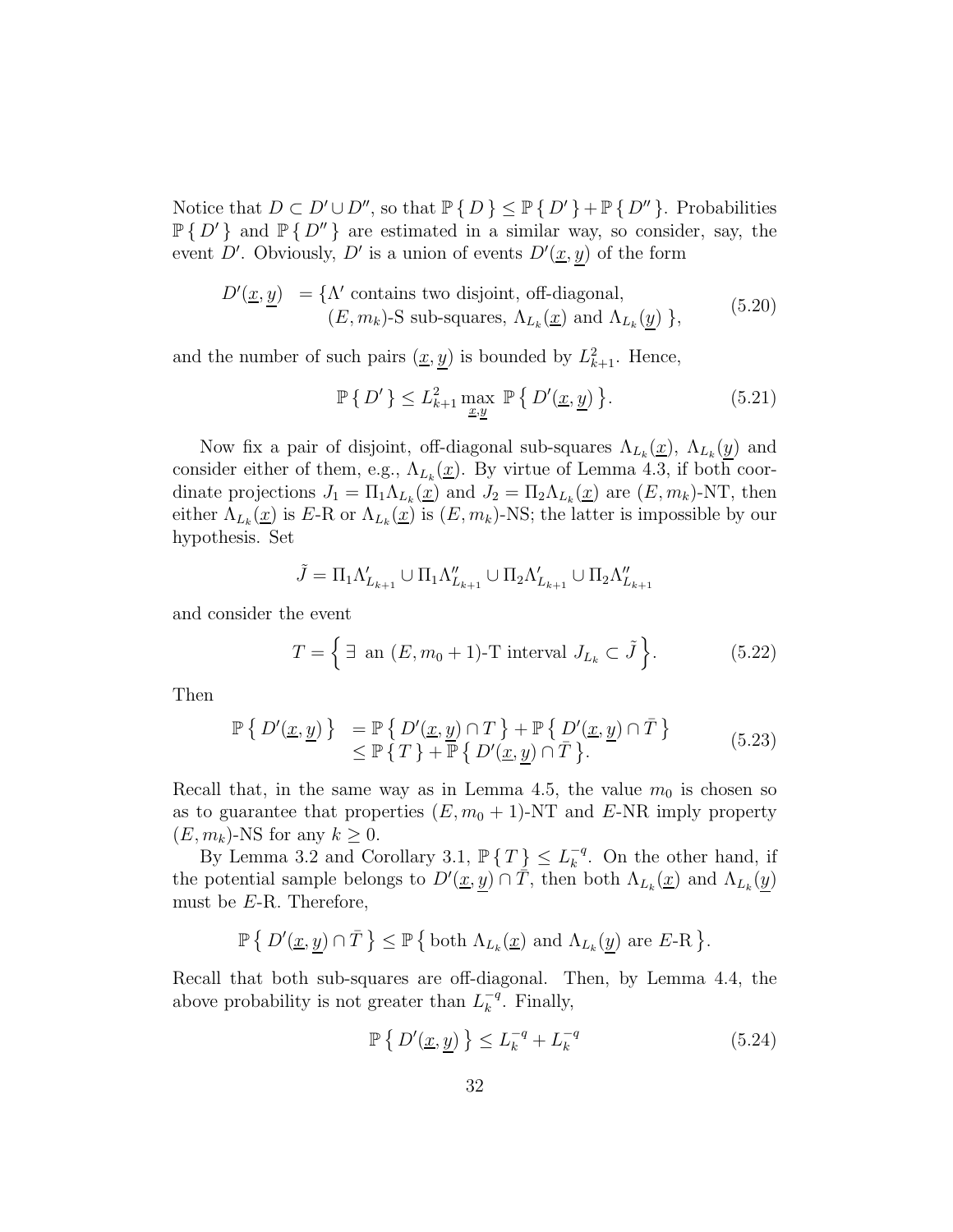Notice that $D \subset D' \cup D''$, so that $\mathbb{P}\{\, D \,\} \le \mathbb{P}\{\, D' \,\} + \mathbb{P}\{\, D'' \,\}$. Probabilities $\mathbb{P}\{\, D' \,\}$ and $\mathbb{P}\{\, D'' \,\}$ are estimated in a similar way, so consider, say, the event $D'$. Obviously, $D'$ is a union of events $D'(\underline{x}, \underline{y})$ of the form

$$
\begin{aligned}
D'(\underline{x}, \underline{y}) \ &= \{\Lambda' \text{ contains two disjoint, off-diagonal,} \\
&\quad (E, m_k)\text{-S sub-squares, } \Lambda_{L_k}(\underline{x}) \text{ and } \Lambda_{L_k}(\underline{y}) \,\},
\end{aligned}
\tag{5.20}
$$

and the number of such pairs $(\underline{x}, \underline{y})$ is bounded by $L_{k+1}^2$. Hence,

$$
\mathbb{P}\{\, D' \,\} \le L_{k+1}^2 \max_{\underline{x}, \underline{y}} \ \mathbb{P}\left\{\, D'(\underline{x}, \underline{y}) \,\right\}. \tag{5.21}
$$

Now fix a pair of disjoint, off-diagonal sub-squares $\Lambda_{L_k}(\underline{x})$, $\Lambda_{L_k}(\underline{y})$ and consider either of them, e.g., $\Lambda_{L_k}(\underline{x})$. By virtue of Lemma 4.3, if both coordinate projections $J_1 = \Pi_1 \Lambda_{L_k}(\underline{x})$ and $J_2 = \Pi_2 \Lambda_{L_k}(\underline{x})$ are $(E, m_k)$-NT, then either $\Lambda_{L_k}(\underline{x})$ is $E$-R or $\Lambda_{L_k}(\underline{x})$ is $(E, m_k)$-NS; the latter is impossible by our hypothesis. Set

$$
\tilde{J} = \Pi_1 \Lambda'_{L_{k+1}} \cup \Pi_1 \Lambda''_{L_{k+1}} \cup \Pi_2 \Lambda'_{L_{k+1}} \cup \Pi_2 \Lambda''_{L_{k+1}}
$$

and consider the event

$$
T = \left\{ \, \exists \ \text{an } (E, m_0 + 1)\text{-T interval } J_{L_k} \subset \tilde{J} \, \right\}. \tag{5.22}
$$

Then

$$
\begin{aligned}
\mathbb{P}\left\{\, D'(\underline{x}, \underline{y}) \,\right\} \ &= \mathbb{P}\left\{\, D'(\underline{x}, \underline{y}) \cap T \,\right\} + \mathbb{P}\left\{\, D'(\underline{x}, \underline{y}) \cap \bar{T} \,\right\} \\
&\le \mathbb{P}\{\, T \,\} + \mathbb{P}\left\{\, D'(\underline{x}, \underline{y}) \cap \bar{T} \,\right\}.
\end{aligned}
\tag{5.23}
$$

Recall that, in the same way as in Lemma 4.5, the value $m_0$ is chosen so as to guarantee that properties $(E, m_0 + 1)$-NT and $E$-NR imply property $(E, m_k)$-NS for any $k \ge 0$.

By Lemma 3.2 and Corollary 3.1, $\mathbb{P}\{\, T \,\} \le L_k^{-q}$. On the other hand, if the potential sample belongs to $D'(\underline{x}, \underline{y}) \cap \bar{T}$, then both $\Lambda_{L_k}(\underline{x})$ and $\Lambda_{L_k}(\underline{y})$ must be $E$-R. Therefore,

$$
\mathbb{P}\left\{\, D'(\underline{x}, \underline{y}) \cap \bar{T} \,\right\} \le \mathbb{P}\left\{\, \text{both } \Lambda_{L_k}(\underline{x}) \text{ and } \Lambda_{L_k}(\underline{y}) \text{ are } E\text{-R} \,\right\}.
$$

Recall that both sub-squares are off-diagonal. Then, by Lemma 4.4, the above probability is not greater than $L_k^{-q}$. Finally,

$$
\mathbb{P}\left\{\, D'(\underline{x}, \underline{y}) \,\right\} \le L_k^{-q} + L_k^{-q} \tag{5.24}
$$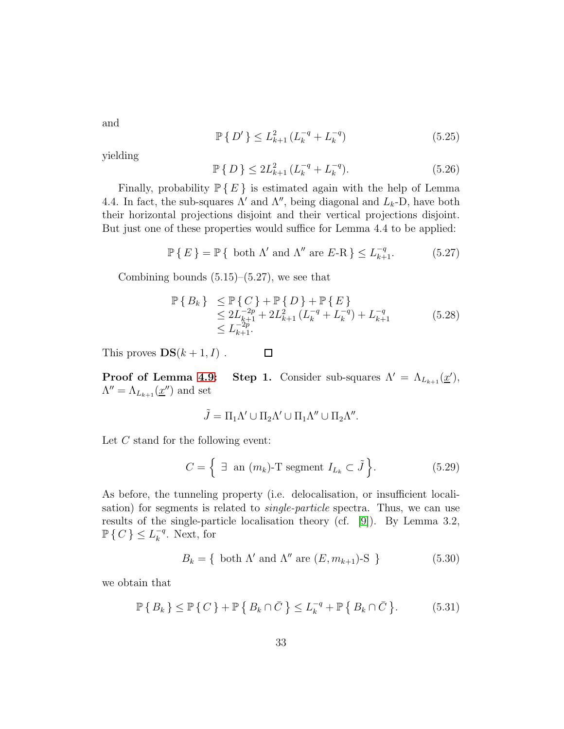and

$$\mathbb{P}\{\, D' \,\} \leq L_{k+1}^2 \, (L_k^{-q} + L_k^{-q}) \tag{5.25}$$

yielding

$$\mathbb{P}\{\, D \,\} \leq 2L_{k+1}^2 \, (L_k^{-q} + L_k^{-q}). \tag{5.26}$$

Finally, probability $\mathbb{P}\{\, E \,\}$ is estimated again with the help of Lemma 4.4. In fact, the sub-squares $\Lambda'$ and $\Lambda''$, being diagonal and $L_k$-D, have both their horizontal projections disjoint and their vertical projections disjoint. But just one of these properties would suffice for Lemma 4.4 to be applied:

$$\mathbb{P}\{\, E \,\} = \mathbb{P}\{\text{ both } \Lambda' \text{ and } \Lambda'' \text{ are } E\text{-R} \,\} \leq L_{k+1}^{-q}. \tag{5.27}$$

Combining bounds (5.15)–(5.27), we see that

$$\begin{aligned} \mathbb{P}\{\, B_k \,\} \ &\leq \mathbb{P}\{\, C \,\} + \mathbb{P}\{\, D \,\} + \mathbb{P}\{\, E \,\} \\ &\leq 2L_{k+1}^{-2p} + 2L_{k+1}^2 \, (L_k^{-q} + L_k^{-q}) + L_{k+1}^{-q} \\ &\leq L_{k+1}^{-2p}. \end{aligned} \tag{5.28}$$

This proves $\mathbf{DS}(k+1, I)$ . □

**Proof of Lemma 4.9: Step 1.** Consider sub-squares $\Lambda' = \Lambda_{L_{k+1}}(\underline{x}')$, $\Lambda'' = \Lambda_{L_{k+1}}(\underline{x}'')$ and set

$$\tilde{J} = \Pi_1\Lambda' \cup \Pi_2\Lambda' \cup \Pi_1\Lambda'' \cup \Pi_2\Lambda''.$$

Let $C$ stand for the following event:

$$C = \Big\{ \ \exists \ \text{ an } (m_k)\text{-T segment } I_{L_k} \subset \tilde{J} \Big\}. \tag{5.29}$$

As before, the tunneling property (i.e. delocalisation, or insufficient localisation) for segments is related to *single-particle* spectra. Thus, we can use results of the single-particle localisation theory (cf. [9]). By Lemma 3.2, $\mathbb{P}\{\, C \,\} \leq L_k^{-q}$. Next, for

$$B_k = \{ \text{ both } \Lambda' \text{ and } \Lambda'' \text{ are } (E, m_{k+1})\text{-S } \} \tag{5.30}$$

we obtain that

$$\mathbb{P}\{\, B_k \,\} \leq \mathbb{P}\{\, C \,\} + \mathbb{P}\big\{\, B_k \cap \bar{C} \,\big\} \leq L_k^{-q} + \mathbb{P}\big\{\, B_k \cap \bar{C} \,\big\}. \tag{5.31}$$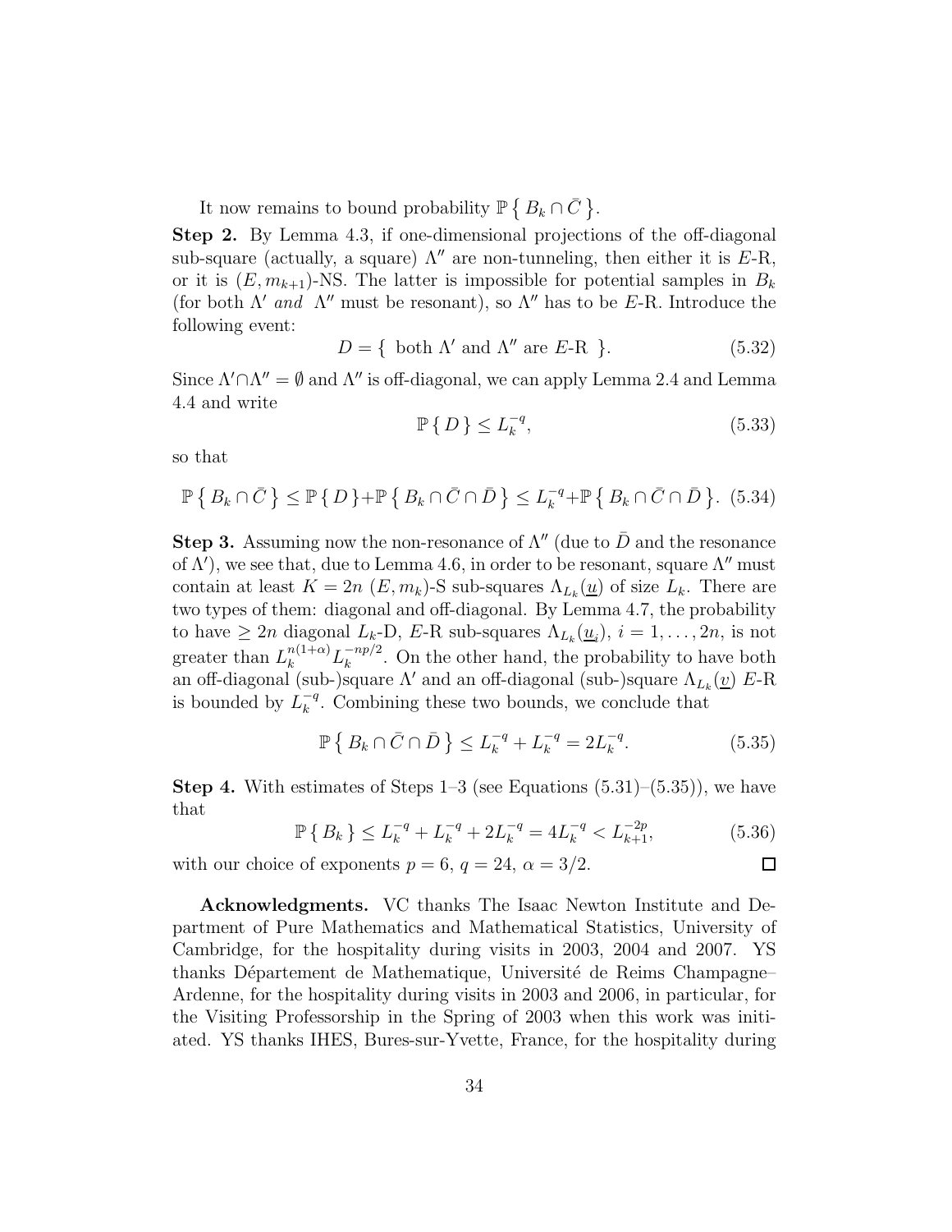It now remains to bound probability $\mathbb{P}\left\{ B_k \cap \bar{C} \right\}$.

**Step 2.** By Lemma 4.3, if one-dimensional projections of the off-diagonal sub-square (actually, a square) $\Lambda''$ are non-tunneling, then either it is $E$-R, or it is $(E, m_{k+1})$-NS. The latter is impossible for potential samples in $B_k$ (for both $\Lambda'$ *and* $\Lambda''$ must be resonant), so $\Lambda''$ has to be $E$-R. Introduce the following event:

$$D = \{ \text{ both } \Lambda' \text{ and } \Lambda'' \text{ are } E\text{-R } \}. \tag{5.32}$$

Since $\Lambda' \cap \Lambda'' = \emptyset$ and $\Lambda''$ is off-diagonal, we can apply Lemma 2.4 and Lemma 4.4 and write

$$\mathbb{P}\{ D \} \le L_k^{-q}, \tag{5.33}$$

so that

$$\mathbb{P}\left\{ B_k \cap \bar{C} \right\} \le \mathbb{P}\{ D \} + \mathbb{P}\left\{ B_k \cap \bar{C} \cap \bar{D} \right\} \le L_k^{-q} + \mathbb{P}\left\{ B_k \cap \bar{C} \cap \bar{D} \right\}. \tag{5.34}$$

**Step 3.** Assuming now the non-resonance of $\Lambda''$ (due to $\bar{D}$ and the resonance of $\Lambda'$), we see that, due to Lemma 4.6, in order to be resonant, square $\Lambda''$ must contain at least $K = 2n$ $(E, m_k)$-S sub-squares $\Lambda_{L_k}(\underline{u})$ of size $L_k$. There are two types of them: diagonal and off-diagonal. By Lemma 4.7, the probability to have $\ge 2n$ diagonal $L_k$-D, $E$-R sub-squares $\Lambda_{L_k}(\underline{u}_i)$, $i = 1, \ldots, 2n$, is not greater than $L_k^{n(1+\alpha)} L_k^{-np/2}$. On the other hand, the probability to have both an off-diagonal (sub-)square $\Lambda'$ and an off-diagonal (sub-)square $\Lambda_{L_k}(\underline{v})$ $E$-R is bounded by $L_k^{-q}$. Combining these two bounds, we conclude that

$$\mathbb{P}\left\{ B_k \cap \bar{C} \cap \bar{D} \right\} \le L_k^{-q} + L_k^{-q} = 2L_k^{-q}. \tag{5.35}$$

**Step 4.** With estimates of Steps 1–3 (see Equations (5.31)–(5.35)), we have that

$$\mathbb{P}\{ B_k \} \le L_k^{-q} + L_k^{-q} + 2L_k^{-q} = 4L_k^{-q} < L_{k+1}^{-2p}, \tag{5.36}$$

with our choice of exponents $p = 6$, $q = 24$, $\alpha = 3/2$. $\square$

**Acknowledgments.** VC thanks The Isaac Newton Institute and Department of Pure Mathematics and Mathematical Statistics, University of Cambridge, for the hospitality during visits in 2003, 2004 and 2007. YS thanks Département de Mathematique, Université de Reims Champagne–Ardenne, for the hospitality during visits in 2003 and 2006, in particular, for the Visiting Professorship in the Spring of 2003 when this work was initiated. YS thanks IHES, Bures-sur-Yvette, France, for the hospitality during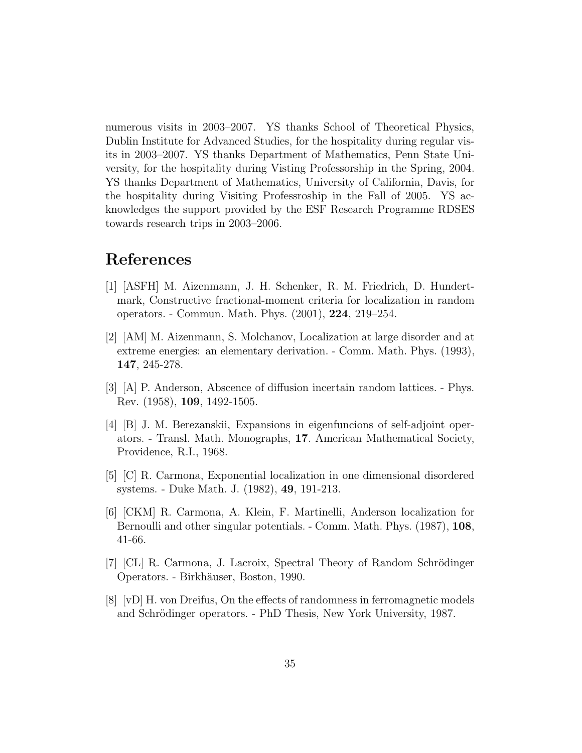numerous visits in 2003–2007. YS thanks School of Theoretical Physics, Dublin Institute for Advanced Studies, for the hospitality during regular visits in 2003–2007. YS thanks Department of Mathematics, Penn State University, for the hospitality during Visting Professorship in the Spring, 2004. YS thanks Department of Mathematics, University of California, Davis, for the hospitality during Visiting Professroship in the Fall of 2005. YS acknowledges the support provided by the ESF Research Programme RDSES towards research trips in 2003–2006.

# References

[1] [ASFH] M. Aizenmann, J. H. Schenker, R. M. Friedrich, D. Hundertmark, Constructive fractional-moment criteria for localization in random operators. - Commun. Math. Phys. (2001), **224**, 219–254.

[2] [AM] M. Aizenmann, S. Molchanov, Localization at large disorder and at extreme energies: an elementary derivation. - Comm. Math. Phys. (1993), **147**, 245-278.

[3] [A] P. Anderson, Abscence of diffusion incertain random lattices. - Phys. Rev. (1958), **109**, 1492-1505.

[4] [B] J. M. Berezanskii, Expansions in eigenfuncions of self-adjoint operators. - Transl. Math. Monographs, **17**. American Mathematical Society, Providence, R.I., 1968.

[5] [C] R. Carmona, Exponential localization in one dimensional disordered systems. - Duke Math. J. (1982), **49**, 191-213.

[6] [CKM] R. Carmona, A. Klein, F. Martinelli, Anderson localization for Bernoulli and other singular potentials. - Comm. Math. Phys. (1987), **108**, 41-66.

[7] [CL] R. Carmona, J. Lacroix, Spectral Theory of Random Schrödinger Operators. - Birkhäuser, Boston, 1990.

[8] [vD] H. von Dreifus, On the effects of randomness in ferromagnetic models and Schrödinger operators. - PhD Thesis, New York University, 1987.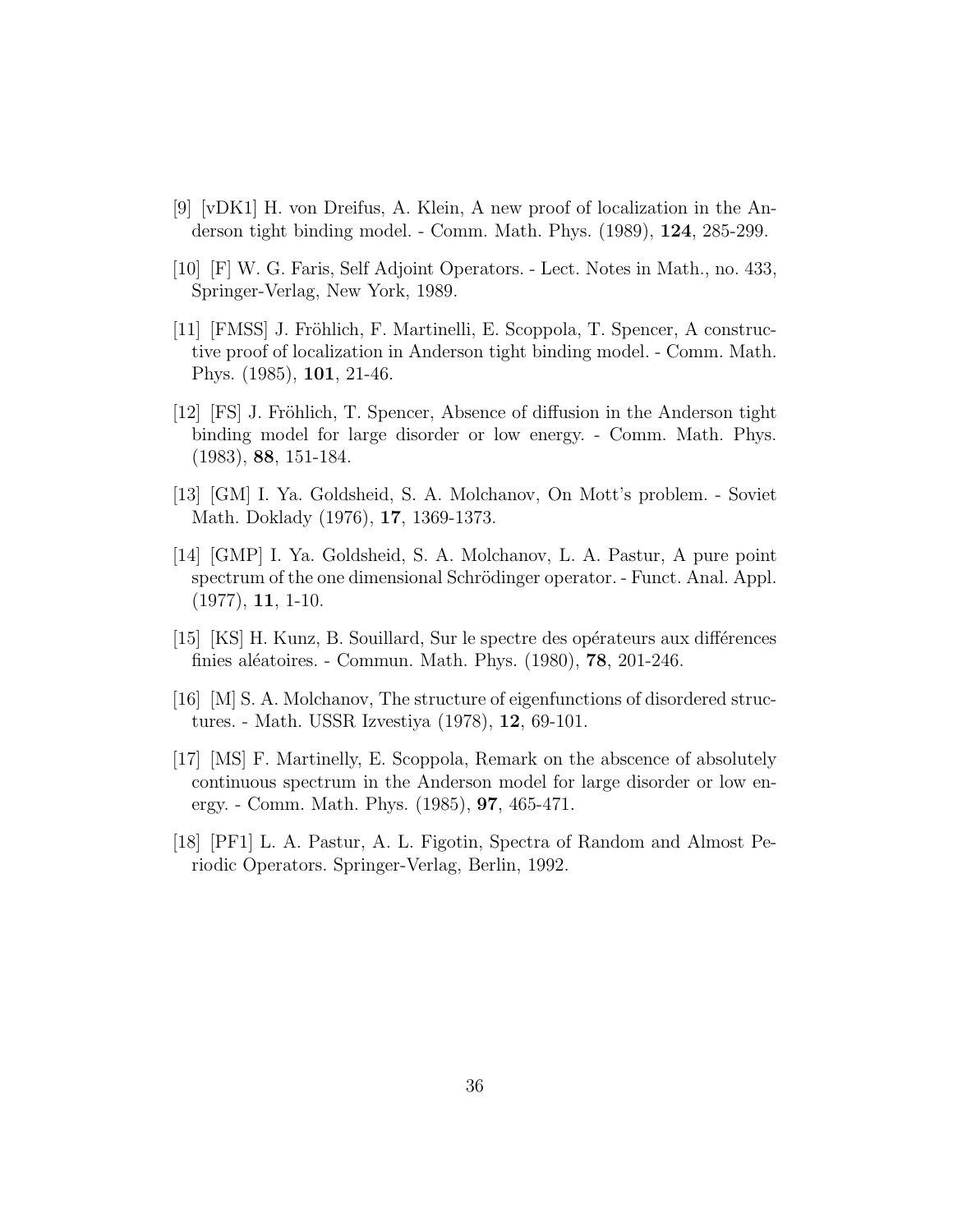[9] [vDK1] H. von Dreifus, A. Klein, A new proof of localization in the Anderson tight binding model. - Comm. Math. Phys. (1989), **124**, 285-299.

[10] [F] W. G. Faris, Self Adjoint Operators. - Lect. Notes in Math., no. 433, Springer-Verlag, New York, 1989.

[11] [FMSS] J. Fröhlich, F. Martinelli, E. Scoppola, T. Spencer, A constructive proof of localization in Anderson tight binding model. - Comm. Math. Phys. (1985), **101**, 21-46.

[12] [FS] J. Fröhlich, T. Spencer, Absence of diffusion in the Anderson tight binding model for large disorder or low energy. - Comm. Math. Phys. (1983), **88**, 151-184.

[13] [GM] I. Ya. Goldsheid, S. A. Molchanov, On Mott's problem. - Soviet Math. Doklady (1976), **17**, 1369-1373.

[14] [GMP] I. Ya. Goldsheid, S. A. Molchanov, L. A. Pastur, A pure point spectrum of the one dimensional Schrödinger operator. - Funct. Anal. Appl. (1977), **11**, 1-10.

[15] [KS] H. Kunz, B. Souillard, Sur le spectre des opérateurs aux différences finies aléatoires. - Commun. Math. Phys. (1980), **78**, 201-246.

[16] [M] S. A. Molchanov, The structure of eigenfunctions of disordered structures. - Math. USSR Izvestiya (1978), **12**, 69-101.

[17] [MS] F. Martinelly, E. Scoppola, Remark on the abscence of absolutely continuous spectrum in the Anderson model for large disorder or low energy. - Comm. Math. Phys. (1985), **97**, 465-471.

[18] [PF1] L. A. Pastur, A. L. Figotin, Spectra of Random and Almost Periodic Operators. Springer-Verlag, Berlin, 1992.